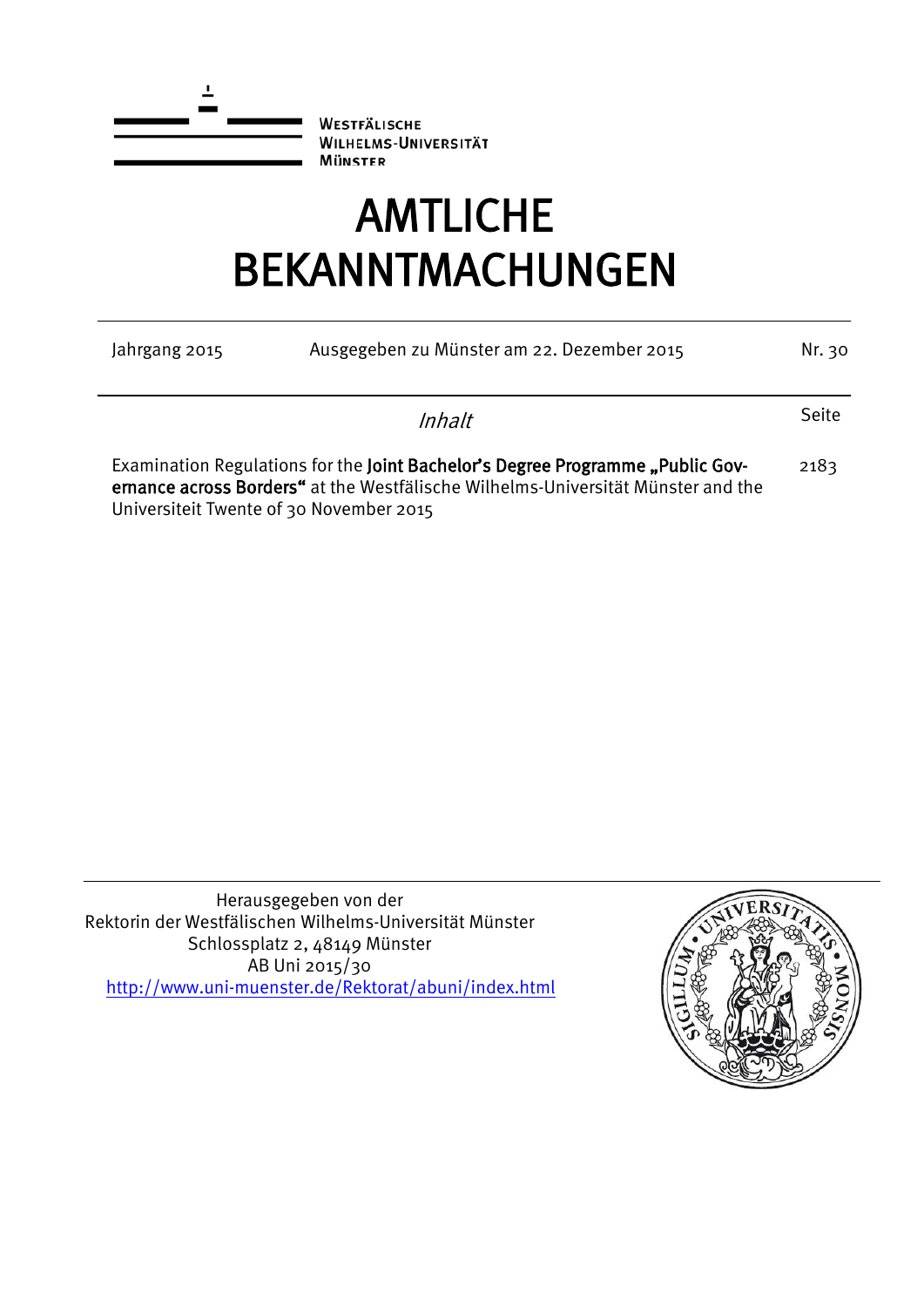Westfälische
Wilhelms-Universität
Münster

# AMTLICHE BEKANNTMACHUNGEN

| Jahrgang 2015 | Ausgegeben zu Münster am 22. Dezember 2015 | Nr. 30 |
|---|---|---|

| *Inhalt* | Seite |
|---|---|
| Examination Regulations for the **Joint Bachelor's Degree Programme „Public Governance across Borders“** at the Westfälische Wilhelms-Universität Münster and the Universiteit Twente of 30 November 2015 | 2183 |

Herausgegeben von der
Rektorin der Westfälischen Wilhelms-Universität Münster
Schlossplatz 2, 48149 Münster
AB Uni 2015/30
http://www.uni-muenster.de/Rektorat/abuni/index.html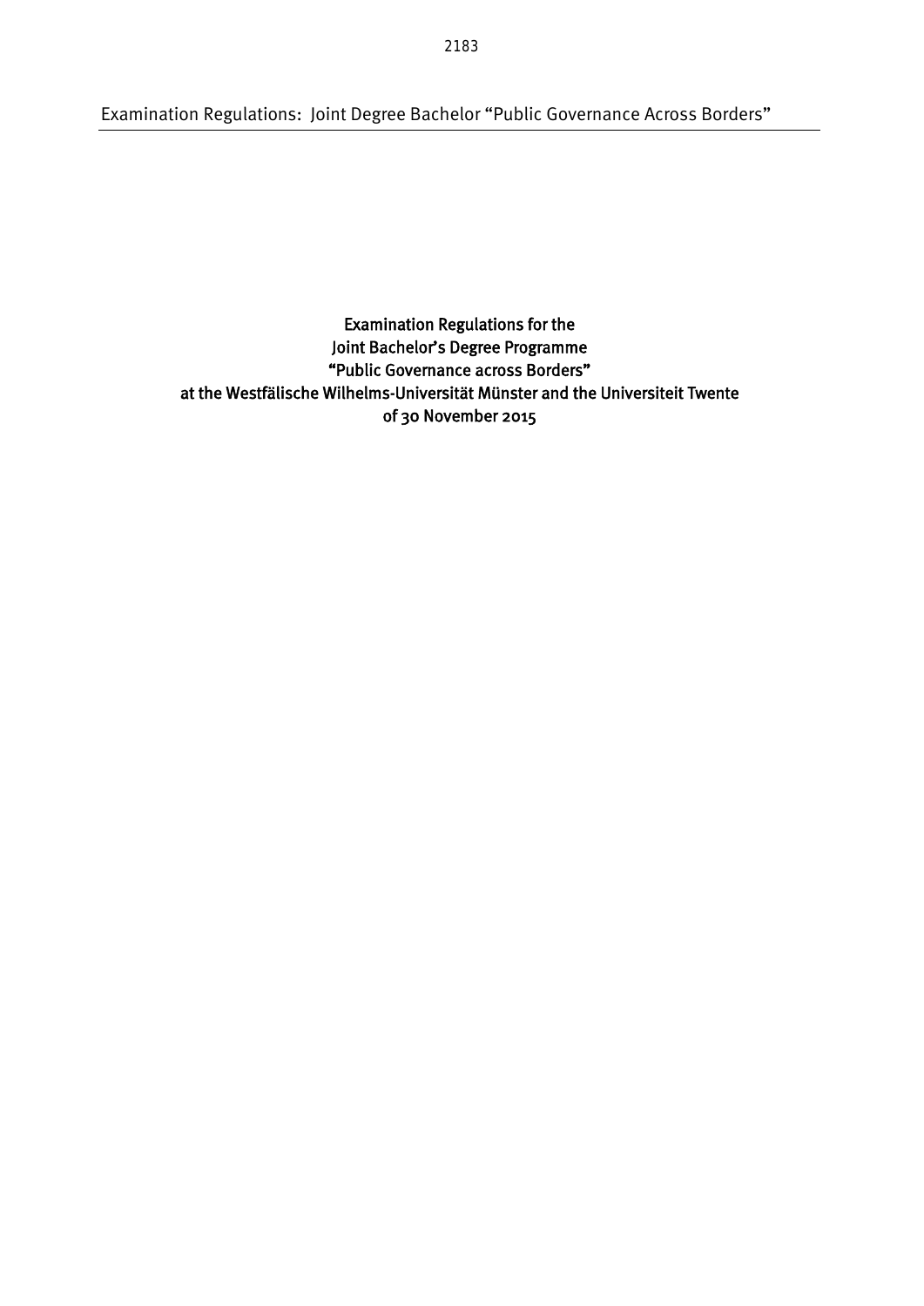# Examination Regulations for the Joint Bachelor's Degree Programme "Public Governance across Borders" at the Westfälische Wilhelms-Universität Münster and the Universiteit Twente of 30 November 2015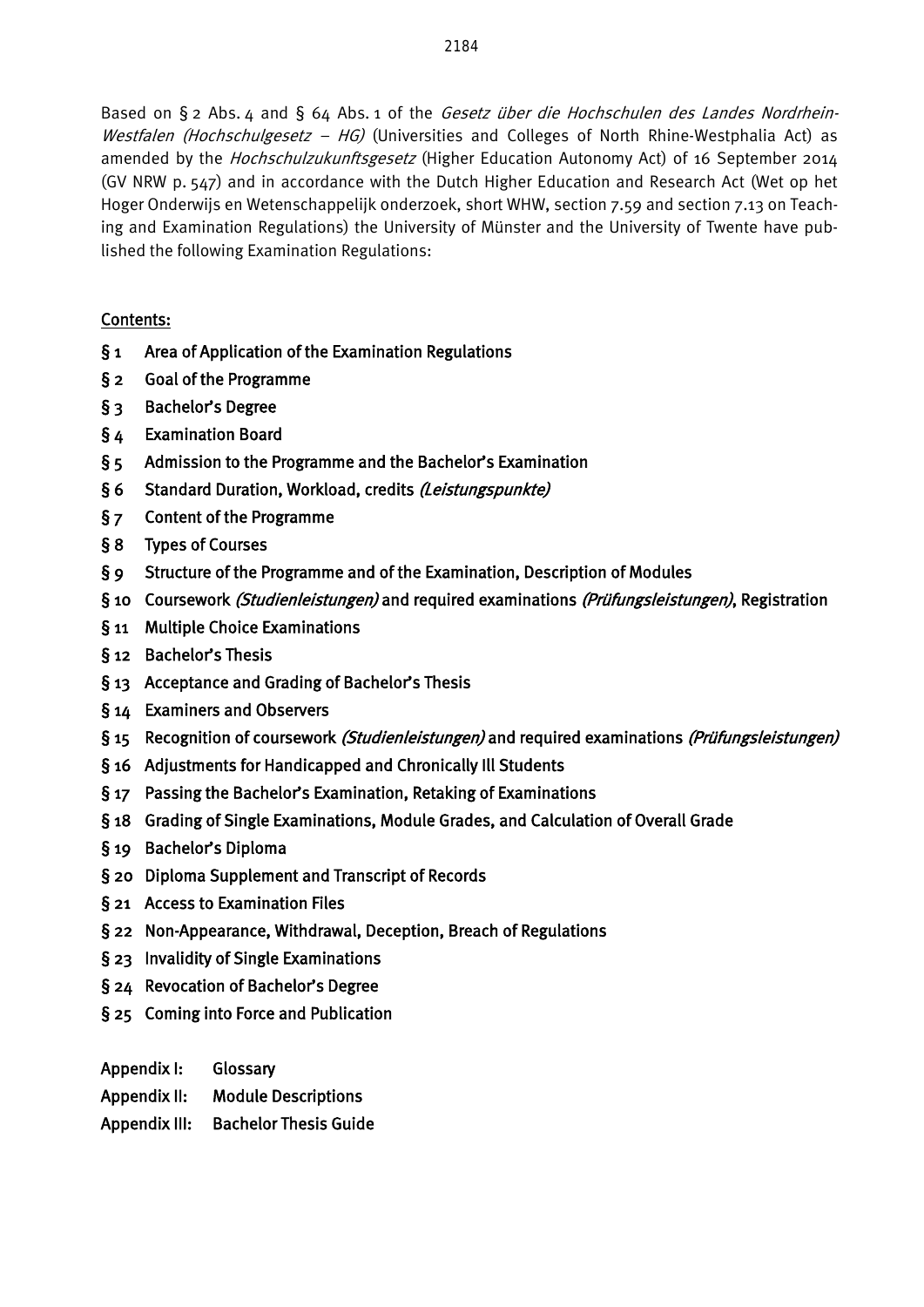Based on § 2 Abs. 4 and § 64 Abs. 1 of the *Gesetz über die Hochschulen des Landes Nordrhein-Westfalen (Hochschulgesetz – HG)* (Universities and Colleges of North Rhine-Westphalia Act) as amended by the *Hochschulzukunftsgesetz* (Higher Education Autonomy Act) of 16 September 2014 (GV NRW p. 547) and in accordance with the Dutch Higher Education and Research Act (Wet op het Hoger Onderwijs en Wetenschappelijk onderzoek, short WHW, section 7.59 and section 7.13 on Teaching and Examination Regulations) the University of Münster and the University of Twente have published the following Examination Regulations:

Contents:

**§ 1 Area of Application of the Examination Regulations**
**§ 2 Goal of the Programme**
**§ 3 Bachelor's Degree**
**§ 4 Examination Board**
**§ 5 Admission to the Programme and the Bachelor's Examination**
**§ 6 Standard Duration, Workload, credits *(Leistungspunkte)***
**§ 7 Content of the Programme**
**§ 8 Types of Courses**
**§ 9 Structure of the Programme and of the Examination, Description of Modules**
**§ 10 Coursework *(Studienleistungen)* and required examinations *(Prüfungsleistungen)*, Registration**
**§ 11 Multiple Choice Examinations**
**§ 12 Bachelor's Thesis**
**§ 13 Acceptance and Grading of Bachelor's Thesis**
**§ 14 Examiners and Observers**
**§ 15 Recognition of coursework *(Studienleistungen)* and required examinations *(Prüfungsleistungen)***
**§ 16 Adjustments for Handicapped and Chronically Ill Students**
**§ 17 Passing the Bachelor's Examination, Retaking of Examinations**
**§ 18 Grading of Single Examinations, Module Grades, and Calculation of Overall Grade**
**§ 19 Bachelor's Diploma**
**§ 20 Diploma Supplement and Transcript of Records**
**§ 21 Access to Examination Files**
**§ 22 Non-Appearance, Withdrawal, Deception, Breach of Regulations**
**§ 23 Invalidity of Single Examinations**
**§ 24 Revocation of Bachelor's Degree**
**§ 25 Coming into Force and Publication**

**Appendix I: Glossary**
**Appendix II: Module Descriptions**
**Appendix III: Bachelor Thesis Guide**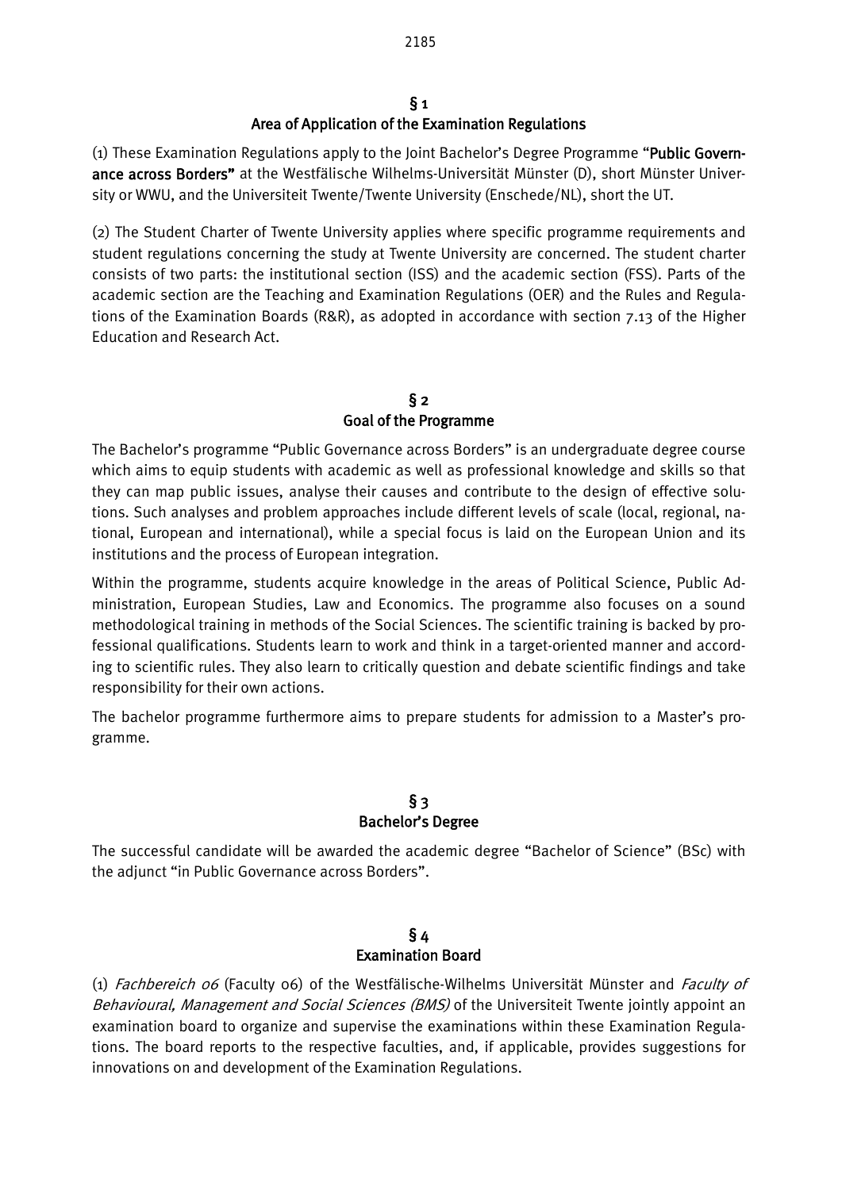## § 1
## Area of Application of the Examination Regulations

(1) These Examination Regulations apply to the Joint Bachelor's Degree Programme "**Public Governance across Borders**" at the Westfälische Wilhelms-Universität Münster (D), short Münster University or WWU, and the Universiteit Twente/Twente University (Enschede/NL), short the UT.

(2) The Student Charter of Twente University applies where specific programme requirements and student regulations concerning the study at Twente University are concerned. The student charter consists of two parts: the institutional section (ISS) and the academic section (FSS). Parts of the academic section are the Teaching and Examination Regulations (OER) and the Rules and Regulations of the Examination Boards (R&R), as adopted in accordance with section 7.13 of the Higher Education and Research Act.

## § 2
## Goal of the Programme

The Bachelor's programme "Public Governance across Borders" is an undergraduate degree course which aims to equip students with academic as well as professional knowledge and skills so that they can map public issues, analyse their causes and contribute to the design of effective solutions. Such analyses and problem approaches include different levels of scale (local, regional, national, European and international), while a special focus is laid on the European Union and its institutions and the process of European integration.

Within the programme, students acquire knowledge in the areas of Political Science, Public Administration, European Studies, Law and Economics. The programme also focuses on a sound methodological training in methods of the Social Sciences. The scientific training is backed by professional qualifications. Students learn to work and think in a target-oriented manner and according to scientific rules. They also learn to critically question and debate scientific findings and take responsibility for their own actions.

The bachelor programme furthermore aims to prepare students for admission to a Master's programme.

## § 3
## Bachelor's Degree

The successful candidate will be awarded the academic degree "Bachelor of Science" (BSc) with the adjunct "in Public Governance across Borders".

## § 4
## Examination Board

(1) *Fachbereich 06* (Faculty 06) of the Westfälische-Wilhelms Universität Münster and *Faculty of Behavioural, Management and Social Sciences (BMS)* of the Universiteit Twente jointly appoint an examination board to organize and supervise the examinations within these Examination Regulations. The board reports to the respective faculties, and, if applicable, provides suggestions for innovations on and development of the Examination Regulations.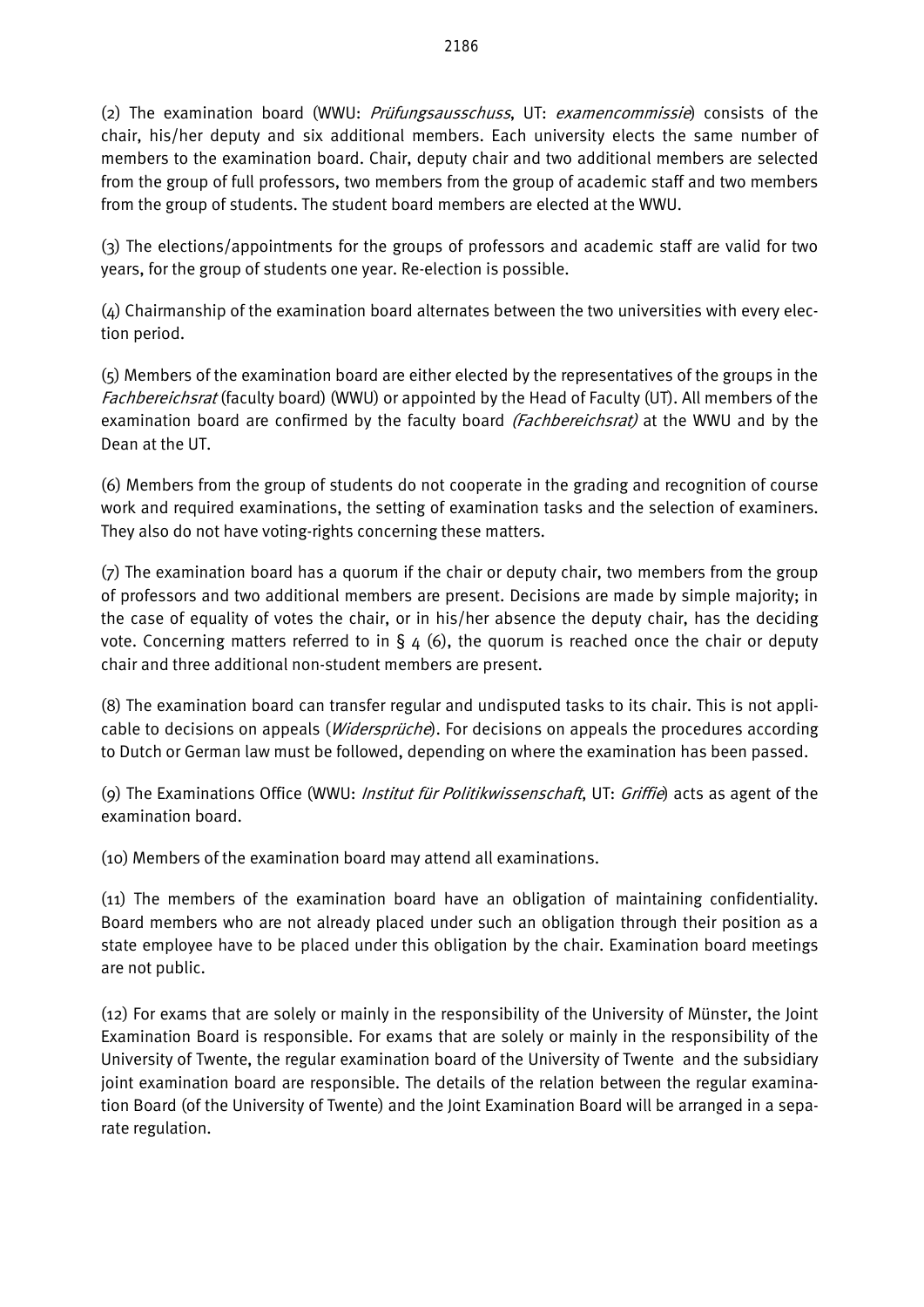(2) The examination board (WWU: *Prüfungsausschuss*, UT: *examencommissie*) consists of the chair, his/her deputy and six additional members. Each university elects the same number of members to the examination board. Chair, deputy chair and two additional members are selected from the group of full professors, two members from the group of academic staff and two members from the group of students. The student board members are elected at the WWU.

(3) The elections/appointments for the groups of professors and academic staff are valid for two years, for the group of students one year. Re-election is possible.

(4) Chairmanship of the examination board alternates between the two universities with every election period.

(5) Members of the examination board are either elected by the representatives of the groups in the *Fachbereichsrat* (faculty board) (WWU) or appointed by the Head of Faculty (UT). All members of the examination board are confirmed by the faculty board *(Fachbereichsrat)* at the WWU and by the Dean at the UT.

(6) Members from the group of students do not cooperate in the grading and recognition of course work and required examinations, the setting of examination tasks and the selection of examiners. They also do not have voting-rights concerning these matters.

(7) The examination board has a quorum if the chair or deputy chair, two members from the group of professors and two additional members are present. Decisions are made by simple majority; in the case of equality of votes the chair, or in his/her absence the deputy chair, has the deciding vote. Concerning matters referred to in § 4 (6), the quorum is reached once the chair or deputy chair and three additional non-student members are present.

(8) The examination board can transfer regular and undisputed tasks to its chair. This is not applicable to decisions on appeals (*Widersprüche*). For decisions on appeals the procedures according to Dutch or German law must be followed, depending on where the examination has been passed.

(9) The Examinations Office (WWU: *Institut für Politikwissenschaft*, UT: *Griffie*) acts as agent of the examination board.

(10) Members of the examination board may attend all examinations.

(11) The members of the examination board have an obligation of maintaining confidentiality. Board members who are not already placed under such an obligation through their position as a state employee have to be placed under this obligation by the chair. Examination board meetings are not public.

(12) For exams that are solely or mainly in the responsibility of the University of Münster, the Joint Examination Board is responsible. For exams that are solely or mainly in the responsibility of the University of Twente, the regular examination board of the University of Twente and the subsidiary joint examination board are responsible. The details of the relation between the regular examination Board (of the University of Twente) and the Joint Examination Board will be arranged in a separate regulation.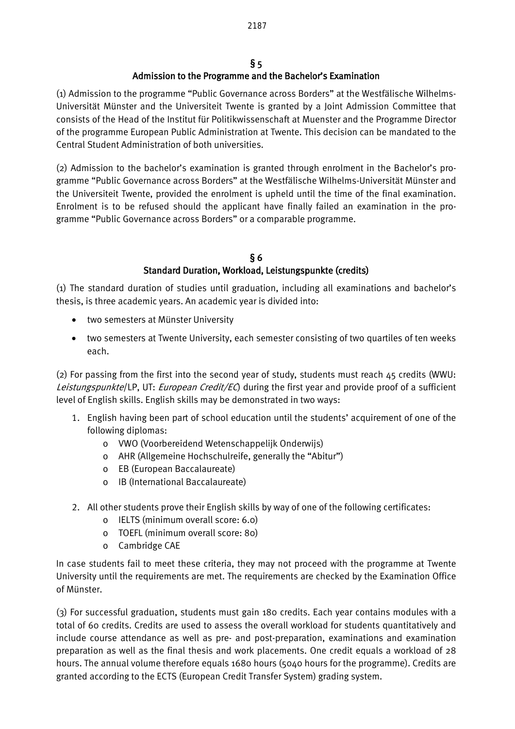## § 5
## Admission to the Programme and the Bachelor's Examination

(1) Admission to the programme "Public Governance across Borders" at the Westfälische Wilhelms-Universität Münster and the Universiteit Twente is granted by a Joint Admission Committee that consists of the Head of the Institut für Politikwissenschaft at Muenster and the Programme Director of the programme European Public Administration at Twente. This decision can be mandated to the Central Student Administration of both universities.

(2) Admission to the bachelor's examination is granted through enrolment in the Bachelor's programme "Public Governance across Borders" at the Westfälische Wilhelms-Universität Münster and the Universiteit Twente, provided the enrolment is upheld until the time of the final examination. Enrolment is to be refused should the applicant have finally failed an examination in the programme "Public Governance across Borders" or a comparable programme.

## § 6
## Standard Duration, Workload, Leistungspunkte (credits)

(1) The standard duration of studies until graduation, including all examinations and bachelor's thesis, is three academic years. An academic year is divided into:

- two semesters at Münster University
- two semesters at Twente University, each semester consisting of two quartiles of ten weeks each.

(2) For passing from the first into the second year of study, students must reach 45 credits (WWU: *Leistungspunkte*/LP, UT: *European Credit/EC*) during the first year and provide proof of a sufficient level of English skills. English skills may be demonstrated in two ways:

1. English having been part of school education until the students' acquirement of one of the following diplomas:
   - VWO (Voorbereidend Wetenschappelijk Onderwijs)
   - AHR (Allgemeine Hochschulreife, generally the "Abitur")
   - EB (European Baccalaureate)
   - IB (International Baccalaureate)
2. All other students prove their English skills by way of one of the following certificates:
   - IELTS (minimum overall score: 6.0)
   - TOEFL (minimum overall score: 80)
   - Cambridge CAE

In case students fail to meet these criteria, they may not proceed with the programme at Twente University until the requirements are met. The requirements are checked by the Examination Office of Münster.

(3) For successful graduation, students must gain 180 credits. Each year contains modules with a total of 60 credits. Credits are used to assess the overall workload for students quantitatively and include course attendance as well as pre- and post-preparation, examinations and examination preparation as well as the final thesis and work placements. One credit equals a workload of 28 hours. The annual volume therefore equals 1680 hours (5040 hours for the programme). Credits are granted according to the ECTS (European Credit Transfer System) grading system.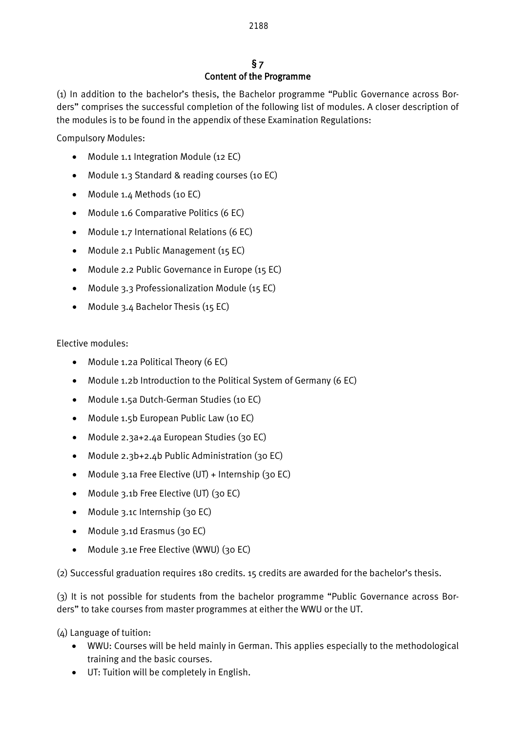## § 7
## Content of the Programme

(1) In addition to the bachelor's thesis, the Bachelor programme "Public Governance across Borders" comprises the successful completion of the following list of modules. A closer description of the modules is to be found in the appendix of these Examination Regulations:

Compulsory Modules:

- Module 1.1 Integration Module (12 EC)
- Module 1.3 Standard & reading courses (10 EC)
- Module 1.4 Methods (10 EC)
- Module 1.6 Comparative Politics (6 EC)
- Module 1.7 International Relations (6 EC)
- Module 2.1 Public Management (15 EC)
- Module 2.2 Public Governance in Europe (15 EC)
- Module 3.3 Professionalization Module (15 EC)
- Module 3.4 Bachelor Thesis (15 EC)

Elective modules:

- Module 1.2a Political Theory (6 EC)
- Module 1.2b Introduction to the Political System of Germany (6 EC)
- Module 1.5a Dutch-German Studies (10 EC)
- Module 1.5b European Public Law (10 EC)
- Module 2.3a+2.4a European Studies (30 EC)
- Module 2.3b+2.4b Public Administration (30 EC)
- Module 3.1a Free Elective (UT) + Internship (30 EC)
- Module 3.1b Free Elective (UT) (30 EC)
- Module 3.1c Internship (30 EC)
- Module 3.1d Erasmus (30 EC)
- Module 3.1e Free Elective (WWU) (30 EC)

(2) Successful graduation requires 180 credits. 15 credits are awarded for the bachelor's thesis.

(3) It is not possible for students from the bachelor programme "Public Governance across Borders" to take courses from master programmes at either the WWU or the UT.

(4) Language of tuition:

- WWU: Courses will be held mainly in German. This applies especially to the methodological training and the basic courses.
- UT: Tuition will be completely in English.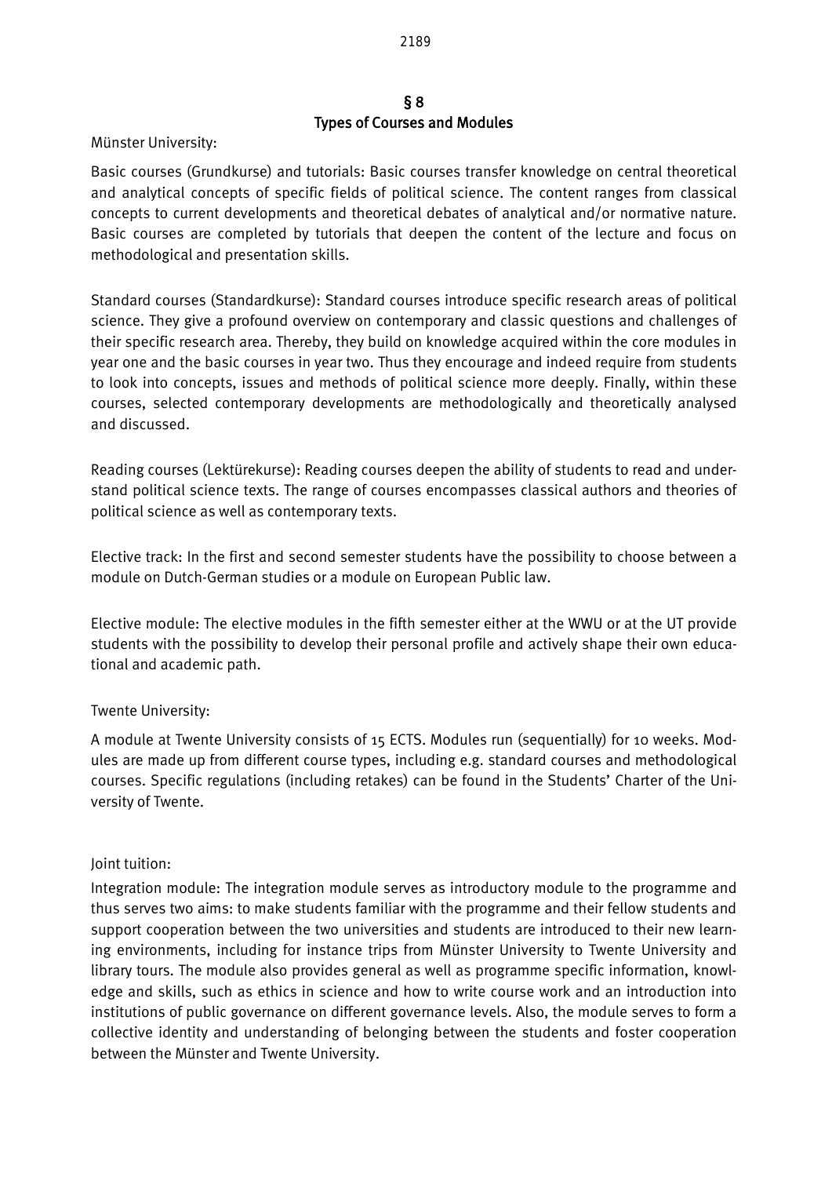## § 8
## Types of Courses and Modules

Münster University:

Basic courses (Grundkurse) and tutorials: Basic courses transfer knowledge on central theoretical and analytical concepts of specific fields of political science. The content ranges from classical concepts to current developments and theoretical debates of analytical and/or normative nature. Basic courses are completed by tutorials that deepen the content of the lecture and focus on methodological and presentation skills.

Standard courses (Standardkurse): Standard courses introduce specific research areas of political science. They give a profound overview on contemporary and classic questions and challenges of their specific research area. Thereby, they build on knowledge acquired within the core modules in year one and the basic courses in year two. Thus they encourage and indeed require from students to look into concepts, issues and methods of political science more deeply. Finally, within these courses, selected contemporary developments are methodologically and theoretically analysed and discussed.

Reading courses (Lektürekurse): Reading courses deepen the ability of students to read and understand political science texts. The range of courses encompasses classical authors and theories of political science as well as contemporary texts.

Elective track: In the first and second semester students have the possibility to choose between a module on Dutch-German studies or a module on European Public law.

Elective module: The elective modules in the fifth semester either at the WWU or at the UT provide students with the possibility to develop their personal profile and actively shape their own educational and academic path.

Twente University:

A module at Twente University consists of 15 ECTS. Modules run (sequentially) for 10 weeks. Modules are made up from different course types, including e.g. standard courses and methodological courses. Specific regulations (including retakes) can be found in the Students' Charter of the University of Twente.

Joint tuition:

Integration module: The integration module serves as introductory module to the programme and thus serves two aims: to make students familiar with the programme and their fellow students and support cooperation between the two universities and students are introduced to their new learning environments, including for instance trips from Münster University to Twente University and library tours. The module also provides general as well as programme specific information, knowledge and skills, such as ethics in science and how to write course work and an introduction into institutions of public governance on different governance levels. Also, the module serves to form a collective identity and understanding of belonging between the students and foster cooperation between the Münster and Twente University.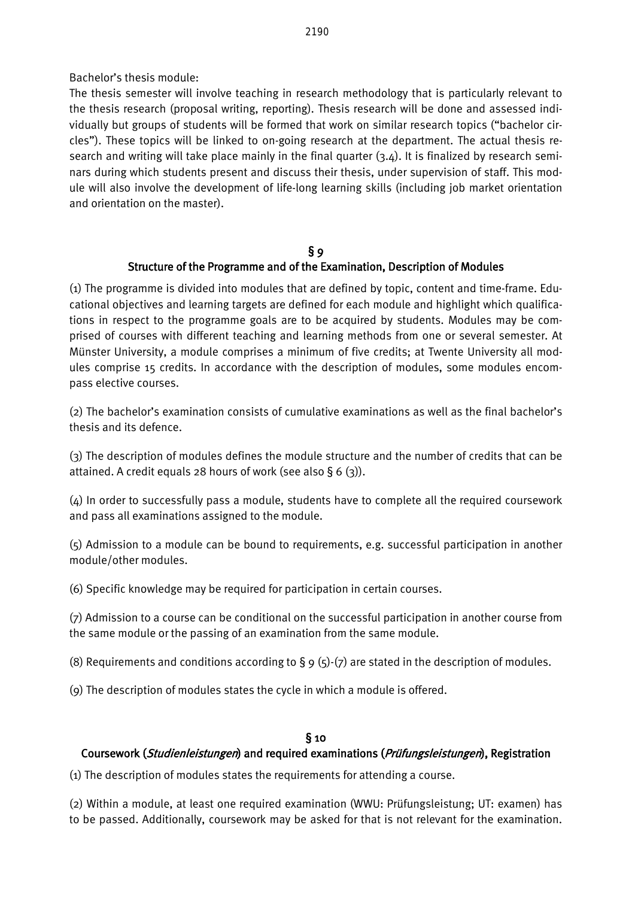Bachelor's thesis module:

The thesis semester will involve teaching in research methodology that is particularly relevant to the thesis research (proposal writing, reporting). Thesis research will be done and assessed individually but groups of students will be formed that work on similar research topics ("bachelor circles"). These topics will be linked to on-going research at the department. The actual thesis research and writing will take place mainly in the final quarter (3.4). It is finalized by research seminars during which students present and discuss their thesis, under supervision of staff. This module will also involve the development of life-long learning skills (including job market orientation and orientation on the master).

## § 9
## Structure of the Programme and of the Examination, Description of Modules

(1) The programme is divided into modules that are defined by topic, content and time-frame. Educational objectives and learning targets are defined for each module and highlight which qualifications in respect to the programme goals are to be acquired by students. Modules may be comprised of courses with different teaching and learning methods from one or several semester. At Münster University, a module comprises a minimum of five credits; at Twente University all modules comprise 15 credits. In accordance with the description of modules, some modules encompass elective courses.

(2) The bachelor's examination consists of cumulative examinations as well as the final bachelor's thesis and its defence.

(3) The description of modules defines the module structure and the number of credits that can be attained. A credit equals 28 hours of work (see also § 6 (3)).

(4) In order to successfully pass a module, students have to complete all the required coursework and pass all examinations assigned to the module.

(5) Admission to a module can be bound to requirements, e.g. successful participation in another module/other modules.

(6) Specific knowledge may be required for participation in certain courses.

(7) Admission to a course can be conditional on the successful participation in another course from the same module or the passing of an examination from the same module.

(8) Requirements and conditions according to § 9 (5)-(7) are stated in the description of modules.

(9) The description of modules states the cycle in which a module is offered.

## § 10
## Coursework (*Studienleistungen*) and required examinations (*Prüfungsleistungen*), Registration

(1) The description of modules states the requirements for attending a course.

(2) Within a module, at least one required examination (WWU: Prüfungsleistung; UT: examen) has to be passed. Additionally, coursework may be asked for that is not relevant for the examination.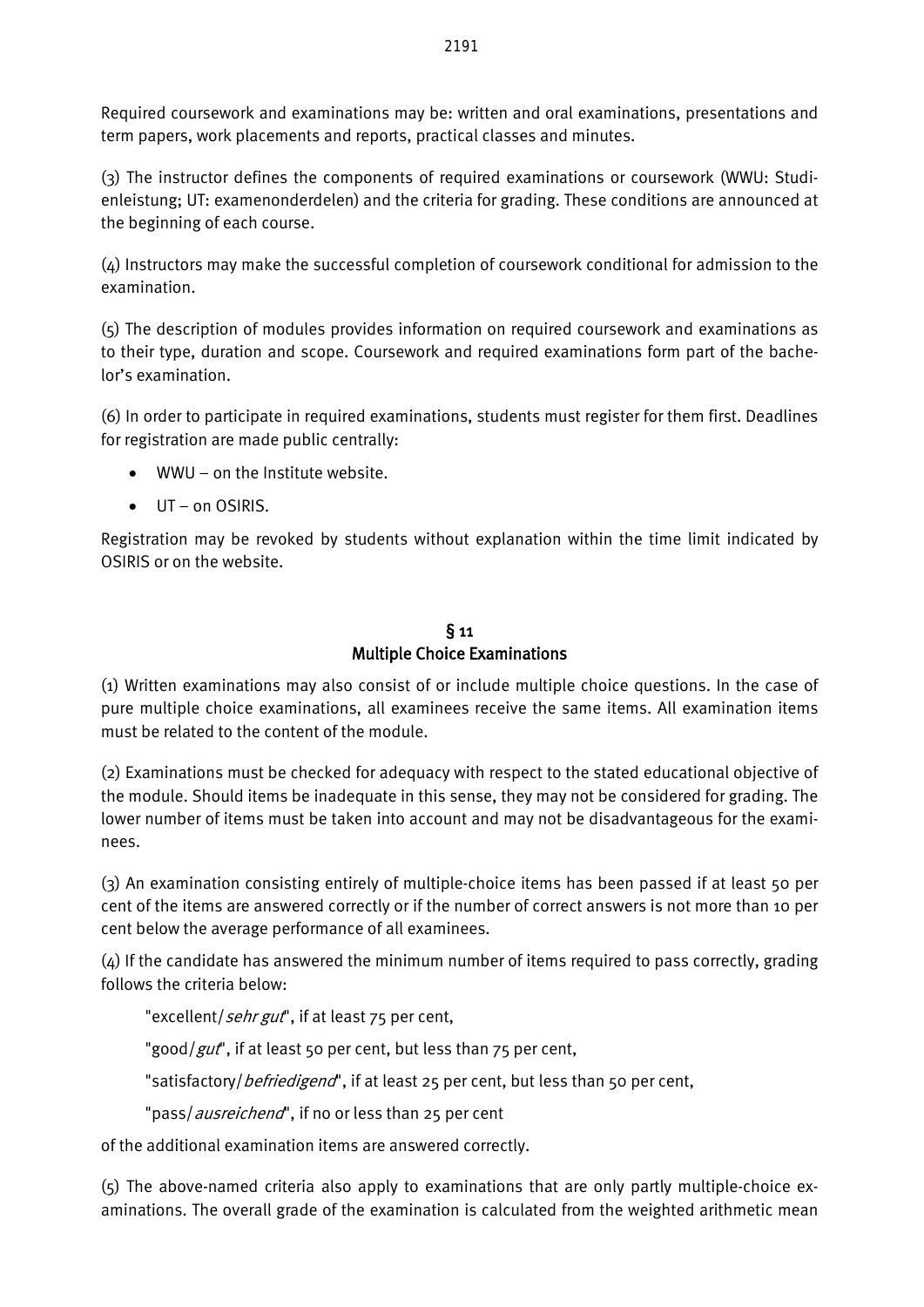Required coursework and examinations may be: written and oral examinations, presentations and term papers, work placements and reports, practical classes and minutes.

(3) The instructor defines the components of required examinations or coursework (WWU: Studienleistung; UT: examenonderdelen) and the criteria for grading. These conditions are announced at the beginning of each course.

(4) Instructors may make the successful completion of coursework conditional for admission to the examination.

(5) The description of modules provides information on required coursework and examinations as to their type, duration and scope. Coursework and required examinations form part of the bachelor's examination.

(6) In order to participate in required examinations, students must register for them first. Deadlines for registration are made public centrally:

- WWU – on the Institute website.
- UT – on OSIRIS.

Registration may be revoked by students without explanation within the time limit indicated by OSIRIS or on the website.

## § 11
## Multiple Choice Examinations

(1) Written examinations may also consist of or include multiple choice questions. In the case of pure multiple choice examinations, all examinees receive the same items. All examination items must be related to the content of the module.

(2) Examinations must be checked for adequacy with respect to the stated educational objective of the module. Should items be inadequate in this sense, they may not be considered for grading. The lower number of items must be taken into account and may not be disadvantageous for the examinees.

(3) An examination consisting entirely of multiple-choice items has been passed if at least 50 per cent of the items are answered correctly or if the number of correct answers is not more than 10 per cent below the average performance of all examinees.

(4) If the candidate has answered the minimum number of items required to pass correctly, grading follows the criteria below:

"excellent/*sehr gut*", if at least 75 per cent,

"good/*gut*", if at least 50 per cent, but less than 75 per cent,

"satisfactory/*befriedigend*", if at least 25 per cent, but less than 50 per cent,

"pass/*ausreichend*", if no or less than 25 per cent

of the additional examination items are answered correctly.

(5) The above-named criteria also apply to examinations that are only partly multiple-choice examinations. The overall grade of the examination is calculated from the weighted arithmetic mean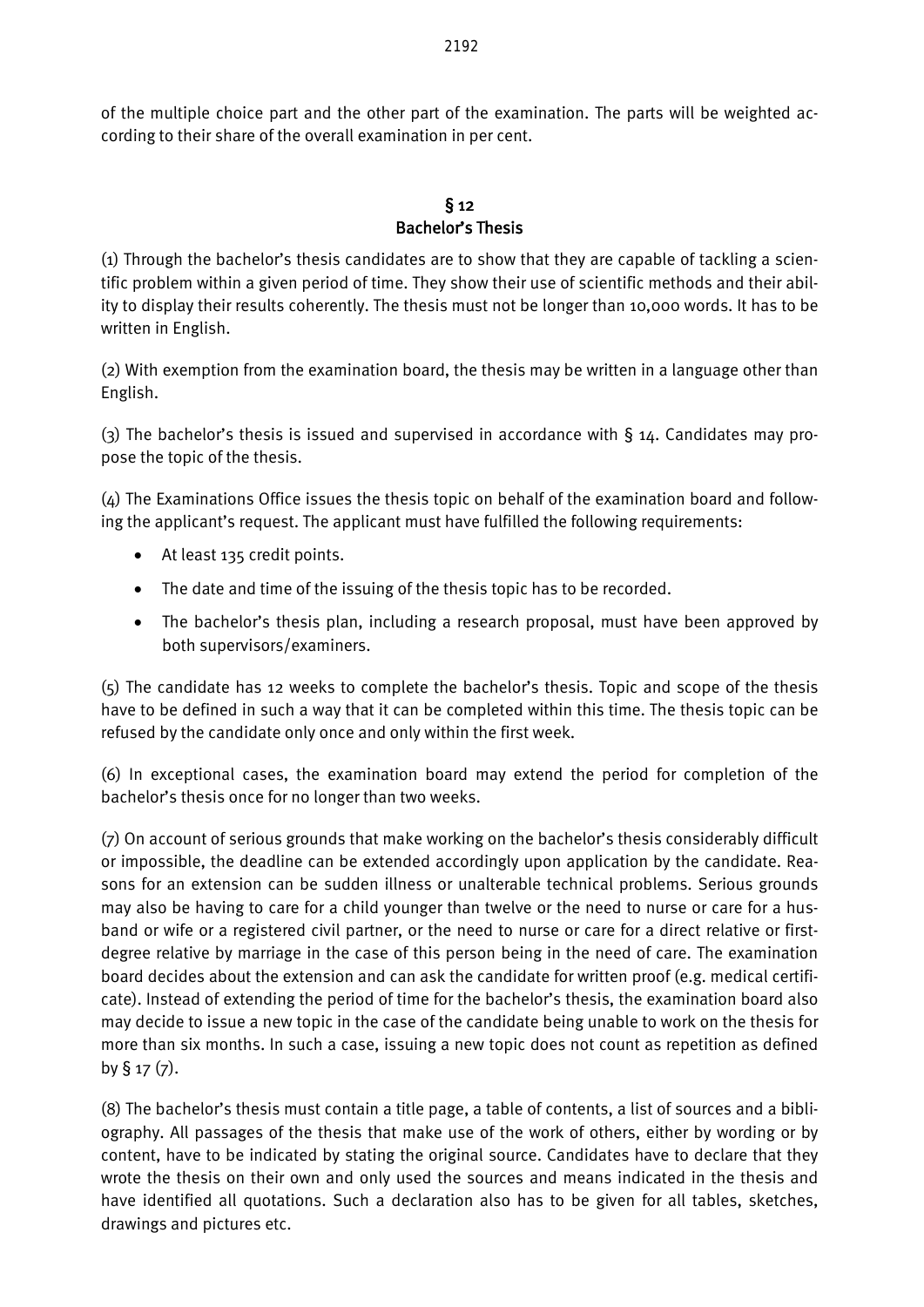of the multiple choice part and the other part of the examination. The parts will be weighted according to their share of the overall examination in per cent.

## § 12
## Bachelor's Thesis

(1) Through the bachelor's thesis candidates are to show that they are capable of tackling a scientific problem within a given period of time. They show their use of scientific methods and their ability to display their results coherently. The thesis must not be longer than 10,000 words. It has to be written in English.

(2) With exemption from the examination board, the thesis may be written in a language other than English.

(3) The bachelor's thesis is issued and supervised in accordance with § 14. Candidates may propose the topic of the thesis.

(4) The Examinations Office issues the thesis topic on behalf of the examination board and following the applicant's request. The applicant must have fulfilled the following requirements:

- At least 135 credit points.
- The date and time of the issuing of the thesis topic has to be recorded.
- The bachelor's thesis plan, including a research proposal, must have been approved by both supervisors/examiners.

(5) The candidate has 12 weeks to complete the bachelor's thesis. Topic and scope of the thesis have to be defined in such a way that it can be completed within this time. The thesis topic can be refused by the candidate only once and only within the first week.

(6) In exceptional cases, the examination board may extend the period for completion of the bachelor's thesis once for no longer than two weeks.

(7) On account of serious grounds that make working on the bachelor's thesis considerably difficult or impossible, the deadline can be extended accordingly upon application by the candidate. Reasons for an extension can be sudden illness or unalterable technical problems. Serious grounds may also be having to care for a child younger than twelve or the need to nurse or care for a husband or wife or a registered civil partner, or the need to nurse or care for a direct relative or first-degree relative by marriage in the case of this person being in the need of care. The examination board decides about the extension and can ask the candidate for written proof (e.g. medical certificate). Instead of extending the period of time for the bachelor's thesis, the examination board also may decide to issue a new topic in the case of the candidate being unable to work on the thesis for more than six months. In such a case, issuing a new topic does not count as repetition as defined by § 17 (7).

(8) The bachelor's thesis must contain a title page, a table of contents, a list of sources and a bibliography. All passages of the thesis that make use of the work of others, either by wording or by content, have to be indicated by stating the original source. Candidates have to declare that they wrote the thesis on their own and only used the sources and means indicated in the thesis and have identified all quotations. Such a declaration also has to be given for all tables, sketches, drawings and pictures etc.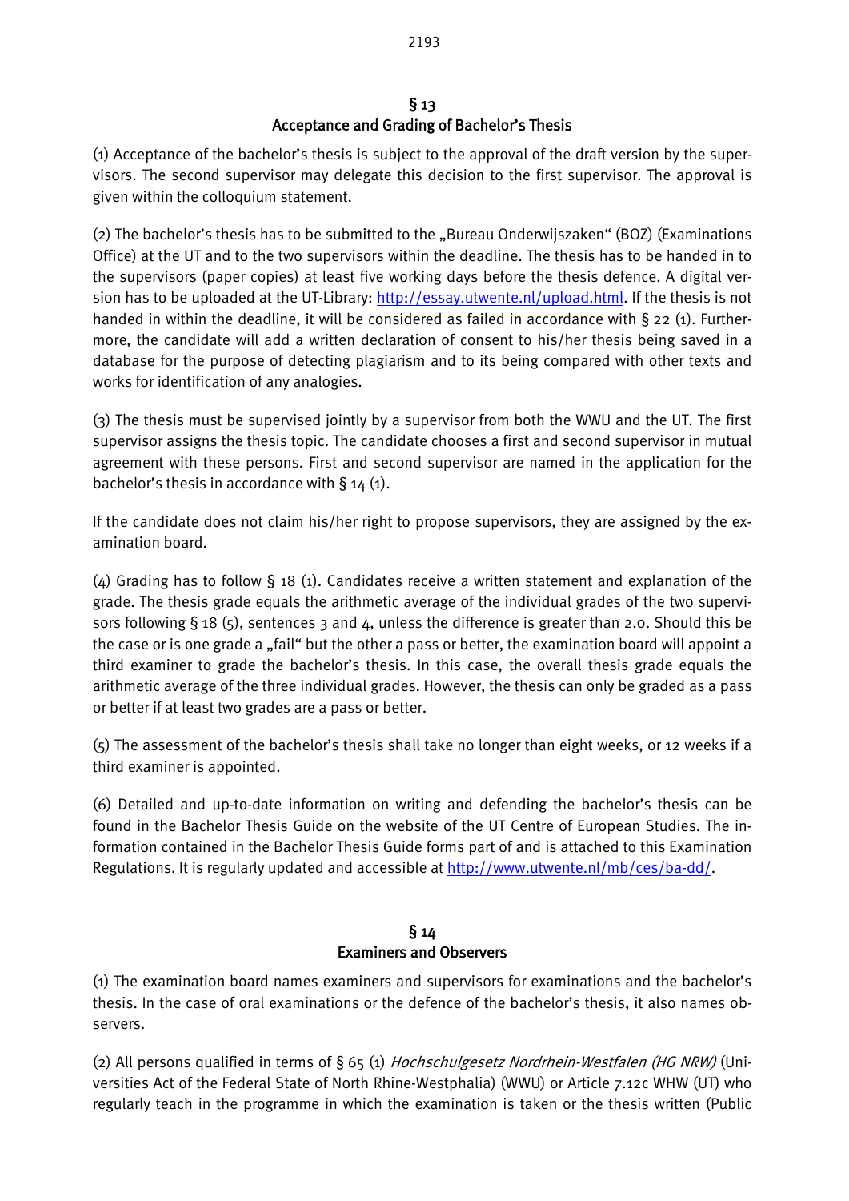## § 13
## Acceptance and Grading of Bachelor's Thesis

(1) Acceptance of the bachelor's thesis is subject to the approval of the draft version by the supervisors. The second supervisor may delegate this decision to the first supervisor. The approval is given within the colloquium statement.

(2) The bachelor's thesis has to be submitted to the „Bureau Onderwijszaken“ (BOZ) (Examinations Office) at the UT and to the two supervisors within the deadline. The thesis has to be handed in to the supervisors (paper copies) at least five working days before the thesis defence. A digital version has to be uploaded at the UT-Library: http://essay.utwente.nl/upload.html. If the thesis is not handed in within the deadline, it will be considered as failed in accordance with § 22 (1). Furthermore, the candidate will add a written declaration of consent to his/her thesis being saved in a database for the purpose of detecting plagiarism and to its being compared with other texts and works for identification of any analogies.

(3) The thesis must be supervised jointly by a supervisor from both the WWU and the UT. The first supervisor assigns the thesis topic. The candidate chooses a first and second supervisor in mutual agreement with these persons. First and second supervisor are named in the application for the bachelor's thesis in accordance with § 14 (1).

If the candidate does not claim his/her right to propose supervisors, they are assigned by the examination board.

(4) Grading has to follow § 18 (1). Candidates receive a written statement and explanation of the grade. The thesis grade equals the arithmetic average of the individual grades of the two supervisors following § 18 (5), sentences 3 and 4, unless the difference is greater than 2.0. Should this be the case or is one grade a „fail“ but the other a pass or better, the examination board will appoint a third examiner to grade the bachelor's thesis. In this case, the overall thesis grade equals the arithmetic average of the three individual grades. However, the thesis can only be graded as a pass or better if at least two grades are a pass or better.

(5) The assessment of the bachelor's thesis shall take no longer than eight weeks, or 12 weeks if a third examiner is appointed.

(6) Detailed and up-to-date information on writing and defending the bachelor's thesis can be found in the Bachelor Thesis Guide on the website of the UT Centre of European Studies. The information contained in the Bachelor Thesis Guide forms part of and is attached to this Examination Regulations. It is regularly updated and accessible at http://www.utwente.nl/mb/ces/ba-dd/.

## § 14
## Examiners and Observers

(1) The examination board names examiners and supervisors for examinations and the bachelor's thesis. In the case of oral examinations or the defence of the bachelor's thesis, it also names observers.

(2) All persons qualified in terms of § 65 (1) *Hochschulgesetz Nordrhein-Westfalen (HG NRW)* (Universities Act of the Federal State of North Rhine-Westphalia) (WWU) or Article 7.12c WHW (UT) who regularly teach in the programme in which the examination is taken or the thesis written (Public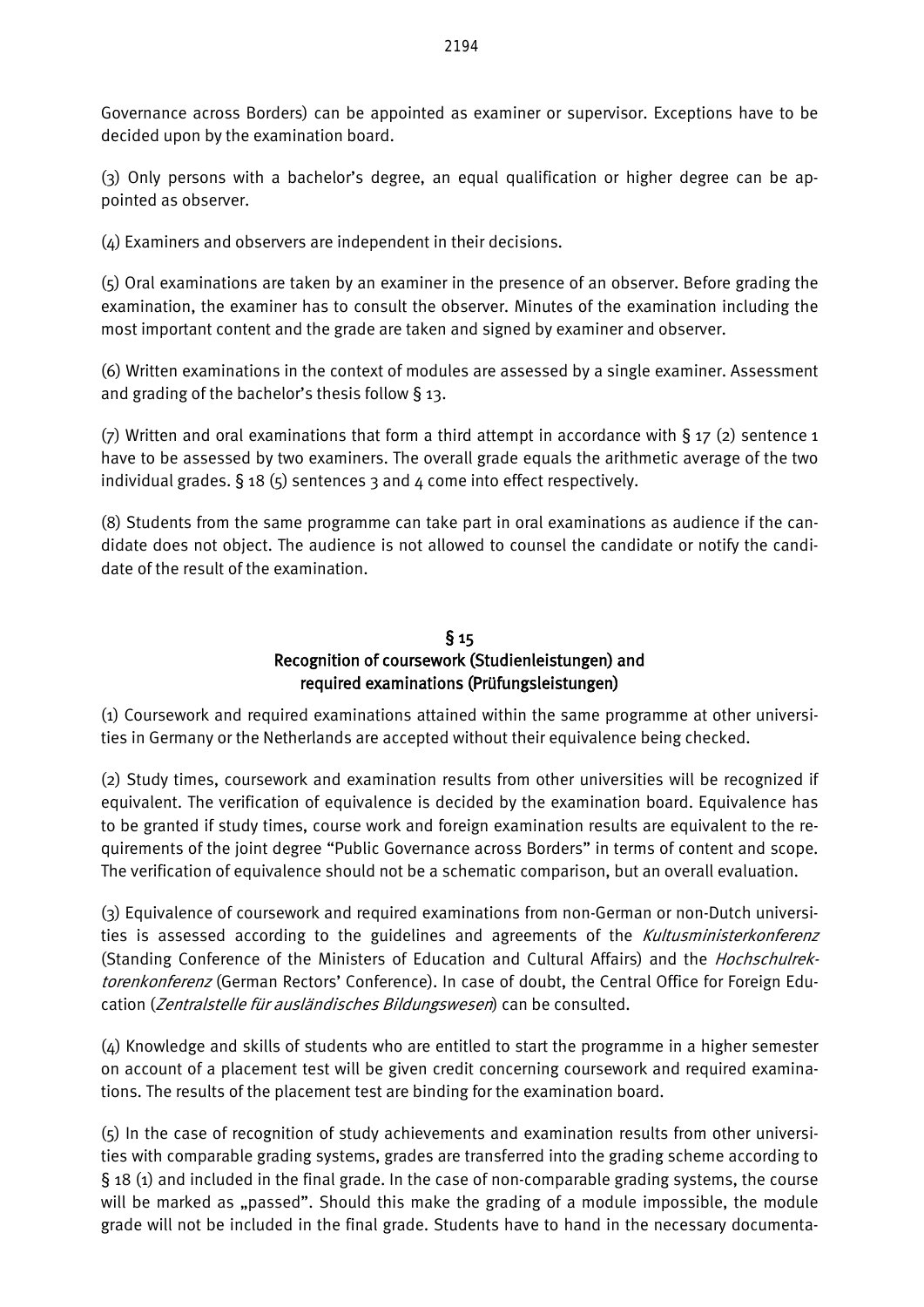Governance across Borders) can be appointed as examiner or supervisor. Exceptions have to be decided upon by the examination board.

(3) Only persons with a bachelor's degree, an equal qualification or higher degree can be appointed as observer.

(4) Examiners and observers are independent in their decisions.

(5) Oral examinations are taken by an examiner in the presence of an observer. Before grading the examination, the examiner has to consult the observer. Minutes of the examination including the most important content and the grade are taken and signed by examiner and observer.

(6) Written examinations in the context of modules are assessed by a single examiner. Assessment and grading of the bachelor's thesis follow § 13.

(7) Written and oral examinations that form a third attempt in accordance with § 17 (2) sentence 1 have to be assessed by two examiners. The overall grade equals the arithmetic average of the two individual grades. § 18 (5) sentences 3 and 4 come into effect respectively.

(8) Students from the same programme can take part in oral examinations as audience if the candidate does not object. The audience is not allowed to counsel the candidate or notify the candidate of the result of the examination.

## § 15
## Recognition of coursework (Studienleistungen) and required examinations (Prüfungsleistungen)

(1) Coursework and required examinations attained within the same programme at other universities in Germany or the Netherlands are accepted without their equivalence being checked.

(2) Study times, coursework and examination results from other universities will be recognized if equivalent. The verification of equivalence is decided by the examination board. Equivalence has to be granted if study times, course work and foreign examination results are equivalent to the requirements of the joint degree "Public Governance across Borders" in terms of content and scope. The verification of equivalence should not be a schematic comparison, but an overall evaluation.

(3) Equivalence of coursework and required examinations from non-German or non-Dutch universities is assessed according to the guidelines and agreements of the *Kultusministerkonferenz* (Standing Conference of the Ministers of Education and Cultural Affairs) and the *Hochschulrektorenkonferenz* (German Rectors' Conference). In case of doubt, the Central Office for Foreign Education (*Zentralstelle für ausländisches Bildungswesen*) can be consulted.

(4) Knowledge and skills of students who are entitled to start the programme in a higher semester on account of a placement test will be given credit concerning coursework and required examinations. The results of the placement test are binding for the examination board.

(5) In the case of recognition of study achievements and examination results from other universities with comparable grading systems, grades are transferred into the grading scheme according to § 18 (1) and included in the final grade. In the case of non-comparable grading systems, the course will be marked as „passed". Should this make the grading of a module impossible, the module grade will not be included in the final grade. Students have to hand in the necessary documenta-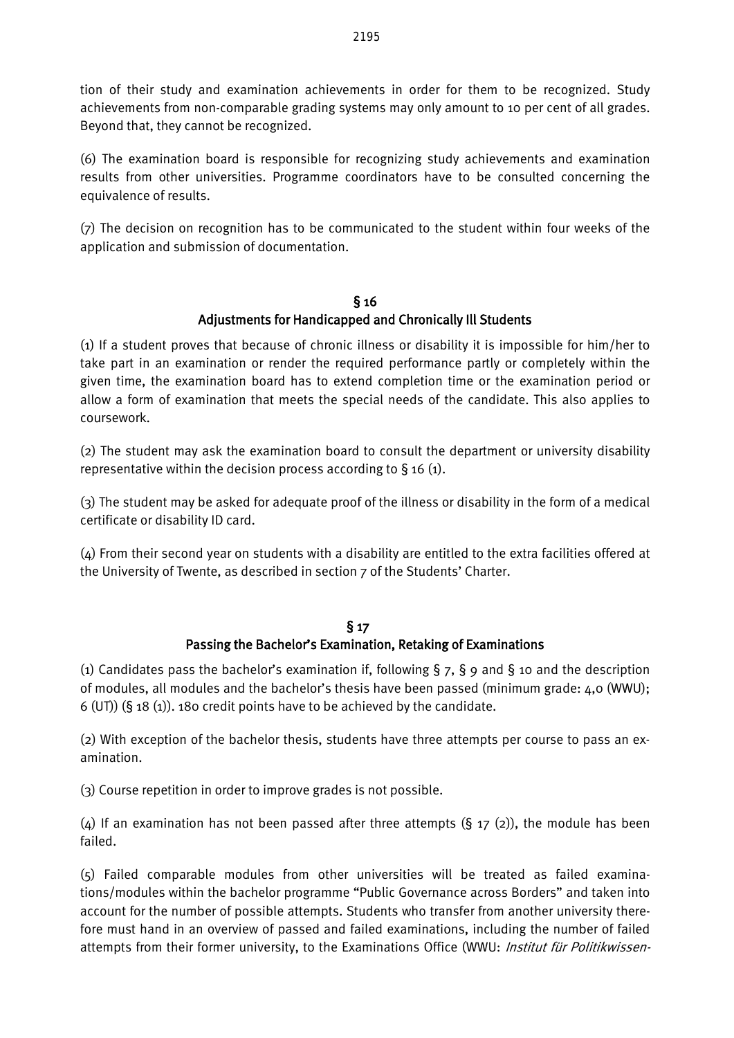tion of their study and examination achievements in order for them to be recognized. Study achievements from non-comparable grading systems may only amount to 10 per cent of all grades. Beyond that, they cannot be recognized.

(6) The examination board is responsible for recognizing study achievements and examination results from other universities. Programme coordinators have to be consulted concerning the equivalence of results.

(7) The decision on recognition has to be communicated to the student within four weeks of the application and submission of documentation.

## § 16
## Adjustments for Handicapped and Chronically Ill Students

(1) If a student proves that because of chronic illness or disability it is impossible for him/her to take part in an examination or render the required performance partly or completely within the given time, the examination board has to extend completion time or the examination period or allow a form of examination that meets the special needs of the candidate. This also applies to coursework.

(2) The student may ask the examination board to consult the department or university disability representative within the decision process according to § 16 (1).

(3) The student may be asked for adequate proof of the illness or disability in the form of a medical certificate or disability ID card.

(4) From their second year on students with a disability are entitled to the extra facilities offered at the University of Twente, as described in section 7 of the Students' Charter.

## § 17
## Passing the Bachelor's Examination, Retaking of Examinations

(1) Candidates pass the bachelor's examination if, following § 7, § 9 and § 10 and the description of modules, all modules and the bachelor's thesis have been passed (minimum grade: 4,0 (WWU); 6 (UT)) (§ 18 (1)). 180 credit points have to be achieved by the candidate.

(2) With exception of the bachelor thesis, students have three attempts per course to pass an examination.

(3) Course repetition in order to improve grades is not possible.

(4) If an examination has not been passed after three attempts (§ 17 (2)), the module has been failed.

(5) Failed comparable modules from other universities will be treated as failed examinations/modules within the bachelor programme "Public Governance across Borders" and taken into account for the number of possible attempts. Students who transfer from another university therefore must hand in an overview of passed and failed examinations, including the number of failed attempts from their former university, to the Examinations Office (WWU: *Institut für Politikwissen-*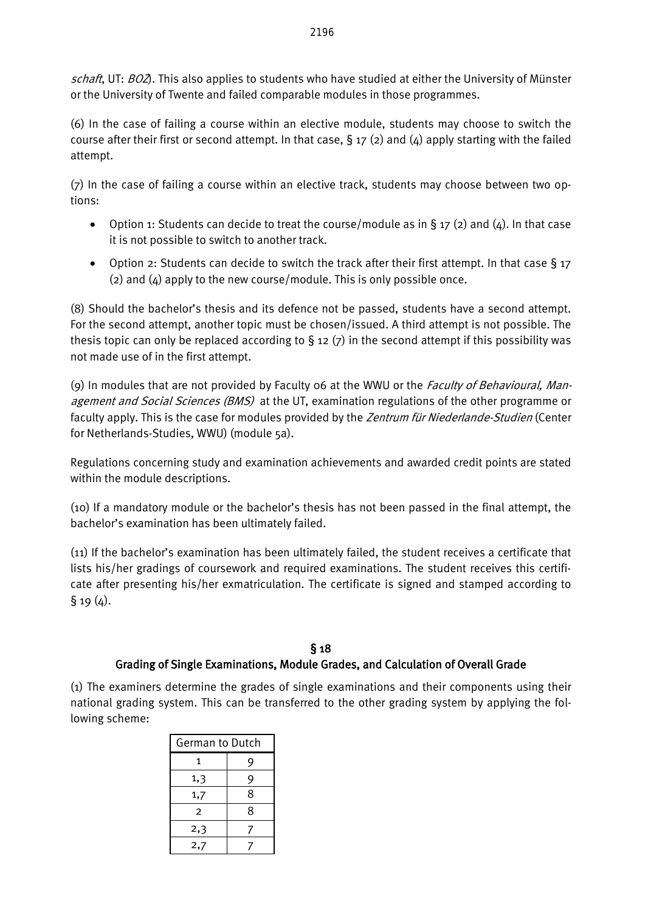*schaft*, UT: *BOZ*). This also applies to students who have studied at either the University of Münster or the University of Twente and failed comparable modules in those programmes.

(6) In the case of failing a course within an elective module, students may choose to switch the course after their first or second attempt. In that case, § 17 (2) and (4) apply starting with the failed attempt.

(7) In the case of failing a course within an elective track, students may choose between two options:

- Option 1: Students can decide to treat the course/module as in § 17 (2) and (4). In that case it is not possible to switch to another track.
- Option 2: Students can decide to switch the track after their first attempt. In that case § 17 (2) and (4) apply to the new course/module. This is only possible once.

(8) Should the bachelor's thesis and its defence not be passed, students have a second attempt. For the second attempt, another topic must be chosen/issued. A third attempt is not possible. The thesis topic can only be replaced according to § 12 (7) in the second attempt if this possibility was not made use of in the first attempt.

(9) In modules that are not provided by Faculty 06 at the WWU or the *Faculty of Behavioural, Management and Social Sciences (BMS)* at the UT, examination regulations of the other programme or faculty apply. This is the case for modules provided by the *Zentrum für Niederlande-Studien* (Center for Netherlands-Studies, WWU) (module 5a).

Regulations concerning study and examination achievements and awarded credit points are stated within the module descriptions.

(10) If a mandatory module or the bachelor's thesis has not been passed in the final attempt, the bachelor's examination has been ultimately failed.

(11) If the bachelor's examination has been ultimately failed, the student receives a certificate that lists his/her gradings of coursework and required examinations. The student receives this certificate after presenting his/her exmatriculation. The certificate is signed and stamped according to § 19 (4).

## § 18
## Grading of Single Examinations, Module Grades, and Calculation of Overall Grade

(1) The examiners determine the grades of single examinations and their components using their national grading system. This can be transferred to the other grading system by applying the following scheme:

| German to Dutch | |
|---|---|
| 1 | 9 |
| 1,3 | 9 |
| 1,7 | 8 |
| 2 | 8 |
| 2,3 | 7 |
| 2,7 | 7 |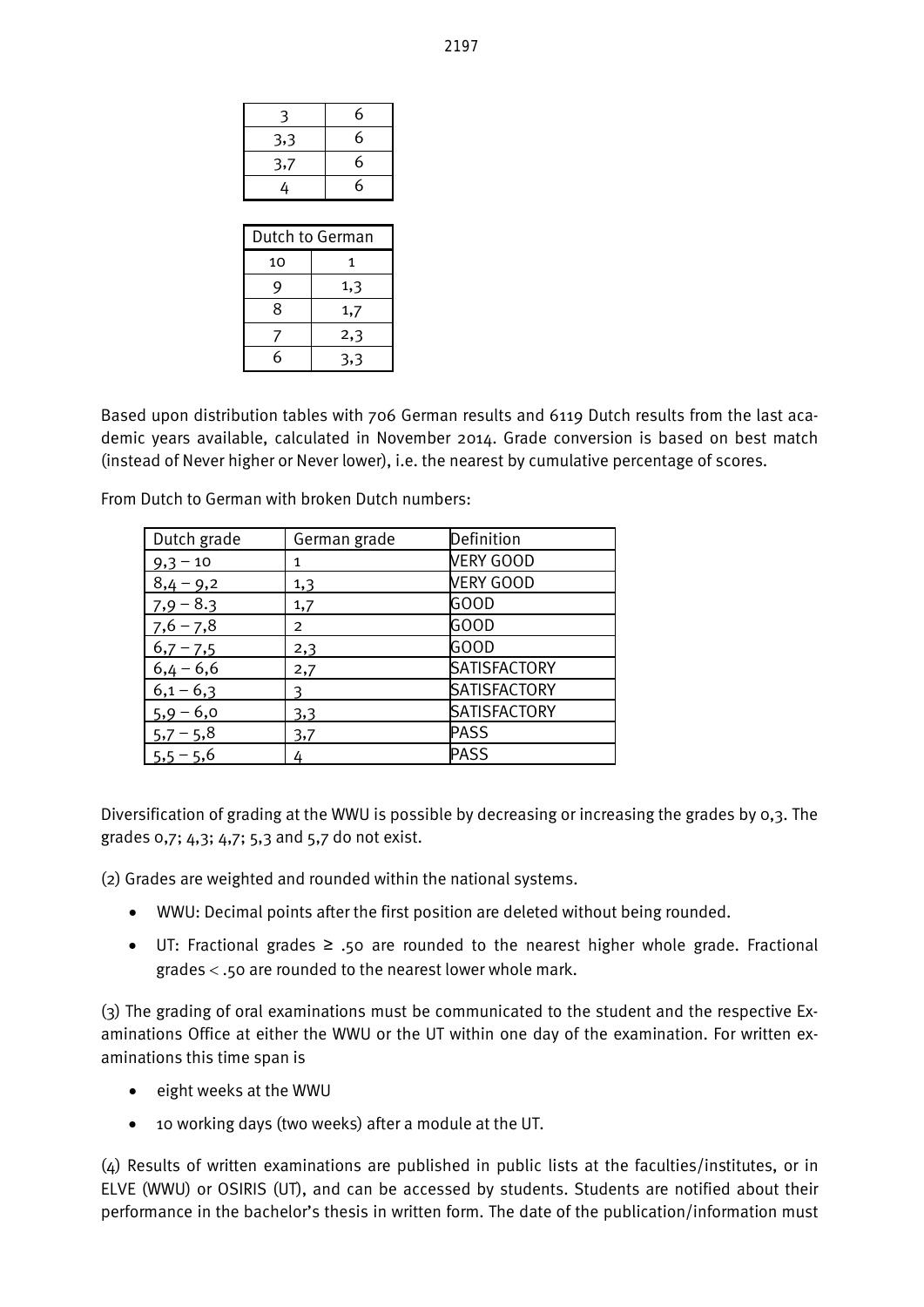| 3 | 6 |
|---|---|
| 3,3 | 6 |
| 3,7 | 6 |
| 4 | 6 |

| Dutch to German | |
|---|---|
| 10 | 1 |
| 9 | 1,3 |
| 8 | 1,7 |
| 7 | 2,3 |
| 6 | 3,3 |

Based upon distribution tables with 706 German results and 6119 Dutch results from the last academic years available, calculated in November 2014. Grade conversion is based on best match (instead of Never higher or Never lower), i.e. the nearest by cumulative percentage of scores.

From Dutch to German with broken Dutch numbers:

| Dutch grade | German grade | Definition |
|---|---|---|
| 9,3 – 10 | 1 | VERY GOOD |
| 8,4 – 9,2 | 1,3 | VERY GOOD |
| 7,9 – 8.3 | 1,7 | GOOD |
| 7,6 – 7,8 | 2 | GOOD |
| 6,7 – 7,5 | 2,3 | GOOD |
| 6,4 – 6,6 | 2,7 | SATISFACTORY |
| 6,1 – 6,3 | 3 | SATISFACTORY |
| 5,9 – 6,0 | 3,3 | SATISFACTORY |
| 5,7 – 5,8 | 3,7 | PASS |
| 5,5 – 5,6 | 4 | PASS |

Diversification of grading at the WWU is possible by decreasing or increasing the grades by 0,3. The grades 0,7; 4,3; 4,7; 5,3 and 5,7 do not exist.

(2) Grades are weighted and rounded within the national systems.

- WWU: Decimal points after the first position are deleted without being rounded.
- UT: Fractional grades ≥ .50 are rounded to the nearest higher whole grade. Fractional grades < .50 are rounded to the nearest lower whole mark.

(3) The grading of oral examinations must be communicated to the student and the respective Examinations Office at either the WWU or the UT within one day of the examination. For written examinations this time span is

- eight weeks at the WWU
- 10 working days (two weeks) after a module at the UT.

(4) Results of written examinations are published in public lists at the faculties/institutes, or in ELVE (WWU) or OSIRIS (UT), and can be accessed by students. Students are notified about their performance in the bachelor's thesis in written form. The date of the publication/information must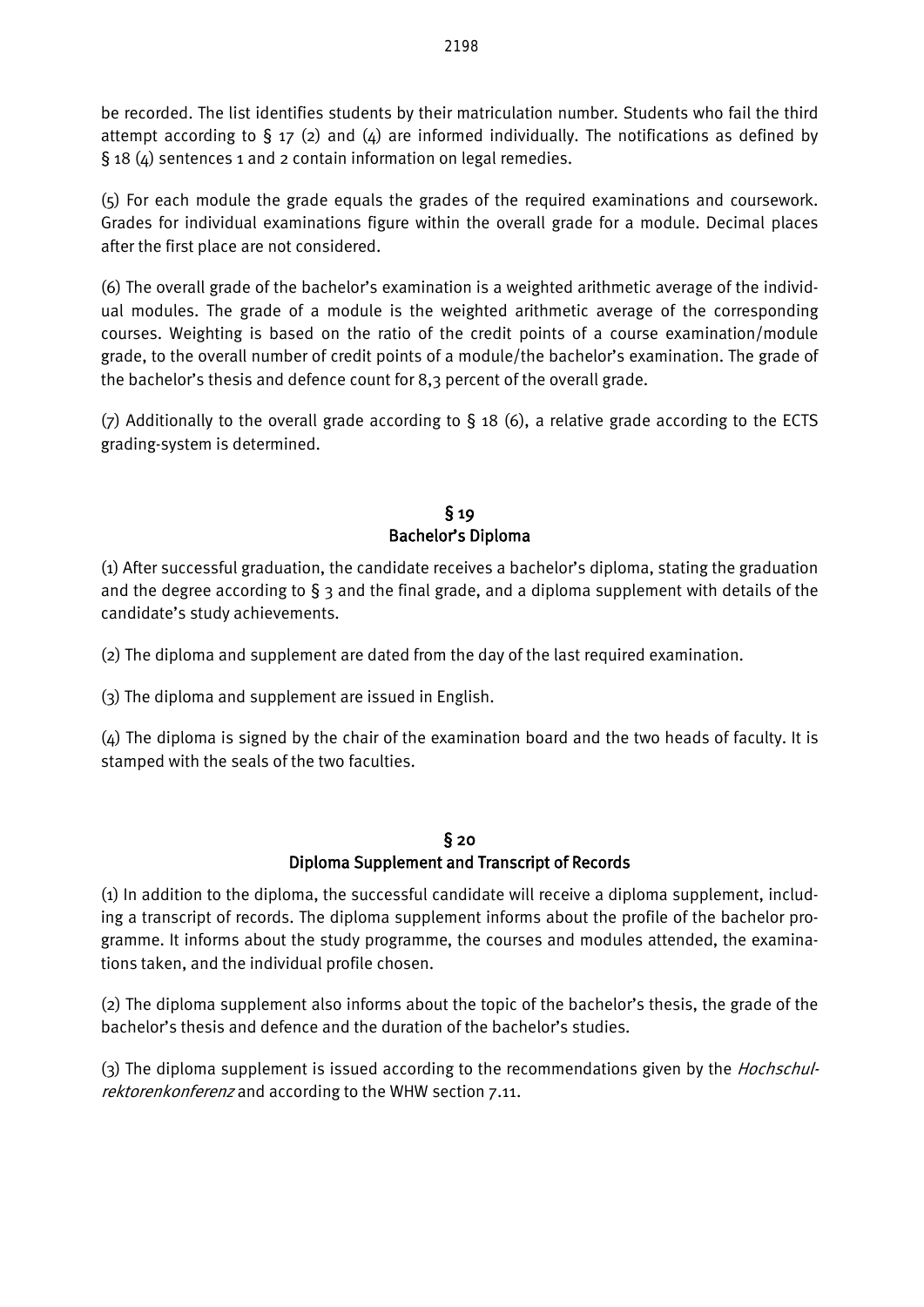be recorded. The list identifies students by their matriculation number. Students who fail the third attempt according to § 17 (2) and (4) are informed individually. The notifications as defined by § 18 (4) sentences 1 and 2 contain information on legal remedies.

(5) For each module the grade equals the grades of the required examinations and coursework. Grades for individual examinations figure within the overall grade for a module. Decimal places after the first place are not considered.

(6) The overall grade of the bachelor's examination is a weighted arithmetic average of the individual modules. The grade of a module is the weighted arithmetic average of the corresponding courses. Weighting is based on the ratio of the credit points of a course examination/module grade, to the overall number of credit points of a module/the bachelor's examination. The grade of the bachelor's thesis and defence count for 8,3 percent of the overall grade.

(7) Additionally to the overall grade according to § 18 (6), a relative grade according to the ECTS grading-system is determined.

## § 19
## Bachelor's Diploma

(1) After successful graduation, the candidate receives a bachelor's diploma, stating the graduation and the degree according to § 3 and the final grade, and a diploma supplement with details of the candidate's study achievements.

(2) The diploma and supplement are dated from the day of the last required examination.

(3) The diploma and supplement are issued in English.

(4) The diploma is signed by the chair of the examination board and the two heads of faculty. It is stamped with the seals of the two faculties.

## § 20
## Diploma Supplement and Transcript of Records

(1) In addition to the diploma, the successful candidate will receive a diploma supplement, including a transcript of records. The diploma supplement informs about the profile of the bachelor programme. It informs about the study programme, the courses and modules attended, the examinations taken, and the individual profile chosen.

(2) The diploma supplement also informs about the topic of the bachelor's thesis, the grade of the bachelor's thesis and defence and the duration of the bachelor's studies.

(3) The diploma supplement is issued according to the recommendations given by the *Hochschulrektorenkonferenz* and according to the WHW section 7.11.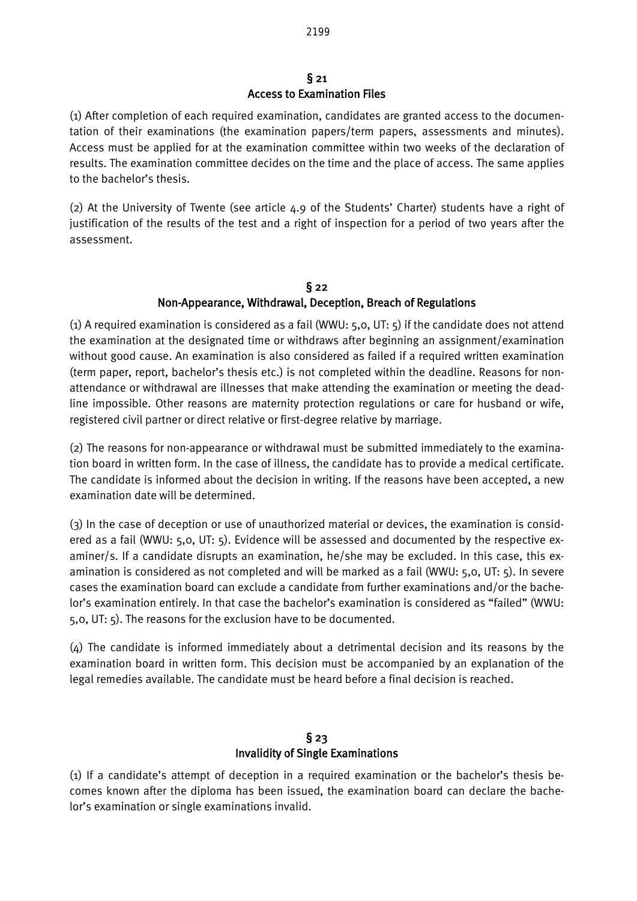## § 21
## Access to Examination Files

(1) After completion of each required examination, candidates are granted access to the documentation of their examinations (the examination papers/term papers, assessments and minutes). Access must be applied for at the examination committee within two weeks of the declaration of results. The examination committee decides on the time and the place of access. The same applies to the bachelor's thesis.

(2) At the University of Twente (see article 4.9 of the Students' Charter) students have a right of justification of the results of the test and a right of inspection for a period of two years after the assessment.

## § 22
## Non-Appearance, Withdrawal, Deception, Breach of Regulations

(1) A required examination is considered as a fail (WWU: 5,0, UT: 5) if the candidate does not attend the examination at the designated time or withdraws after beginning an assignment/examination without good cause. An examination is also considered as failed if a required written examination (term paper, report, bachelor's thesis etc.) is not completed within the deadline. Reasons for non-attendance or withdrawal are illnesses that make attending the examination or meeting the deadline impossible. Other reasons are maternity protection regulations or care for husband or wife, registered civil partner or direct relative or first-degree relative by marriage.

(2) The reasons for non-appearance or withdrawal must be submitted immediately to the examination board in written form. In the case of illness, the candidate has to provide a medical certificate. The candidate is informed about the decision in writing. If the reasons have been accepted, a new examination date will be determined.

(3) In the case of deception or use of unauthorized material or devices, the examination is considered as a fail (WWU: 5,0, UT: 5). Evidence will be assessed and documented by the respective examiner/s. If a candidate disrupts an examination, he/she may be excluded. In this case, this examination is considered as not completed and will be marked as a fail (WWU: 5,0, UT: 5). In severe cases the examination board can exclude a candidate from further examinations and/or the bachelor's examination entirely. In that case the bachelor's examination is considered as "failed" (WWU: 5,0, UT: 5). The reasons for the exclusion have to be documented.

(4) The candidate is informed immediately about a detrimental decision and its reasons by the examination board in written form. This decision must be accompanied by an explanation of the legal remedies available. The candidate must be heard before a final decision is reached.

## § 23
## Invalidity of Single Examinations

(1) If a candidate's attempt of deception in a required examination or the bachelor's thesis becomes known after the diploma has been issued, the examination board can declare the bachelor's examination or single examinations invalid.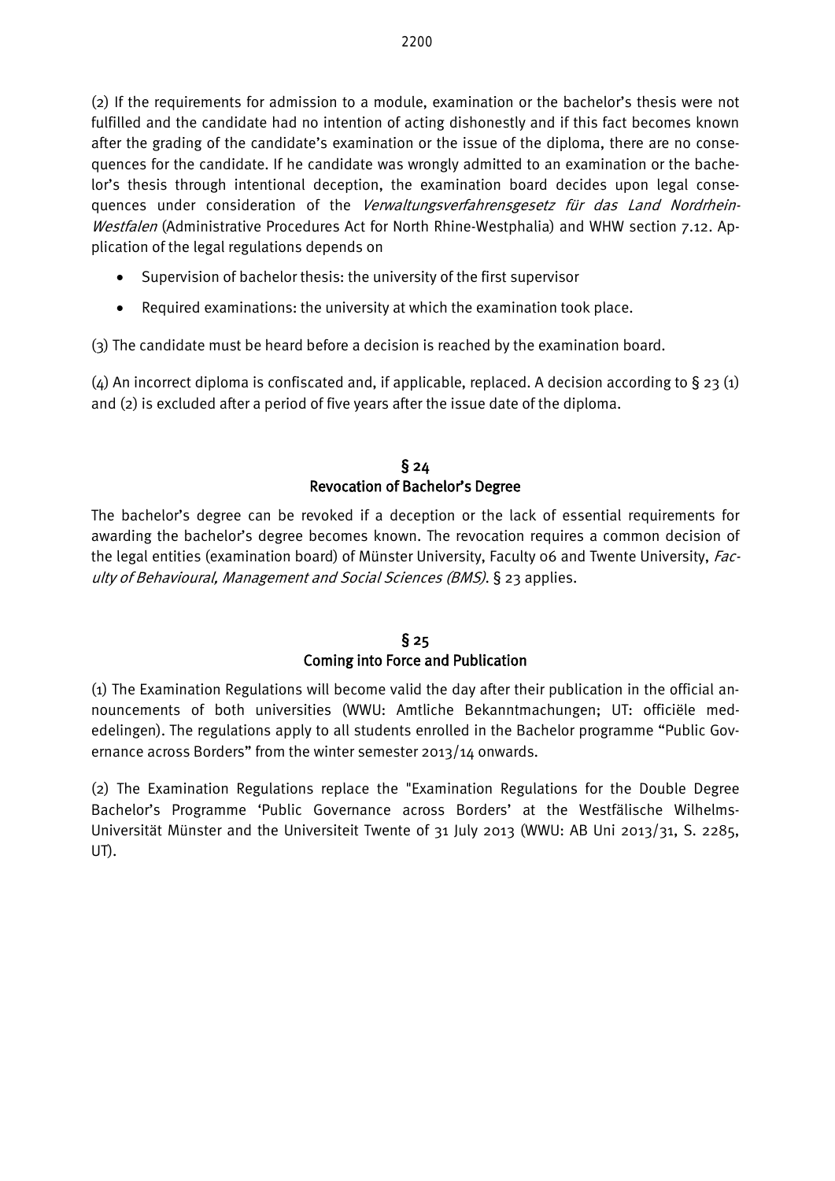(2) If the requirements for admission to a module, examination or the bachelor's thesis were not fulfilled and the candidate had no intention of acting dishonestly and if this fact becomes known after the grading of the candidate's examination or the issue of the diploma, there are no consequences for the candidate. If he candidate was wrongly admitted to an examination or the bachelor's thesis through intentional deception, the examination board decides upon legal consequences under consideration of the *Verwaltungsverfahrensgesetz für das Land Nordrhein-Westfalen* (Administrative Procedures Act for North Rhine-Westphalia) and WHW section 7.12. Application of the legal regulations depends on

- Supervision of bachelor thesis: the university of the first supervisor
- Required examinations: the university at which the examination took place.

(3) The candidate must be heard before a decision is reached by the examination board.

(4) An incorrect diploma is confiscated and, if applicable, replaced. A decision according to § 23 (1) and (2) is excluded after a period of five years after the issue date of the diploma.

## § 24
## Revocation of Bachelor's Degree

The bachelor's degree can be revoked if a deception or the lack of essential requirements for awarding the bachelor's degree becomes known. The revocation requires a common decision of the legal entities (examination board) of Münster University, Faculty 06 and Twente University, *Faculty of Behavioural, Management and Social Sciences (BMS)*. § 23 applies.

## § 25
## Coming into Force and Publication

(1) The Examination Regulations will become valid the day after their publication in the official announcements of both universities (WWU: Amtliche Bekanntmachungen; UT: officiële mededelingen). The regulations apply to all students enrolled in the Bachelor programme "Public Governance across Borders" from the winter semester 2013/14 onwards.

(2) The Examination Regulations replace the "Examination Regulations for the Double Degree Bachelor's Programme 'Public Governance across Borders' at the Westfälische Wilhelms-Universität Münster and the Universiteit Twente of 31 July 2013 (WWU: AB Uni 2013/31, S. 2285, UT).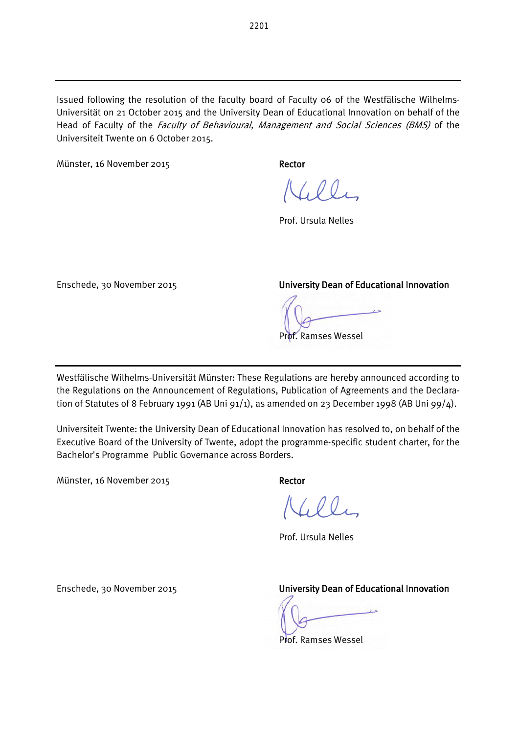Issued following the resolution of the faculty board of Faculty 06 of the Westfälische Wilhelms-Universität on 21 October 2015 and the University Dean of Educational Innovation on behalf of the Head of Faculty of the *Faculty of Behavioural, Management and Social Sciences (BMS)* of the Universiteit Twente on 6 October 2015.

Münster, 16 November 2015

**Rector**

Prof. Ursula Nelles

Enschede, 30 November 2015

**University Dean of Educational Innovation**

Prof. Ramses Wessel

---

Westfälische Wilhelms-Universität Münster: These Regulations are hereby announced according to the Regulations on the Announcement of Regulations, Publication of Agreements and the Declaration of Statutes of 8 February 1991 (AB Uni 91/1), as amended on 23 December 1998 (AB Uni 99/4).

Universiteit Twente: the University Dean of Educational Innovation has resolved to, on behalf of the Executive Board of the University of Twente, adopt the programme-specific student charter, for the Bachelor's Programme Public Governance across Borders.

Münster, 16 November 2015

**Rector**

Prof. Ursula Nelles

Enschede, 30 November 2015

**University Dean of Educational Innovation**

Prof. Ramses Wessel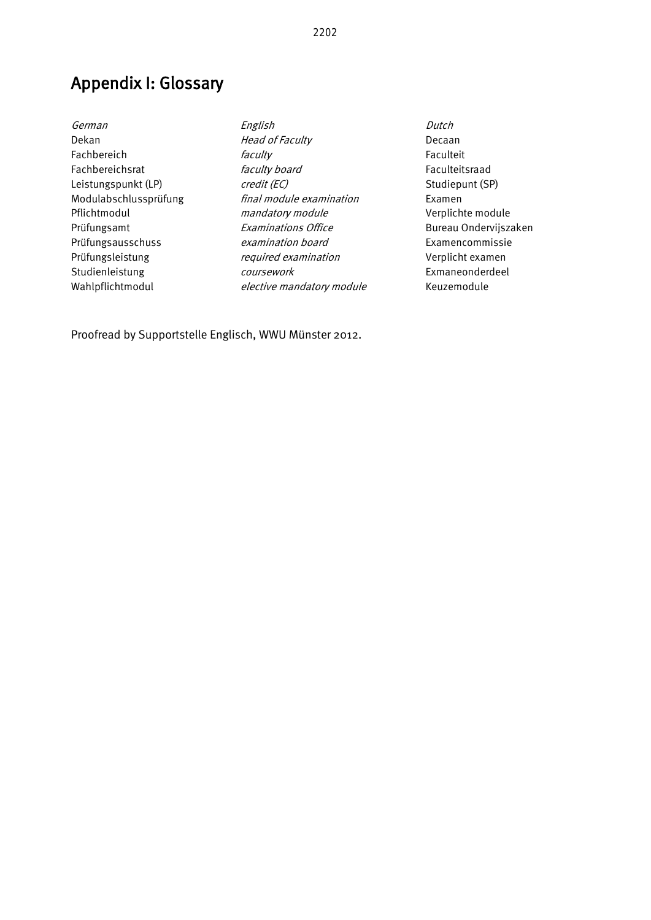# Appendix I: Glossary

| *German* | *English* | *Dutch* |
|---|---|---|
| Dekan | *Head of Faculty* | Decaan |
| Fachbereich | *faculty* | Faculteit |
| Fachbereichsrat | *faculty board* | Faculteitsraad |
| Leistungspunkt (LP) | *credit (EC)* | Studiepunt (SP) |
| Modulabschlussprüfung | *final module examination* | Examen |
| Pflichtmodul | *mandatory module* | Verplichte module |
| Prüfungsamt | *Examinations Office* | Bureau Ondervijszaken |
| Prüfungsausschuss | *examination board* | Examencommissie |
| Prüfungsleistung | *required examination* | Verplicht examen |
| Studienleistung | *coursework* | Exmaneonderdeel |
| Wahlpflichtmodul | *elective mandatory module* | Keuzemodule |

Proofread by Supportstelle Englisch, WWU Münster 2012.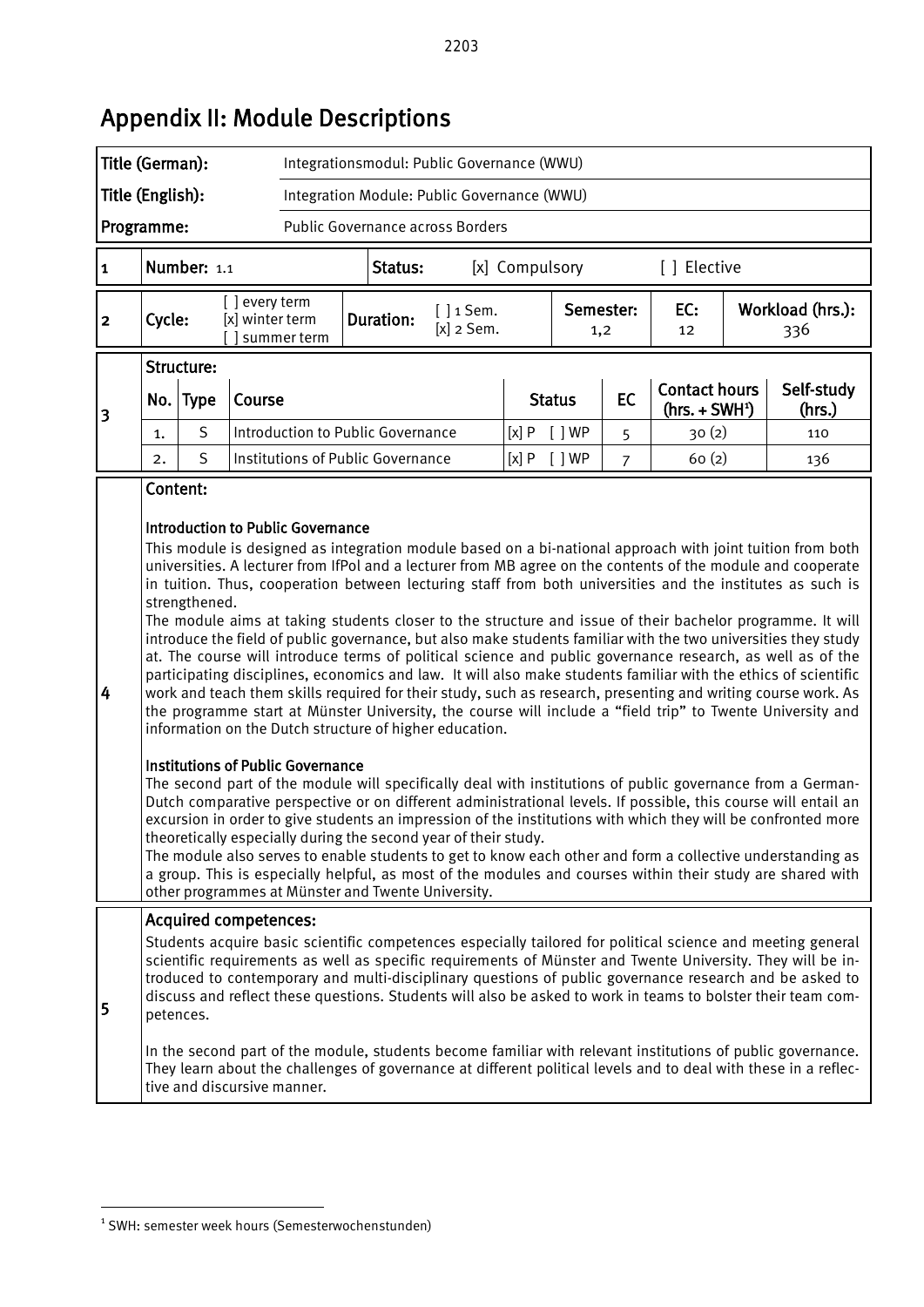# Appendix II: Module Descriptions

| Title (German): | Integrationsmodul: Public Governance (WWU) |
|---|---|
| Title (English): | Integration Module: Public Governance (WWU) |
| Programme: | Public Governance across Borders |

| 1 | Number: 1.1 | Status: | [x] Compulsory | [ ] Elective |
|---|---|---|---|---|

| 2 | Cycle: | [ ] every term [x] winter term [ ] summer term | Duration: | [ ] 1 Sem. [x] 2 Sem. | Semester: 1,2 | EC: 12 | Workload (hrs.): 336 |
|---|---|---|---|---|---|---|---|

**3 Structure:**

| No. | Type | Course | Status | EC | Contact hours (hrs. + SWH[1]) | Self-study (hrs.) |
|---|---|---|---|---|---|---|
| 1. | S | Introduction to Public Governance | [x] P [ ] WP | 5 | 30 (2) | 110 |
| 2. | S | Institutions of Public Governance | [x] P [ ] WP | 7 | 60 (2) | 136 |

**4 Content:**

**Introduction to Public Governance**

This module is designed as integration module based on a bi-national approach with joint tuition from both universities. A lecturer from IfPol and a lecturer from MB agree on the contents of the module and cooperate in tuition. Thus, cooperation between lecturing staff from both universities and the institutes as such is strengthened.

The module aims at taking students closer to the structure and issue of their bachelor programme. It will introduce the field of public governance, but also make students familiar with the two universities they study at. The course will introduce terms of political science and public governance research, as well as of the participating disciplines, economics and law. It will also make students familiar with the ethics of scientific work and teach them skills required for their study, such as research, presenting and writing course work. As the programme start at Münster University, the course will include a "field trip" to Twente University and information on the Dutch structure of higher education.

**Institutions of Public Governance**

The second part of the module will specifically deal with institutions of public governance from a German-Dutch comparative perspective or on different administrational levels. If possible, this course will entail an excursion in order to give students an impression of the institutions with which they will be confronted more theoretically especially during the second year of their study.

The module also serves to enable students to get to know each other and form a collective understanding as a group. This is especially helpful, as most of the modules and courses within their study are shared with other programmes at Münster and Twente University.

**5 Acquired competences:**

Students acquire basic scientific competences especially tailored for political science and meeting general scientific requirements as well as specific requirements of Münster and Twente University. They will be introduced to contemporary and multi-disciplinary questions of public governance research and be asked to discuss and reflect these questions. Students will also be asked to work in teams to bolster their team competences.

In the second part of the module, students become familiar with relevant institutions of public governance. They learn about the challenges of governance at different political levels and to deal with these in a reflective and discursive manner.

---

[1] SWH: semester week hours (Semesterwochenstunden)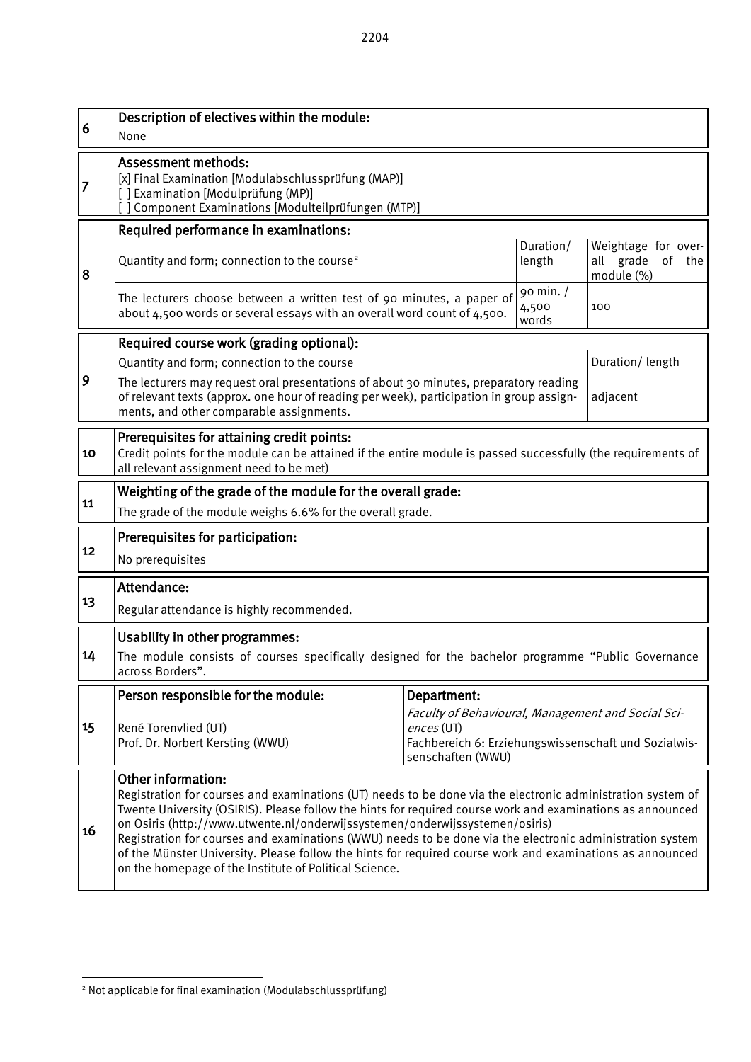| | | | | |
|---|---|---|---|---|
| 6 | **Description of electives within the module:**<br>None | | | |
| 7 | **Assessment methods:**<br>[x] Final Examination [Modulabschlussprüfung (MAP)]<br>[ ] Examination [Modulprüfung (MP)]<br>[ ] Component Examinations [Modulteilprüfungen (MTP)] | | | |
| 8 | **Required performance in examinations:** | | | |
| | Quantity and form; connection to the course[2] | | Duration/ length | Weightage for overall grade of the module (%) |
| | The lecturers choose between a written test of 90 minutes, a paper of about 4,500 words or several essays with an overall word count of 4,500. | | 90 min. / 4,500 words | 100 |
| 9 | **Required course work (grading optional):** | | | |
| | Quantity and form; connection to the course | | Duration/ length | |
| | The lecturers may request oral presentations of about 30 minutes, preparatory reading of relevant texts (approx. one hour of reading per week), participation in group assignments, and other comparable assignments. | | adjacent | |
| 10 | **Prerequisites for attaining credit points:**<br>Credit points for the module can be attained if the entire module is passed successfully (the requirements of all relevant assignment need to be met) | | | |
| 11 | **Weighting of the grade of the module for the overall grade:**<br>The grade of the module weighs 6.6% for the overall grade. | | | |
| 12 | **Prerequisites for participation:**<br>No prerequisites | | | |
| 13 | **Attendance:**<br>Regular attendance is highly recommended. | | | |
| 14 | **Usability in other programmes:**<br>The module consists of courses specifically designed for the bachelor programme "Public Governance across Borders". | | | |
| 15 | **Person responsible for the module:**<br>René Torenvlied (UT)<br>Prof. Dr. Norbert Kersting (WWU) | **Department:**<br>*Faculty of Behavioural, Management and Social Sciences* (UT)<br>Fachbereich 6: Erziehungswissenschaft und Sozialwissenschaften (WWU) | | |
| 16 | **Other information:**<br>Registration for courses and examinations (UT) needs to be done via the electronic administration system of Twente University (OSIRIS). Please follow the hints for required course work and examinations as announced on Osiris (http://www.utwente.nl/onderwijssystemen/onderwijssystemen/osiris)<br>Registration for courses and examinations (WWU) needs to be done via the electronic administration system of the Münster University. Please follow the hints for required course work and examinations as announced on the homepage of the Institute of Political Science. | | | |

[2] Not applicable for final examination (Modulabschlussprüfung)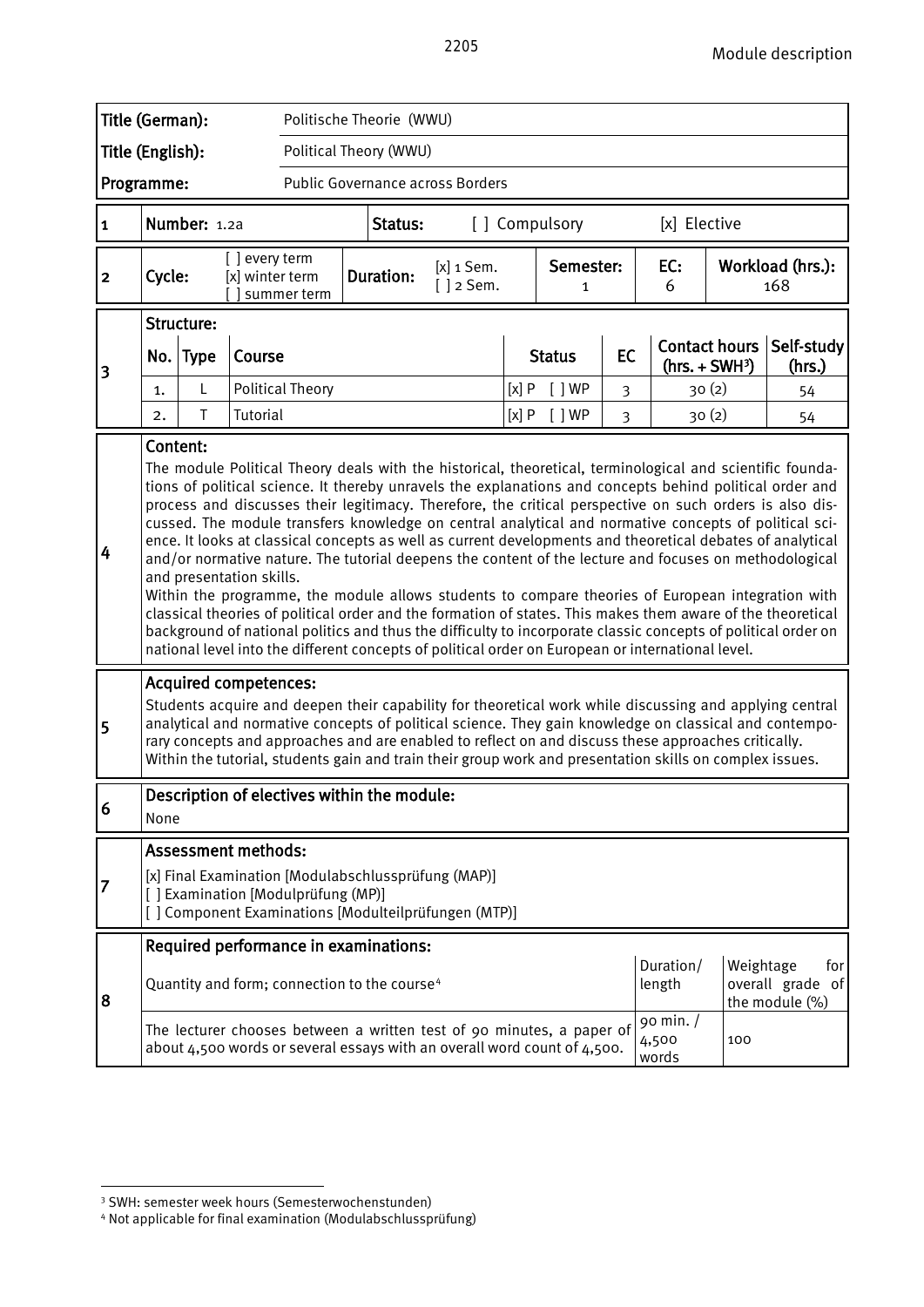| Title (German): | Politische Theorie (WWU) |
|---|---|
| Title (English): | Political Theory (WWU) |
| Programme: | Public Governance across Borders |

| 1 | Number: 1.2a | Status: | [ ] Compulsory | [x] Elective |
|---|---|---|---|---|

| 2 | Cycle: | [ ] every term [x] winter term [ ] summer term | Duration: | [x] 1 Sem. [ ] 2 Sem. | Semester: 1 | EC: 6 | Workload (hrs.): 168 |
|---|---|---|---|---|---|---|---|

**3 Structure:**

| No. | Type | Course | Status | EC | Contact hours (hrs. + SWH[3]) | Self-study (hrs.) |
|---|---|---|---|---|---|---|
| 1. | L | Political Theory | [x] P [ ] WP | 3 | 30 (2) | 54 |
| 2. | T | Tutorial | [x] P [ ] WP | 3 | 30 (2) | 54 |

**4 Content:**

The module Political Theory deals with the historical, theoretical, terminological and scientific foundations of political science. It thereby unravels the explanations and concepts behind political order and process and discusses their legitimacy. Therefore, the critical perspective on such orders is also discussed. The module transfers knowledge on central analytical and normative concepts of political science. It looks at classical concepts as well as current developments and theoretical debates of analytical and/or normative nature. The tutorial deepens the content of the lecture and focuses on methodological and presentation skills.

Within the programme, the module allows students to compare theories of European integration with classical theories of political order and the formation of states. This makes them aware of the theoretical background of national politics and thus the difficulty to incorporate classic concepts of political order on national level into the different concepts of political order on European or international level.

**5 Acquired competences:**

Students acquire and deepen their capability for theoretical work while discussing and applying central analytical and normative concepts of political science. They gain knowledge on classical and contemporary concepts and approaches and are enabled to reflect on and discuss these approaches critically.
Within the tutorial, students gain and train their group work and presentation skills on complex issues.

**6 Description of electives within the module:**

None

**7 Assessment methods:**

[x] Final Examination [Modulabschlussprüfung (MAP)]
[ ] Examination [Modulprüfung (MP)]
[ ] Component Examinations [Modulteilprüfungen (MTP)]

**8 Required performance in examinations:**

| Quantity and form; connection to the course[4] | Duration/ length | Weightage for overall grade of the module (%) |
|---|---|---|
| The lecturer chooses between a written test of 90 minutes, a paper of about 4,500 words or several essays with an overall word count of 4,500. | 90 min. / 4,500 words | 100 |

[3] SWH: semester week hours (Semesterwochenstunden)
[4] Not applicable for final examination (Modulabschlussprüfung)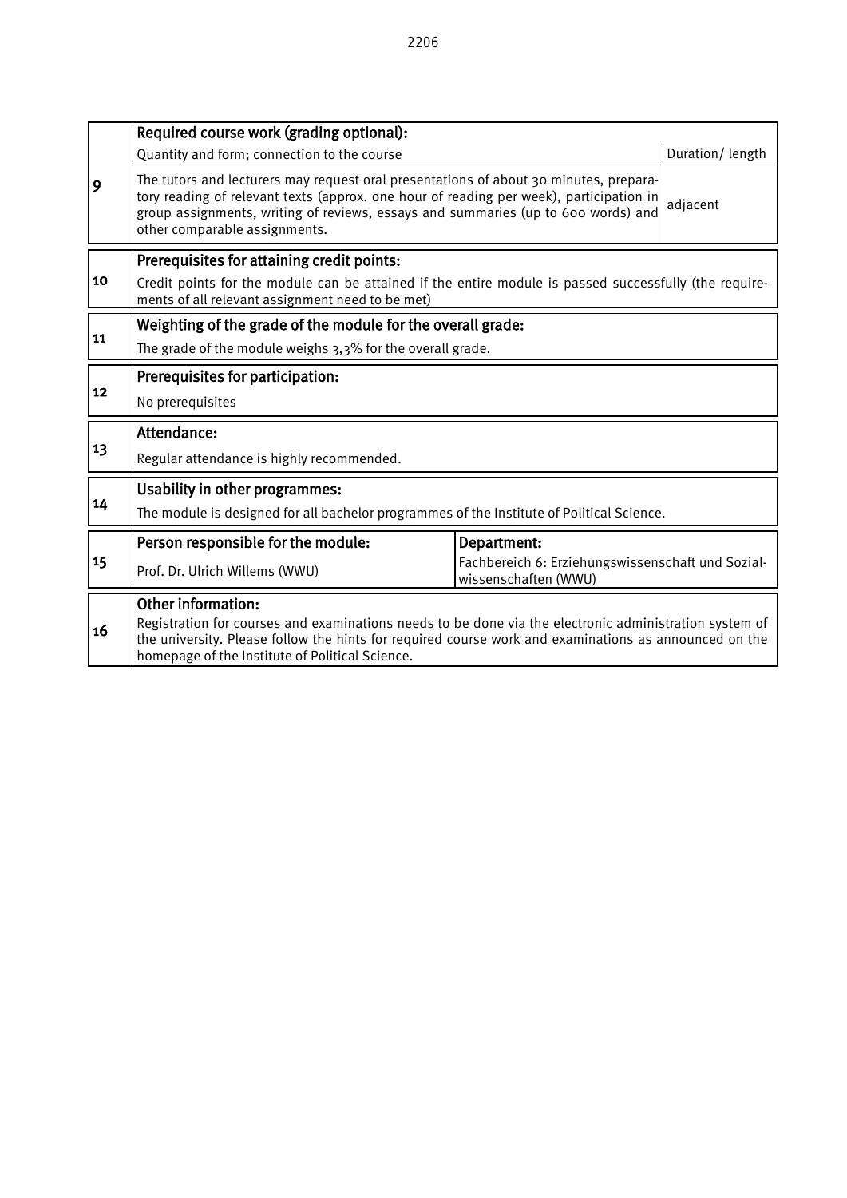| | | | |
|---|---|---|---|
| 9 | **Required course work (grading optional):** | | |
| | Quantity and form; connection to the course | | Duration/ length |
| | The tutors and lecturers may request oral presentations of about 30 minutes, preparatory reading of relevant texts (approx. one hour of reading per week), participation in group assignments, writing of reviews, essays and summaries (up to 600 words) and other comparable assignments. | | adjacent |
| 10 | **Prerequisites for attaining credit points:** | | |
| | Credit points for the module can be attained if the entire module is passed successfully (the requirements of all relevant assignment need to be met) | | |
| 11 | **Weighting of the grade of the module for the overall grade:** | | |
| | The grade of the module weighs 3,3% for the overall grade. | | |
| 12 | **Prerequisites for participation:** | | |
| | No prerequisites | | |
| 13 | **Attendance:** | | |
| | Regular attendance is highly recommended. | | |
| 14 | **Usability in other programmes:** | | |
| | The module is designed for all bachelor programmes of the Institute of Political Science. | | |
| 15 | **Person responsible for the module:** | **Department:** | |
| | Prof. Dr. Ulrich Willems (WWU) | Fachbereich 6: Erziehungswissenschaft und Sozialwissenschaften (WWU) | |
| 16 | **Other information:** | | |
| | Registration for courses and examinations needs to be done via the electronic administration system of the university. Please follow the hints for required course work and examinations as announced on the homepage of the Institute of Political Science. | | |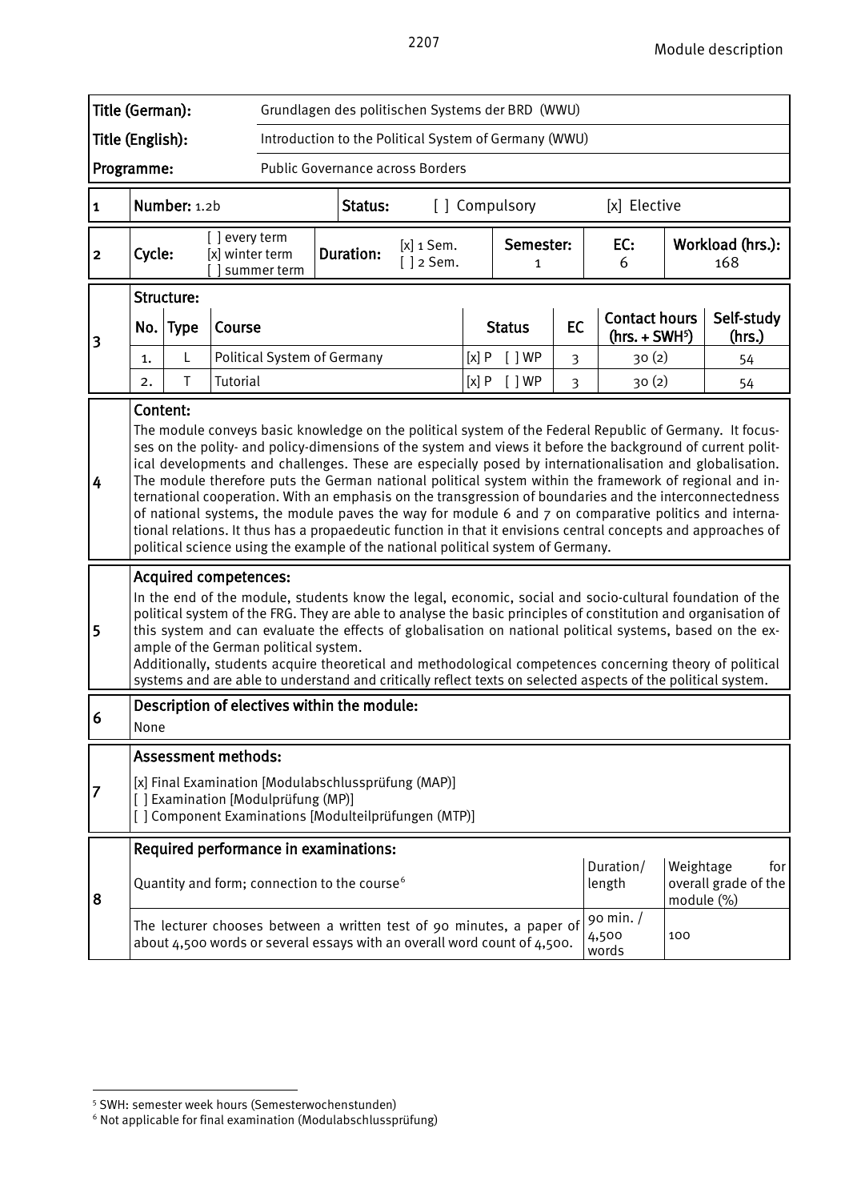| Title (German): | Grundlagen des politischen Systems der BRD (WWU) |
|---|---|
| Title (English): | Introduction to the Political System of Germany (WWU) |
| Programme: | Public Governance across Borders |

| 1 | Number: 1.2b | Status: | [ ] Compulsory | [x] Elective |
|---|---|---|---|---|

| 2 | Cycle: | [ ] every term [x] winter term [ ] summer term | Duration: | [x] 1 Sem. [ ] 2 Sem. | Semester: 1 | EC: 6 | Workload (hrs.): 168 |
|---|---|---|---|---|---|---|---|

**3 Structure:**

| No. | Type | Course | Status | EC | Contact hours (hrs. + SWH[5]) | Self-study (hrs.) |
|---|---|---|---|---|---|---|
| 1. | L | Political System of Germany | [x] P [ ] WP | 3 | 30 (2) | 54 |
| 2. | T | Tutorial | [x] P [ ] WP | 3 | 30 (2) | 54 |

**4 Content:**

The module conveys basic knowledge on the political system of the Federal Republic of Germany. It focusses on the polity- and policy-dimensions of the system and views it before the background of current political developments and challenges. These are especially posed by internationalisation and globalisation. The module therefore puts the German national political system within the framework of regional and international cooperation. With an emphasis on the transgression of boundaries and the interconnectedness of national systems, the module paves the way for module 6 and 7 on comparative politics and international relations. It thus has a propaedeutic function in that it envisions central concepts and approaches of political science using the example of the national political system of Germany.

**5 Acquired competences:**

In the end of the module, students know the legal, economic, social and socio-cultural foundation of the political system of the FRG. They are able to analyse the basic principles of constitution and organisation of this system and can evaluate the effects of globalisation on national political systems, based on the example of the German political system.
Additionally, students acquire theoretical and methodological competences concerning theory of political systems and are able to understand and critically reflect texts on selected aspects of the political system.

**6 Description of electives within the module:**

None

**7 Assessment methods:**

[x] Final Examination [Modulabschlussprüfung (MAP)]
[ ] Examination [Modulprüfung (MP)]
[ ] Component Examinations [Modulteilprüfungen (MTP)]

**8 Required performance in examinations:**

| Quantity and form; connection to the course[6] | Duration/ length | Weightage for overall grade of the module (%) |
|---|---|---|
| The lecturer chooses between a written test of 90 minutes, a paper of about 4,500 words or several essays with an overall word count of 4,500. | 90 min. / 4,500 words | 100 |

[5] SWH: semester week hours (Semesterwochenstunden)
[6] Not applicable for final examination (Modulabschlussprüfung)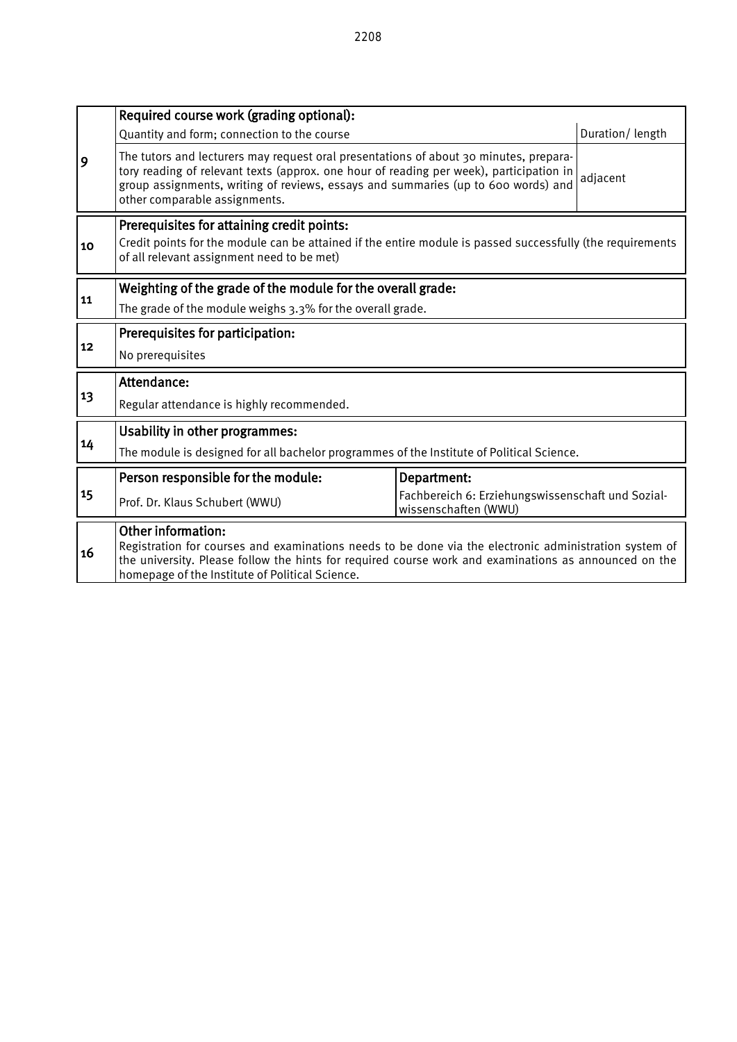| | | | |
|---|---|---|---|
| 9 | **Required course work (grading optional):** | | |
| | Quantity and form; connection to the course | | Duration/ length |
| | The tutors and lecturers may request oral presentations of about 30 minutes, preparatory reading of relevant texts (approx. one hour of reading per week), participation in group assignments, writing of reviews, essays and summaries (up to 600 words) and other comparable assignments. | | adjacent |
| 10 | **Prerequisites for attaining credit points:** Credit points for the module can be attained if the entire module is passed successfully (the requirements of all relevant assignment need to be met) | | |
| 11 | **Weighting of the grade of the module for the overall grade:** The grade of the module weighs 3.3% for the overall grade. | | |
| 12 | **Prerequisites for participation:** No prerequisites | | |
| 13 | **Attendance:** Regular attendance is highly recommended. | | |
| 14 | **Usability in other programmes:** The module is designed for all bachelor programmes of the Institute of Political Science. | | |
| 15 | **Person responsible for the module:** Prof. Dr. Klaus Schubert (WWU) | **Department:** Fachbereich 6: Erziehungswissenschaft und Sozialwissenschaften (WWU) | |
| 16 | **Other information:** Registration for courses and examinations needs to be done via the electronic administration system of the university. Please follow the hints for required course work and examinations as announced on the homepage of the Institute of Political Science. | | |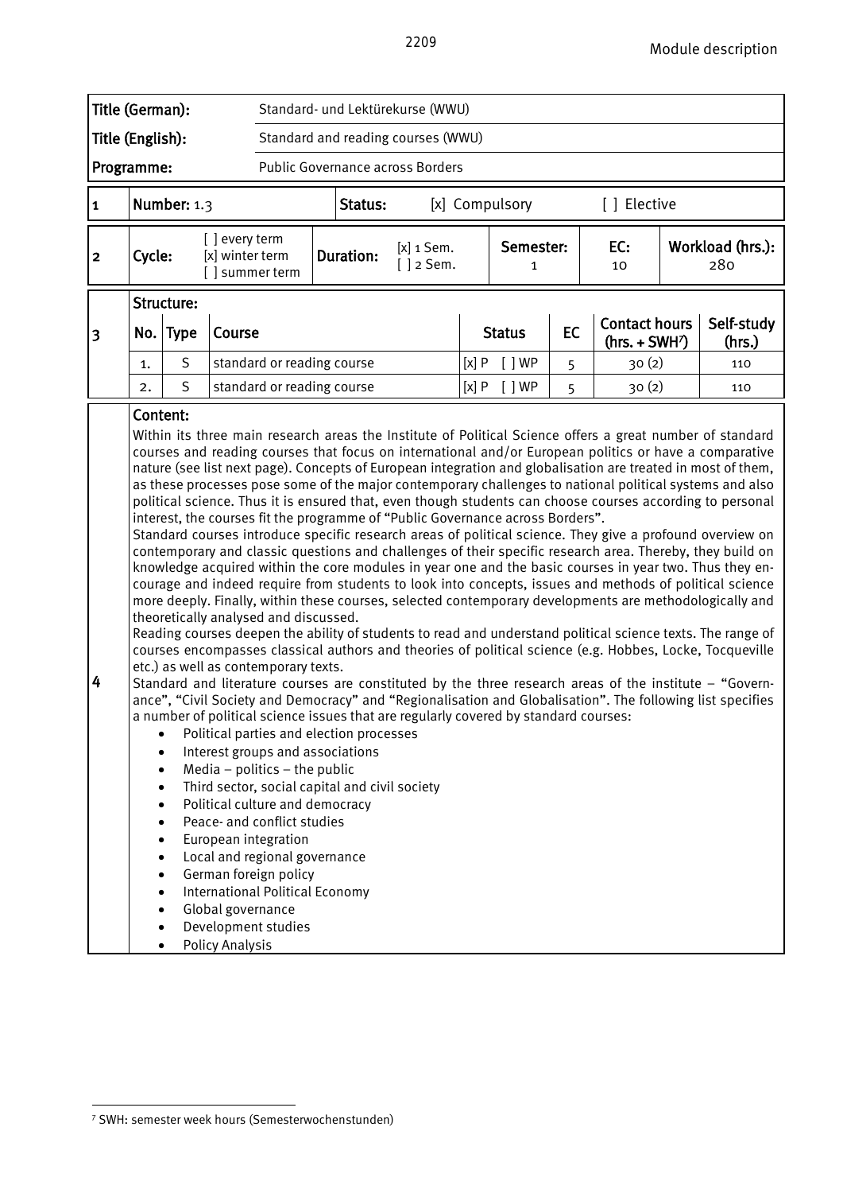| Title (German): | Standard- und Lektürekurse (WWU) |
|---|---|
| Title (English): | Standard and reading courses (WWU) |
| Programme: | Public Governance across Borders |

| 1 | Number: 1.3 | Status: | [x] Compulsory | [ ] Elective |
|---|---|---|---|---|

| 2 | Cycle: | [ ] every term [x] winter term [ ] summer term | Duration: | [x] 1 Sem. [ ] 2 Sem. | Semester: 1 | EC: 10 | Workload (hrs.): 280 |
|---|---|---|---|---|---|---|---|

**3 Structure:**

| No. | Type | Course | Status | EC | Contact hours (hrs. + SWH[7]) | Self-study (hrs.) |
|---|---|---|---|---|---|---|
| 1. | S | standard or reading course | [x] P [ ] WP | 5 | 30 (2) | 110 |
| 2. | S | standard or reading course | [x] P [ ] WP | 5 | 30 (2) | 110 |

**4 Content:**

Within its three main research areas the Institute of Political Science offers a great number of standard courses and reading courses that focus on international and/or European politics or have a comparative nature (see list next page). Concepts of European integration and globalisation are treated in most of them, as these processes pose some of the major contemporary challenges to national political systems and also political science. Thus it is ensured that, even though students can choose courses according to personal interest, the courses fit the programme of "Public Governance across Borders".

Standard courses introduce specific research areas of political science. They give a profound overview on contemporary and classic questions and challenges of their specific research area. Thereby, they build on knowledge acquired within the core modules in year one and the basic courses in year two. Thus they encourage and indeed require from students to look into concepts, issues and methods of political science more deeply. Finally, within these courses, selected contemporary developments are methodologically and theoretically analysed and discussed.

Reading courses deepen the ability of students to read and understand political science texts. The range of courses encompasses classical authors and theories of political science (e.g. Hobbes, Locke, Tocqueville etc.) as well as contemporary texts.

Standard and literature courses are constituted by the three research areas of the institute – "Governance", "Civil Society and Democracy" and "Regionalisation and Globalisation". The following list specifies a number of political science issues that are regularly covered by standard courses:

- Political parties and election processes
- Interest groups and associations
- Media – politics – the public
- Third sector, social capital and civil society
- Political culture and democracy
- Peace- and conflict studies
- European integration
- Local and regional governance
- German foreign policy
- International Political Economy
- Global governance
- Development studies
- Policy Analysis

[7] SWH: semester week hours (Semesterwochenstunden)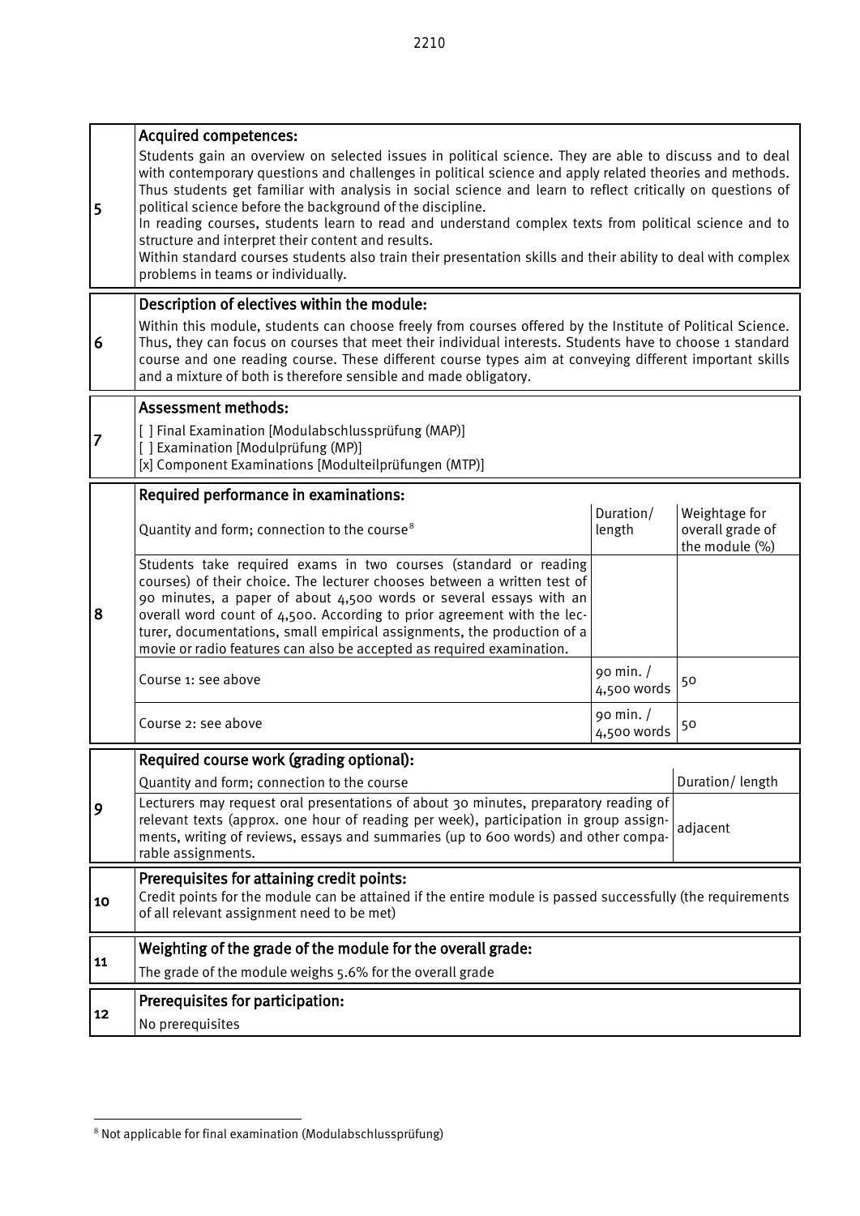| | |
|---|---|
| 5 | **Acquired competences:**<br>Students gain an overview on selected issues in political science. They are able to discuss and to deal with contemporary questions and challenges in political science and apply related theories and methods. Thus students get familiar with analysis in social science and learn to reflect critically on questions of political science before the background of the discipline.<br>In reading courses, students learn to read and understand complex texts from political science and to structure and interpret their content and results.<br>Within standard courses students also train their presentation skills and their ability to deal with complex problems in teams or individually. |
| 6 | **Description of electives within the module:**<br>Within this module, students can choose freely from courses offered by the Institute of Political Science. Thus, they can focus on courses that meet their individual interests. Students have to choose 1 standard course and one reading course. These different course types aim at conveying different important skills and a mixture of both is therefore sensible and made obligatory. |
| 7 | **Assessment methods:**<br>[ ] Final Examination [Modulabschlussprüfung (MAP)]<br>[ ] Examination [Modulprüfung (MP)]<br>[x] Component Examinations [Modulteilprüfungen (MTP)] |

**Required performance in examinations:** (8)

| Quantity and form; connection to the course[8] | Duration/ length | Weightage for overall grade of the module (%) |
|---|---|---|
| Students take required exams in two courses (standard or reading courses) of their choice. The lecturer chooses between a written test of 90 minutes, a paper of about 4,500 words or several essays with an overall word count of 4,500. According to prior agreement with the lecturer, documentations, small empirical assignments, the production of a movie or radio features can also be accepted as required examination. | | |
| Course 1: see above | 90 min. / 4,500 words | 50 |
| Course 2: see above | 90 min. / 4,500 words | 50 |

**Required course work (grading optional):** (9)

| Quantity and form; connection to the course | Duration/ length |
|---|---|
| Lecturers may request oral presentations of about 30 minutes, preparatory reading of relevant texts (approx. one hour of reading per week), participation in group assignments, writing of reviews, essays and summaries (up to 600 words) and other comparable assignments. | adjacent |

| | |
|---|---|
| 10 | **Prerequisites for attaining credit points:**<br>Credit points for the module can be attained if the entire module is passed successfully (the requirements of all relevant assignment need to be met) |
| 11 | **Weighting of the grade of the module for the overall grade:**<br>The grade of the module weighs 5.6% for the overall grade |
| 12 | **Prerequisites for participation:**<br>No prerequisites |

[8] Not applicable for final examination (Modulabschlussprüfung)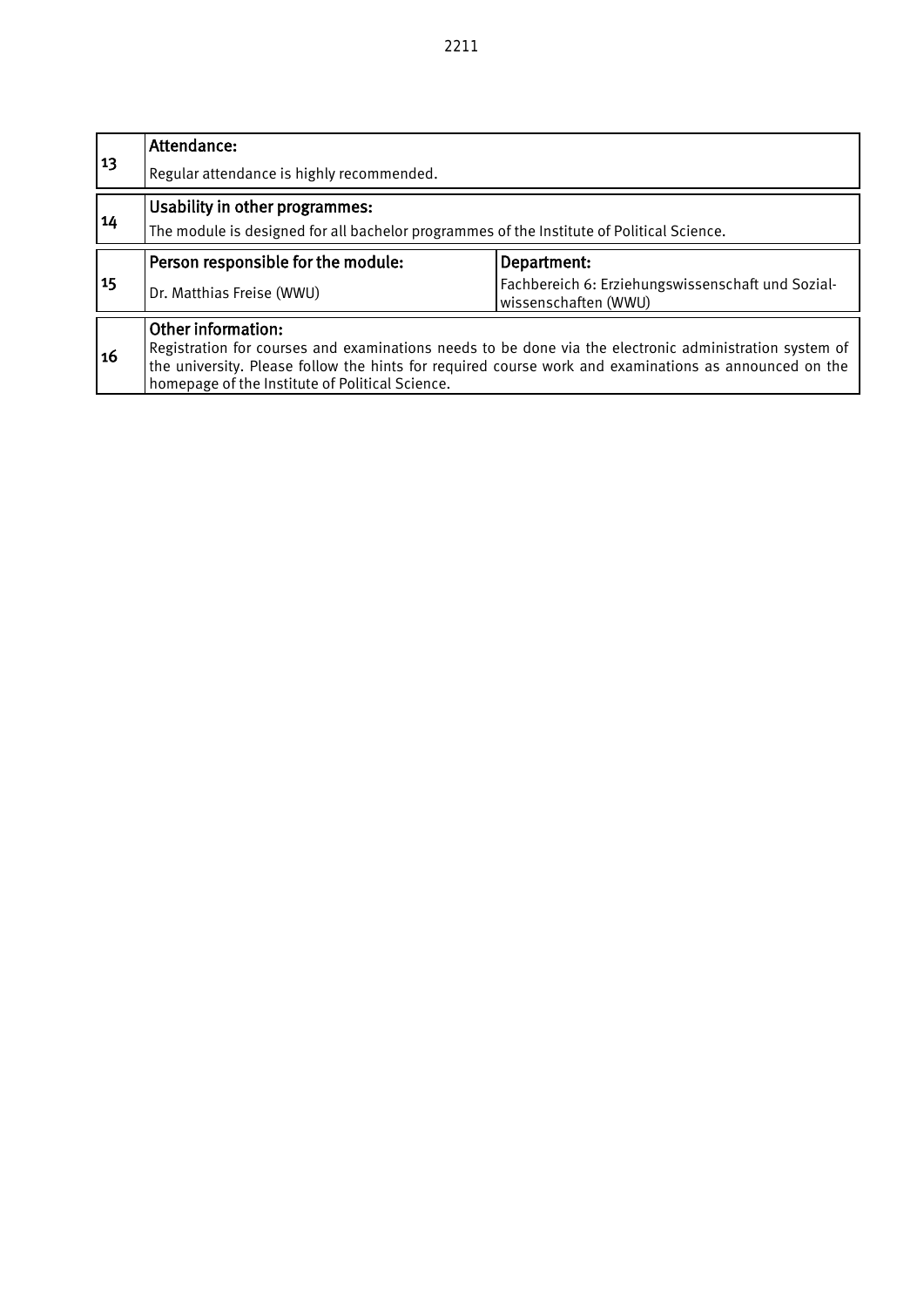| | | |
|---|---|---|
| 13 | **Attendance:**<br>Regular attendance is highly recommended. | |
| 14 | **Usability in other programmes:**<br>The module is designed for all bachelor programmes of the Institute of Political Science. | |
| 15 | **Person responsible for the module:**<br>Dr. Matthias Freise (WWU) | **Department:**<br>Fachbereich 6: Erziehungswissenschaft und Sozial-wissenschaften (WWU) |
| 16 | **Other information:**<br>Registration for courses and examinations needs to be done via the electronic administration system of the university. Please follow the hints for required course work and examinations as announced on the homepage of the Institute of Political Science. | |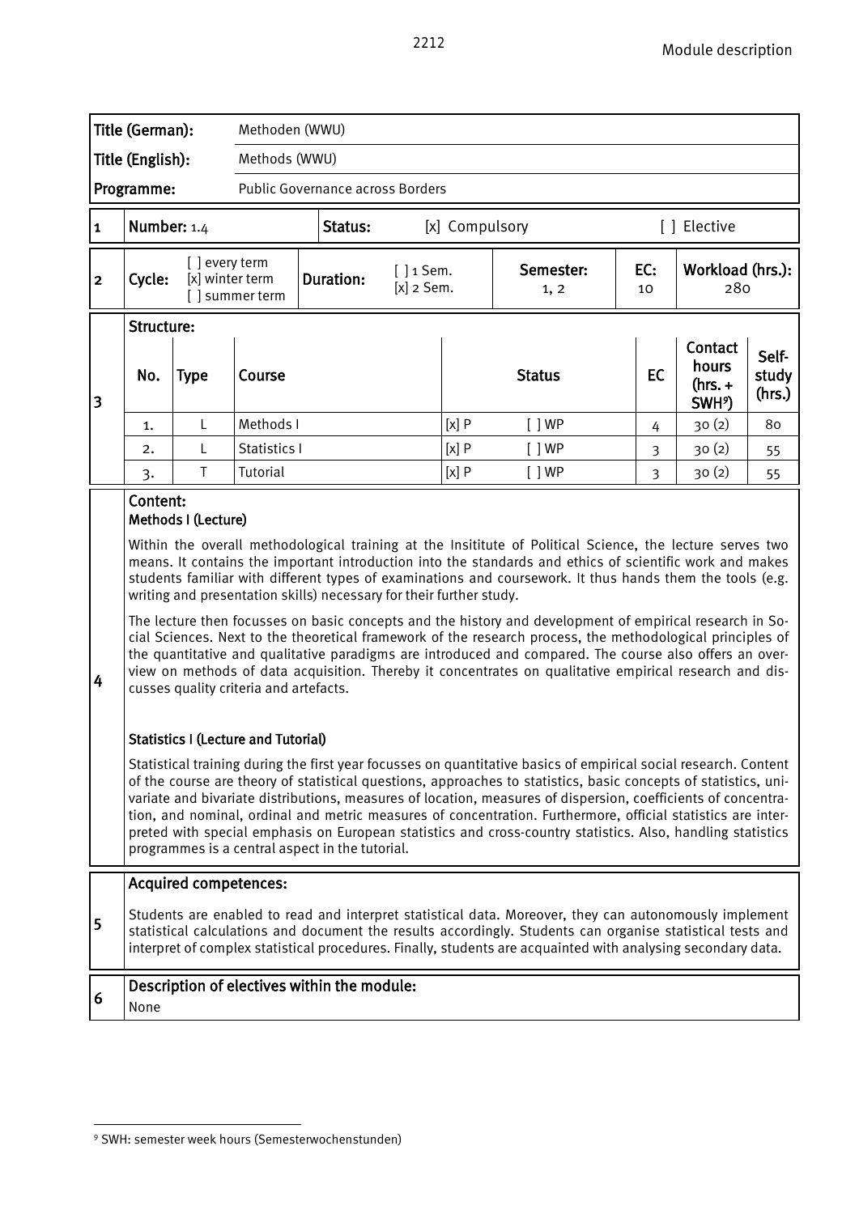Module description

| Title (German): | Methoden (WWU) |
|---|---|
| Title (English): | Methods (WWU) |
| Programme: | Public Governance across Borders |

| 1 | Number: 1.4 | Status: | [x] Compulsory | [ ] Elective |
|---|---|---|---|---|

| 2 | Cycle: | [ ] every term [x] winter term [ ] summer term | Duration: | [ ] 1 Sem. [x] 2 Sem. | Semester: 1, 2 | EC: 10 | Workload (hrs.): 280 |
|---|---|---|---|---|---|---|---|

**3 Structure:**

| No. | Type | Course | Status | | EC | Contact hours (hrs. + SWH[9]) | Self-study (hrs.) |
|---|---|---|---|---|---|---|---|
| 1. | L | Methods I | [x] P | [ ] WP | 4 | 30 (2) | 80 |
| 2. | L | Statistics I | [x] P | [ ] WP | 3 | 30 (2) | 55 |
| 3. | T | Tutorial | [x] P | [ ] WP | 3 | 30 (2) | 55 |

**4 Content:**

**Methods I (Lecture)**

Within the overall methodological training at the Insititute of Political Science, the lecture serves two means. It contains the important introduction into the standards and ethics of scientific work and makes students familiar with different types of examinations and coursework. It thus hands them the tools (e.g. writing and presentation skills) necessary for their further study.

The lecture then focusses on basic concepts and the history and development of empirical research in Social Sciences. Next to the theoretical framework of the research process, the methodological principles of the quantitative and qualitative paradigms are introduced and compared. The course also offers an overview on methods of data acquisition. Thereby it concentrates on qualitative empirical research and discusses quality criteria and artefacts.

**Statistics I (Lecture and Tutorial)**

Statistical training during the first year focusses on quantitative basics of empirical social research. Content of the course are theory of statistical questions, approaches to statistics, basic concepts of statistics, univariate and bivariate distributions, measures of location, measures of dispersion, coefficients of concentration, and nominal, ordinal and metric measures of concentration. Furthermore, official statistics are interpreted with special emphasis on European statistics and cross-country statistics. Also, handling statistics programmes is a central aspect in the tutorial.

**5 Acquired competences:**

Students are enabled to read and interpret statistical data. Moreover, they can autonomously implement statistical calculations and document the results accordingly. Students can organise statistical tests and interpret of complex statistical procedures. Finally, students are acquainted with analysing secondary data.

**6 Description of electives within the module:**

None

[9] SWH: semester week hours (Semesterwochenstunden)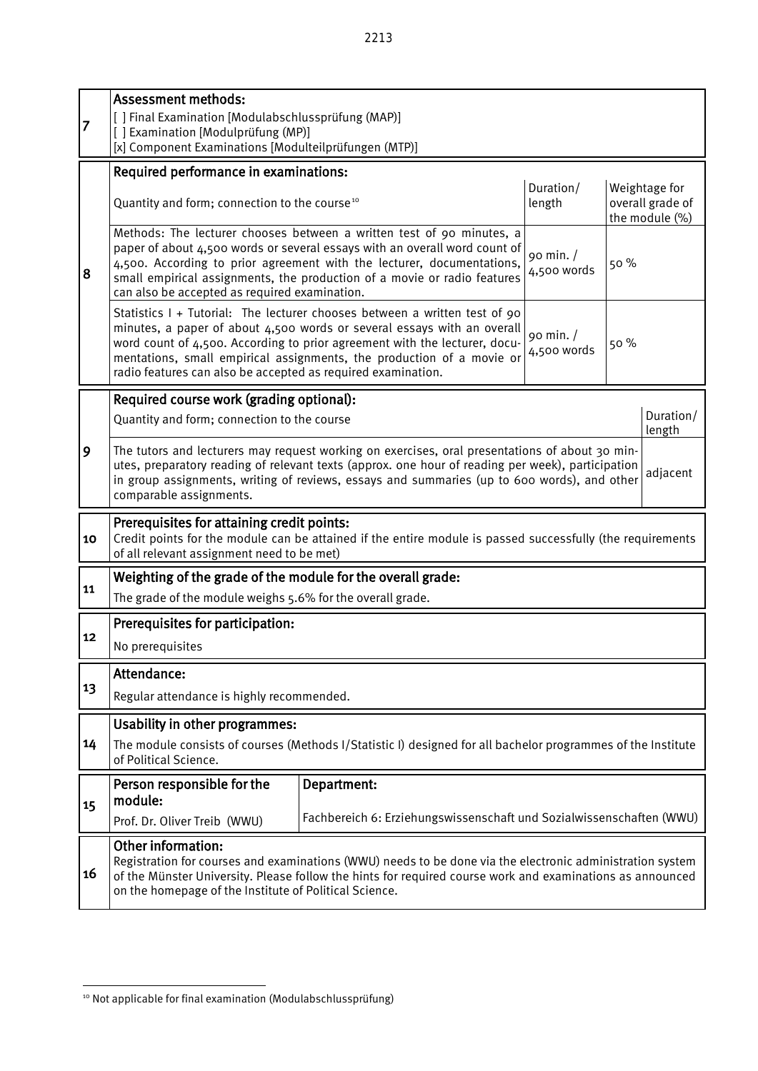| | | | |
|---|---|---|---|
| 7 | **Assessment methods:**<br>[ ] Final Examination [Modulabschlussprüfung (MAP)]<br>[ ] Examination [Modulprüfung (MP)]<br>[x] Component Examinations [Modulteilprüfungen (MTP)] | | |
| 8 | **Required performance in examinations:** | | |
| | Quantity and form; connection to the course[10] | Duration/ length | Weightage for overall grade of the module (%) |
| | Methods: The lecturer chooses between a written test of 90 minutes, a paper of about 4,500 words or several essays with an overall word count of 4,500. According to prior agreement with the lecturer, documentations, small empirical assignments, the production of a movie or radio features can also be accepted as required examination. | 90 min. / 4,500 words | 50 % |
| | Statistics I + Tutorial: The lecturer chooses between a written test of 90 minutes, a paper of about 4,500 words or several essays with an overall word count of 4,500. According to prior agreement with the lecturer, documentations, small empirical assignments, the production of a movie or radio features can also be accepted as required examination. | 90 min. / 4,500 words | 50 % |

| | | |
|---|---|---|
| 9 | **Required course work (grading optional):** | |
| | Quantity and form; connection to the course | Duration/ length |
| | The tutors and lecturers may request working on exercises, oral presentations of about 30 minutes, preparatory reading of relevant texts (approx. one hour of reading per week), participation in group assignments, writing of reviews, essays and summaries (up to 600 words), and other comparable assignments. | adjacent |

| | | |
|---|---|---|
| 10 | **Prerequisites for attaining credit points:**<br>Credit points for the module can be attained if the entire module is passed successfully (the requirements of all relevant assignment need to be met) | |
| 11 | **Weighting of the grade of the module for the overall grade:**<br>The grade of the module weighs 5.6% for the overall grade. | |
| 12 | **Prerequisites for participation:**<br>No prerequisites | |
| 13 | **Attendance:**<br>Regular attendance is highly recommended. | |
| 14 | **Usability in other programmes:**<br>The module consists of courses (Methods I/Statistic I) designed for all bachelor programmes of the Institute of Political Science. | |
| 15 | **Person responsible for the module:**<br>Prof. Dr. Oliver Treib (WWU) | **Department:**<br>Fachbereich 6: Erziehungswissenschaft und Sozialwissenschaften (WWU) |
| 16 | **Other information:**<br>Registration for courses and examinations (WWU) needs to be done via the electronic administration system of the Münster University. Please follow the hints for required course work and examinations as announced on the homepage of the Institute of Political Science. | |

[10] Not applicable for final examination (Modulabschlussprüfung)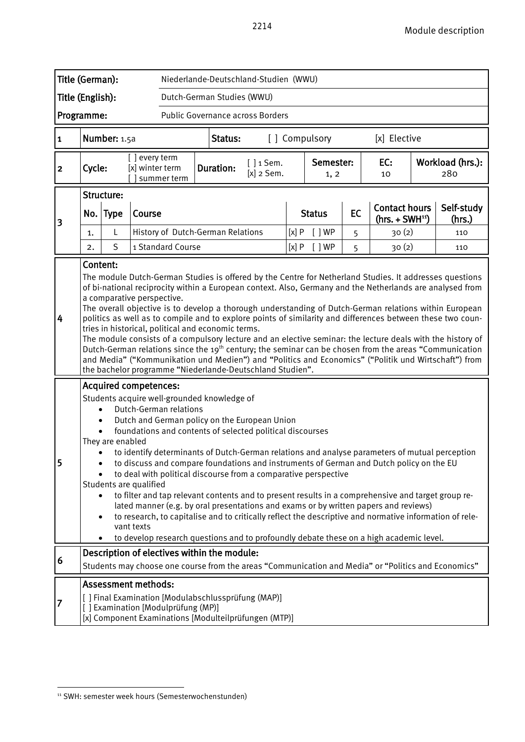| Title (German): | Niederlande-Deutschland-Studien (WWU) |
|---|---|
| Title (English): | Dutch-German Studies (WWU) |
| Programme: | Public Governance across Borders |

| 1 | Number: 1.5a | Status: | [ ] Compulsory | [x] Elective |
|---|---|---|---|---|

| 2 | Cycle: | [ ] every term [x] winter term [ ] summer term | Duration: | [ ] 1 Sem. [x] 2 Sem. | Semester: 1, 2 | EC: 10 | Workload (hrs.): 280 |
|---|---|---|---|---|---|---|---|

**3 Structure:**

| No. | Type | Course | Status | EC | Contact hours (hrs. + SWH[11]) | Self-study (hrs.) |
|---|---|---|---|---|---|---|
| 1. | L | History of Dutch-German Relations | [x] P [ ] WP | 5 | 30 (2) | 110 |
| 2. | S | 1 Standard Course | [x] P [ ] WP | 5 | 30 (2) | 110 |

**4 Content:**

The module Dutch-German Studies is offered by the Centre for Netherland Studies. It addresses questions of bi-national reciprocity within a European context. Also, Germany and the Netherlands are analysed from a comparative perspective.

The overall objective is to develop a thorough understanding of Dutch-German relations within European politics as well as to compile and to explore points of similarity and differences between these two countries in historical, political and economic terms.

The module consists of a compulsory lecture and an elective seminar: the lecture deals with the history of Dutch-German relations since the 19th century; the seminar can be chosen from the areas "Communication and Media" ("Kommunikation und Medien") and "Politics and Economics" ("Politik und Wirtschaft") from the bachelor programme "Niederlande-Deutschland Studien".

**5 Acquired competences:**

Students acquire well-grounded knowledge of

- Dutch-German relations
- Dutch and German policy on the European Union
- foundations and contents of selected political discourses

They are enabled

- to identify determinants of Dutch-German relations and analyse parameters of mutual perception
- to discuss and compare foundations and instruments of German and Dutch policy on the EU
- to deal with political discourse from a comparative perspective

Students are qualified

- to filter and tap relevant contents and to present results in a comprehensive and target group related manner (e.g. by oral presentations and exams or by written papers and reviews)
- to research, to capitalise and to critically reflect the descriptive and normative information of relevant texts
- to develop research questions and to profoundly debate these on a high academic level.

**6 Description of electives within the module:**

Students may choose one course from the areas "Communication and Media" or "Politics and Economics"

**7 Assessment methods:**

[ ] Final Examination [Modulabschlussprüfung (MAP)]
[ ] Examination [Modulprüfung (MP)]
[x] Component Examinations [Modulteilprüfungen (MTP)]

[11] SWH: semester week hours (Semesterwochenstunden)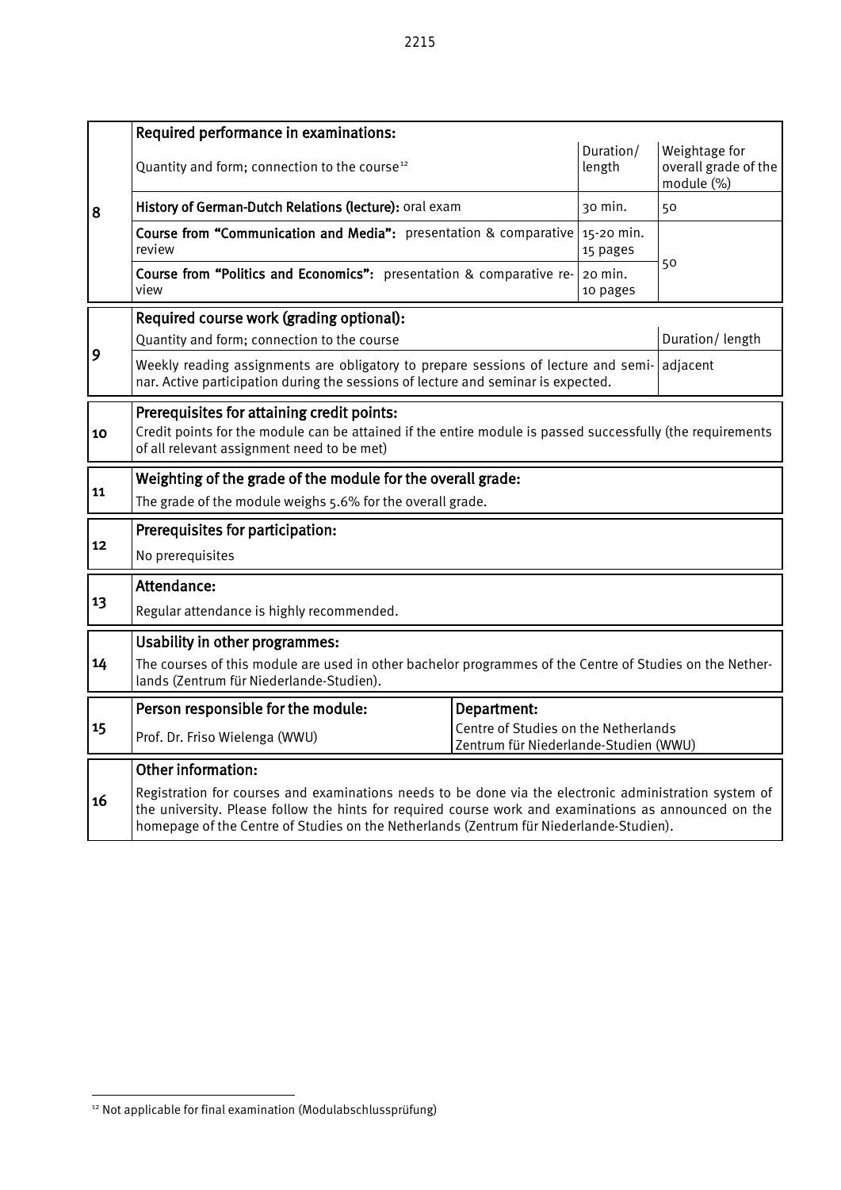| | Required performance in examinations: | | | |
|---|---|---|---|---|
| 8 | Quantity and form; connection to the course[12] | | Duration/ length | Weightage for overall grade of the module (%) |
| | **History of German-Dutch Relations (lecture):** oral exam | | 30 min. | 50 |
| | **Course from "Communication and Media":** presentation & comparative review | | 15-20 min. 15 pages | 50 |
| | **Course from "Politics and Economics":** presentation & comparative review | | 20 min. 10 pages | |
| 9 | **Required course work (grading optional):** | | | |
| | Quantity and form; connection to the course | | | Duration/ length |
| | Weekly reading assignments are obligatory to prepare sessions of lecture and seminar. Active participation during the sessions of lecture and seminar is expected. | | | adjacent |
| 10 | **Prerequisites for attaining credit points:** Credit points for the module can be attained if the entire module is passed successfully (the requirements of all relevant assignment need to be met) | | | |
| 11 | **Weighting of the grade of the module for the overall grade:** The grade of the module weighs 5.6% for the overall grade. | | | |
| 12 | **Prerequisites for participation:** No prerequisites | | | |
| 13 | **Attendance:** Regular attendance is highly recommended. | | | |
| 14 | **Usability in other programmes:** The courses of this module are used in other bachelor programmes of the Centre of Studies on the Netherlands (Zentrum für Niederlande-Studien). | | | |
| 15 | **Person responsible for the module:** Prof. Dr. Friso Wielenga (WWU) | **Department:** Centre of Studies on the Netherlands Zentrum für Niederlande-Studien (WWU) | | |
| 16 | **Other information:** Registration for courses and examinations needs to be done via the electronic administration system of the university. Please follow the hints for required course work and examinations as announced on the homepage of the Centre of Studies on the Netherlands (Zentrum für Niederlande-Studien). | | | |

[12] Not applicable for final examination (Modulabschlussprüfung)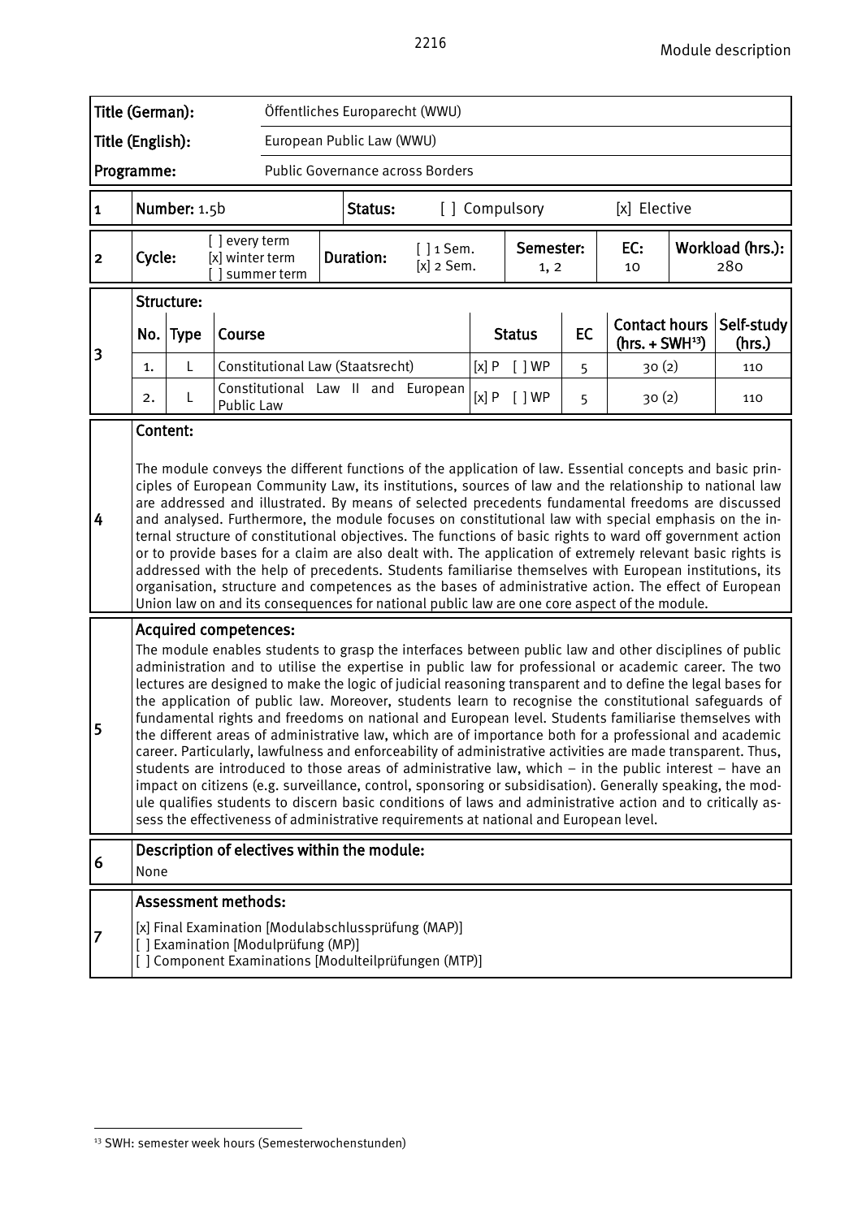| Title (German): | Öffentliches Europarecht (WWU) |
|---|---|
| Title (English): | European Public Law (WWU) |
| Programme: | Public Governance across Borders |

| 1 | Number: 1.5b | Status: | [ ] Compulsory | [x] Elective |
|---|---|---|---|---|

| 2 | Cycle: | [ ] every term [x] winter term [ ] summer term | Duration: | [ ] 1 Sem. [x] 2 Sem. | Semester: 1, 2 | EC: 10 | Workload (hrs.): 280 |
|---|---|---|---|---|---|---|---|

**3 Structure:**

| No. | Type | Course | Status | EC | Contact hours (hrs. + SWH[13]) | Self-study (hrs.) |
|---|---|---|---|---|---|---|
| 1. | L | Constitutional Law (Staatsrecht) | [x] P [ ] WP | 5 | 30 (2) | 110 |
| 2. | L | Constitutional Law II and European Public Law | [x] P [ ] WP | 5 | 30 (2) | 110 |

**4 Content:**

The module conveys the different functions of the application of law. Essential concepts and basic principles of European Community Law, its institutions, sources of law and the relationship to national law are addressed and illustrated. By means of selected precedents fundamental freedoms are discussed and analysed. Furthermore, the module focuses on constitutional law with special emphasis on the internal structure of constitutional objectives. The functions of basic rights to ward off government action or to provide bases for a claim are also dealt with. The application of extremely relevant basic rights is addressed with the help of precedents. Students familiarise themselves with European institutions, its organisation, structure and competences as the bases of administrative action. The effect of European Union law on and its consequences for national public law are one core aspect of the module.

**5 Acquired competences:**

The module enables students to grasp the interfaces between public law and other disciplines of public administration and to utilise the expertise in public law for professional or academic career. The two lectures are designed to make the logic of judicial reasoning transparent and to define the legal bases for the application of public law. Moreover, students learn to recognise the constitutional safeguards of fundamental rights and freedoms on national and European level. Students familiarise themselves with the different areas of administrative law, which are of importance both for a professional and academic career. Particularly, lawfulness and enforceability of administrative activities are made transparent. Thus, students are introduced to those areas of administrative law, which – in the public interest – have an impact on citizens (e.g. surveillance, control, sponsoring or subsidisation). Generally speaking, the module qualifies students to discern basic conditions of laws and administrative action and to critically assess the effectiveness of administrative requirements at national and European level.

**6 Description of electives within the module:**

None

**7 Assessment methods:**

[x] Final Examination [Modulabschlussprüfung (MAP)]
[ ] Examination [Modulprüfung (MP)]
[ ] Component Examinations [Modulteilprüfungen (MTP)]

[13] SWH: semester week hours (Semesterwochenstunden)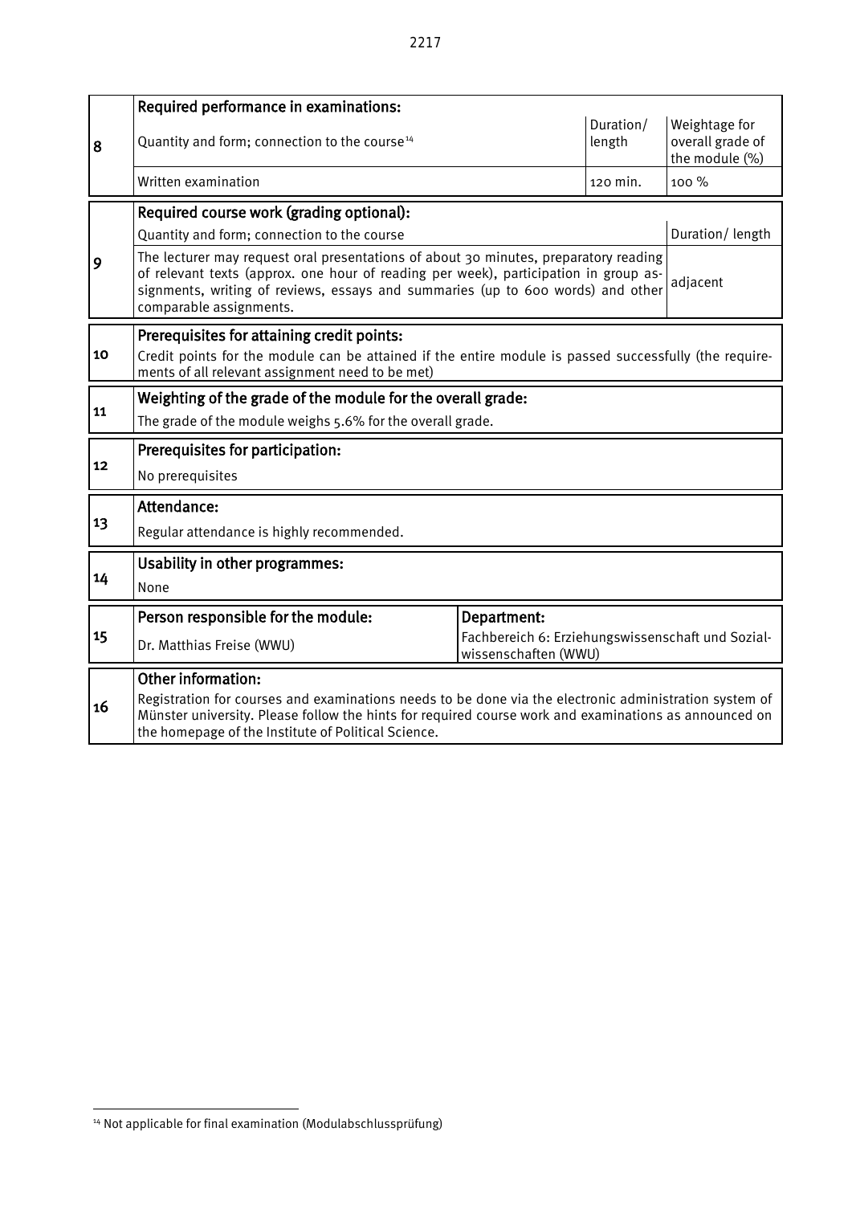| | | | | |
|---|---|---|---|---|
| 8 | **Required performance in examinations:** | | | |
| | Quantity and form; connection to the course[14] | | Duration/ length | Weightage for overall grade of the module (%) |
| | Written examination | | 120 min. | 100 % |
| 9 | **Required course work (grading optional):** | | | |
| | Quantity and form; connection to the course | | | Duration/ length |
| | The lecturer may request oral presentations of about 30 minutes, preparatory reading of relevant texts (approx. one hour of reading per week), participation in group assignments, writing of reviews, essays and summaries (up to 600 words) and other comparable assignments. | | | adjacent |
| 10 | **Prerequisites for attaining credit points:** | | | |
| | Credit points for the module can be attained if the entire module is passed successfully (the requirements of all relevant assignment need to be met) | | | |
| 11 | **Weighting of the grade of the module for the overall grade:** | | | |
| | The grade of the module weighs 5.6% for the overall grade. | | | |
| 12 | **Prerequisites for participation:** | | | |
| | No prerequisites | | | |
| 13 | **Attendance:** | | | |
| | Regular attendance is highly recommended. | | | |
| 14 | **Usability in other programmes:** | | | |
| | None | | | |
| 15 | **Person responsible for the module:** | **Department:** | | |
| | Dr. Matthias Freise (WWU) | Fachbereich 6: Erziehungswissenschaft und Sozialwissenschaften (WWU) | | |
| 16 | **Other information:** | | | |
| | Registration for courses and examinations needs to be done via the electronic administration system of Münster university. Please follow the hints for required course work and examinations as announced on the homepage of the Institute of Political Science. | | | |

[14] Not applicable for final examination (Modulabschlussprüfung)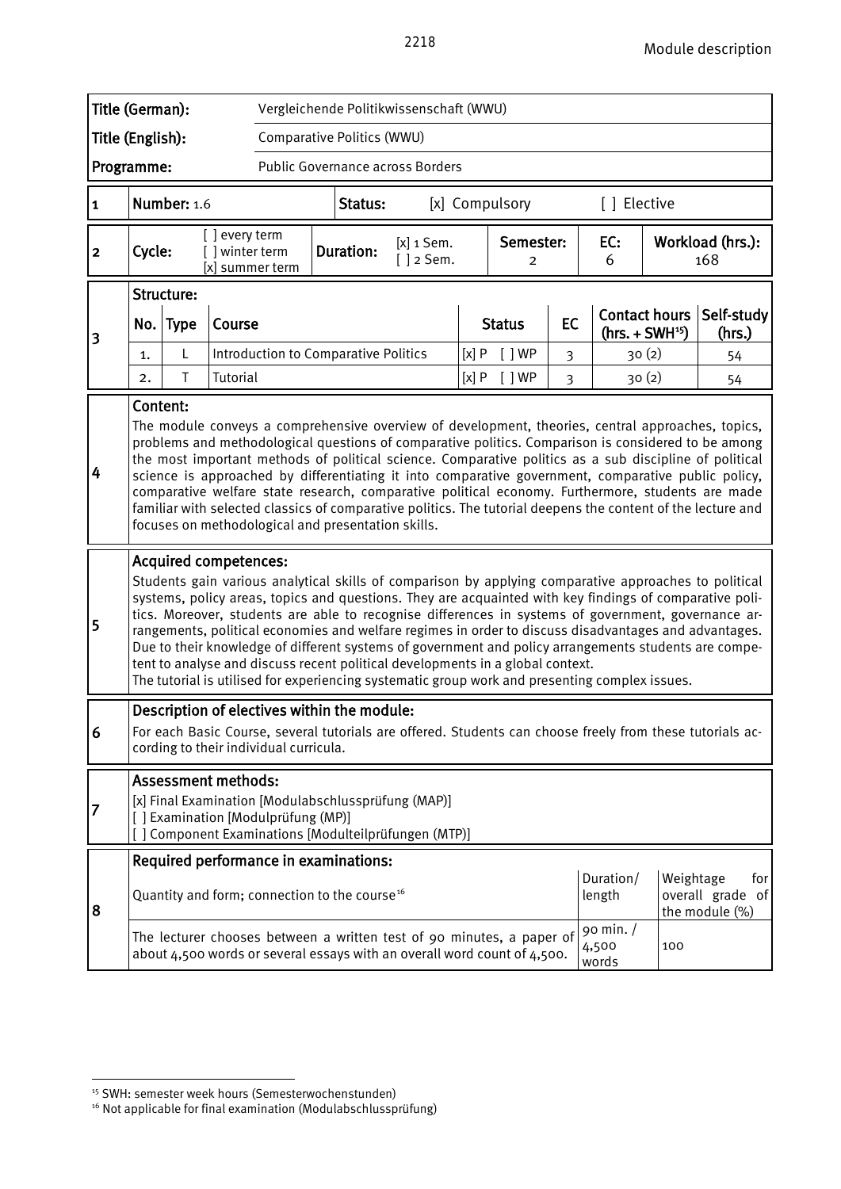| Title (German): | Vergleichende Politikwissenschaft (WWU) |
|---|---|
| Title (English): | Comparative Politics (WWU) |
| Programme: | Public Governance across Borders |

| 1 | Number: 1.6 | Status: | [x] Compulsory | [ ] Elective |
|---|---|---|---|---|

| 2 | Cycle: | [ ] every term [ ] winter term [x] summer term | Duration: | [x] 1 Sem. [ ] 2 Sem. | Semester: 2 | EC: 6 | Workload (hrs.): 168 |
|---|---|---|---|---|---|---|---|

**3 Structure:**

| No. | Type | Course | Status | EC | Contact hours (hrs. + SWH[15]) | Self-study (hrs.) |
|---|---|---|---|---|---|---|
| 1. | L | Introduction to Comparative Politics | [x] P [ ] WP | 3 | 30 (2) | 54 |
| 2. | T | Tutorial | [x] P [ ] WP | 3 | 30 (2) | 54 |

**4 Content:**

The module conveys a comprehensive overview of development, theories, central approaches, topics, problems and methodological questions of comparative politics. Comparison is considered to be among the most important methods of political science. Comparative politics as a sub discipline of political science is approached by differentiating it into comparative government, comparative public policy, comparative welfare state research, comparative political economy. Furthermore, students are made familiar with selected classics of comparative politics. The tutorial deepens the content of the lecture and focuses on methodological and presentation skills.

**5 Acquired competences:**

Students gain various analytical skills of comparison by applying comparative approaches to political systems, policy areas, topics and questions. They are acquainted with key findings of comparative politics. Moreover, students are able to recognise differences in systems of government, governance arrangements, political economies and welfare regimes in order to discuss disadvantages and advantages. Due to their knowledge of different systems of government and policy arrangements students are competent to analyse and discuss recent political developments in a global context.
The tutorial is utilised for experiencing systematic group work and presenting complex issues.

**6 Description of electives within the module:**

For each Basic Course, several tutorials are offered. Students can choose freely from these tutorials according to their individual curricula.

**7 Assessment methods:**

[x] Final Examination [Modulabschlussprüfung (MAP)]
[ ] Examination [Modulprüfung (MP)]
[ ] Component Examinations [Modulteilprüfungen (MTP)]

**8 Required performance in examinations:**

| Quantity and form; connection to the course[16] | Duration/ length | Weightage for overall grade of the module (%) |
|---|---|---|
| The lecturer chooses between a written test of 90 minutes, a paper of about 4,500 words or several essays with an overall word count of 4,500. | 90 min. / 4,500 words | 100 |

[15] SWH: semester week hours (Semesterwochenstunden)
[16] Not applicable for final examination (Modulabschlussprüfung)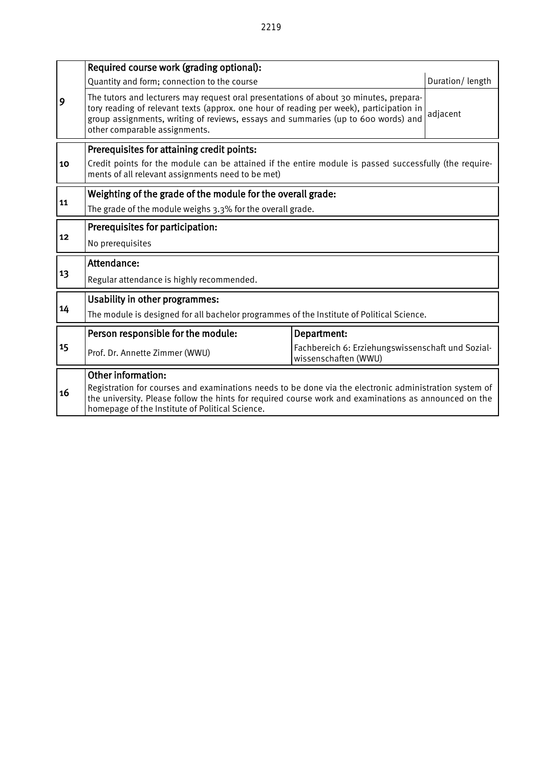| | | | |
|---|---|---|---|
| 9 | **Required course work (grading optional):** | | |
| | Quantity and form; connection to the course | | Duration/ length |
| | The tutors and lecturers may request oral presentations of about 30 minutes, preparatory reading of relevant texts (approx. one hour of reading per week), participation in group assignments, writing of reviews, essays and summaries (up to 600 words) and other comparable assignments. | | adjacent |
| 10 | **Prerequisites for attaining credit points:** | | |
| | Credit points for the module can be attained if the entire module is passed successfully (the requirements of all relevant assignments need to be met) | | |
| 11 | **Weighting of the grade of the module for the overall grade:** | | |
| | The grade of the module weighs 3.3% for the overall grade. | | |
| 12 | **Prerequisites for participation:** | | |
| | No prerequisites | | |
| 13 | **Attendance:** | | |
| | Regular attendance is highly recommended. | | |
| 14 | **Usability in other programmes:** | | |
| | The module is designed for all bachelor programmes of the Institute of Political Science. | | |
| 15 | **Person responsible for the module:** | **Department:** | |
| | Prof. Dr. Annette Zimmer (WWU) | Fachbereich 6: Erziehungswissenschaft und Sozialwissenschaften (WWU) | |
| 16 | **Other information:** | | |
| | Registration for courses and examinations needs to be done via the electronic administration system of the university. Please follow the hints for required course work and examinations as announced on the homepage of the Institute of Political Science. | | |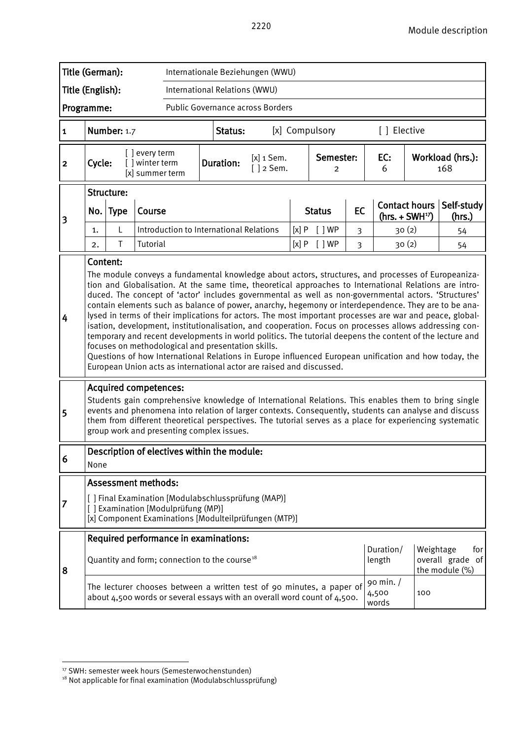Module description

| Title (German): | Internationale Beziehungen (WWU) |
|---|---|
| Title (English): | International Relations (WWU) |
| Programme: | Public Governance across Borders |

| 1 | Number: 1.7 | Status: | [x] Compulsory | [ ] Elective |
|---|---|---|---|---|

| 2 | Cycle: | [ ] every term<br>[ ] winter term<br>[x] summer term | Duration: | [x] 1 Sem.<br>[ ] 2 Sem. | Semester:<br>2 | EC:<br>6 | Workload (hrs.):<br>168 |
|---|---|---|---|---|---|---|---|

**3 Structure:**

| No. | Type | Course | Status | EC | Contact hours (hrs. + SWH[17]) | Self-study (hrs.) |
|---|---|---|---|---|---|---|
| 1. | L | Introduction to International Relations | [x] P [ ] WP | 3 | 30 (2) | 54 |
| 2. | T | Tutorial | [x] P [ ] WP | 3 | 30 (2) | 54 |

**4 Content:**

The module conveys a fundamental knowledge about actors, structures, and processes of Europeanization and Globalisation. At the same time, theoretical approaches to International Relations are introduced. The concept of 'actor' includes governmental as well as non-governmental actors. 'Structures' contain elements such as balance of power, anarchy, hegemony or interdependence. They are to be analysed in terms of their implications for actors. The most important processes are war and peace, globalisation, development, institutionalisation, and cooperation. Focus on processes allows addressing contemporary and recent developments in world politics. The tutorial deepens the content of the lecture and focuses on methodological and presentation skills.
Questions of how International Relations in Europe influenced European unification and how today, the European Union acts as international actor are raised and discussed.

**5 Acquired competences:**

Students gain comprehensive knowledge of International Relations. This enables them to bring single events and phenomena into relation of larger contexts. Consequently, students can analyse and discuss them from different theoretical perspectives. The tutorial serves as a place for experiencing systematic group work and presenting complex issues.

**6 Description of electives within the module:**

None

**7 Assessment methods:**

[ ] Final Examination [Modulabschlussprüfung (MAP)]
[ ] Examination [Modulprüfung (MP)]
[x] Component Examinations [Modulteilprüfungen (MTP)]

**8 Required performance in examinations:**

| Quantity and form; connection to the course[18] | Duration/ length | Weightage for overall grade of the module (%) |
|---|---|---|
| The lecturer chooses between a written test of 90 minutes, a paper of about 4,500 words or several essays with an overall word count of 4,500. | 90 min. / 4,500 words | 100 |

[17] SWH: semester week hours (Semesterwochenstunden)
[18] Not applicable for final examination (Modulabschlussprüfung)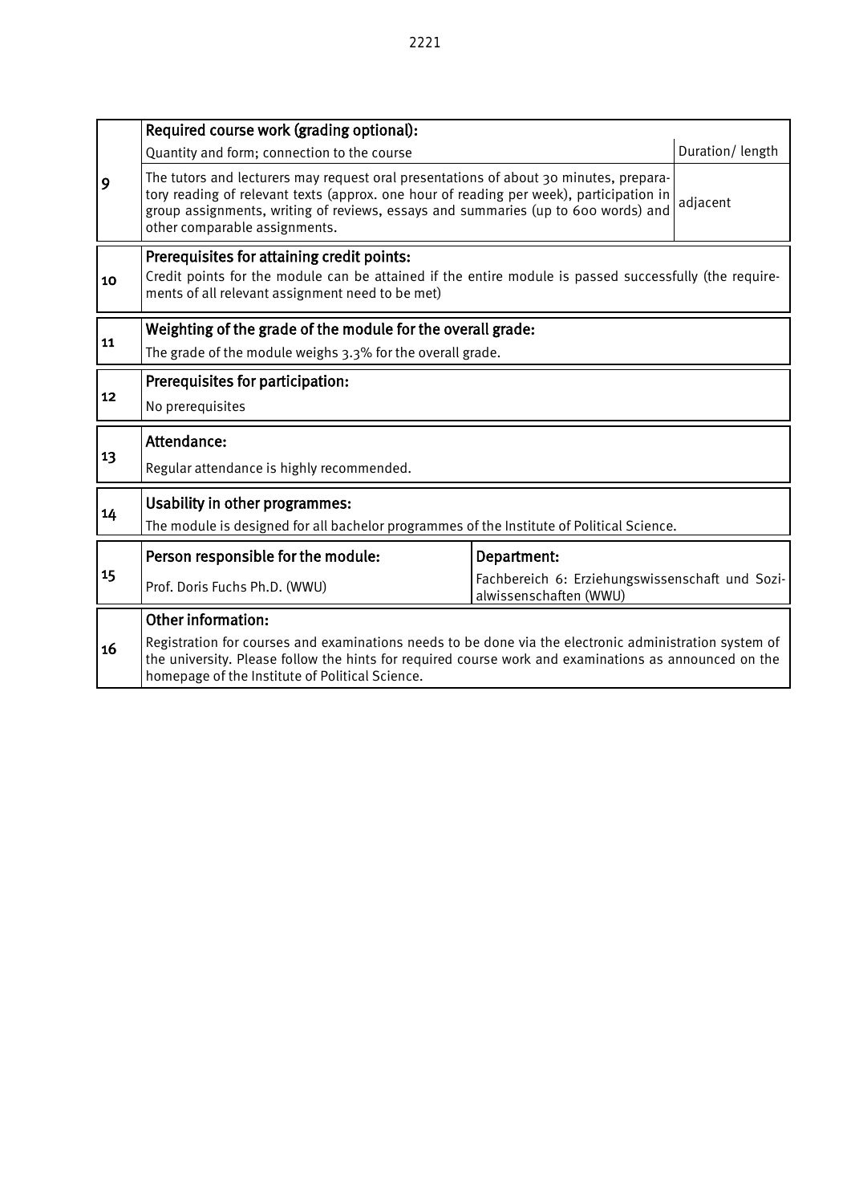| | | | |
|---|---|---|---|
| 9 | **Required course work (grading optional):** | | |
| | Quantity and form; connection to the course | | Duration/ length |
| | The tutors and lecturers may request oral presentations of about 30 minutes, preparatory reading of relevant texts (approx. one hour of reading per week), participation in group assignments, writing of reviews, essays and summaries (up to 600 words) and other comparable assignments. | | adjacent |
| 10 | **Prerequisites for attaining credit points:** Credit points for the module can be attained if the entire module is passed successfully (the requirements of all relevant assignment need to be met) | | |
| 11 | **Weighting of the grade of the module for the overall grade:** The grade of the module weighs 3.3% for the overall grade. | | |
| 12 | **Prerequisites for participation:** No prerequisites | | |
| 13 | **Attendance:** Regular attendance is highly recommended. | | |
| 14 | **Usability in other programmes:** The module is designed for all bachelor programmes of the Institute of Political Science. | | |
| 15 | **Person responsible for the module:** Prof. Doris Fuchs Ph.D. (WWU) | **Department:** Fachbereich 6: Erziehungswissenschaft und Sozialwissenschaften (WWU) | |
| 16 | **Other information:** Registration for courses and examinations needs to be done via the electronic administration system of the university. Please follow the hints for required course work and examinations as announced on the homepage of the Institute of Political Science. | | |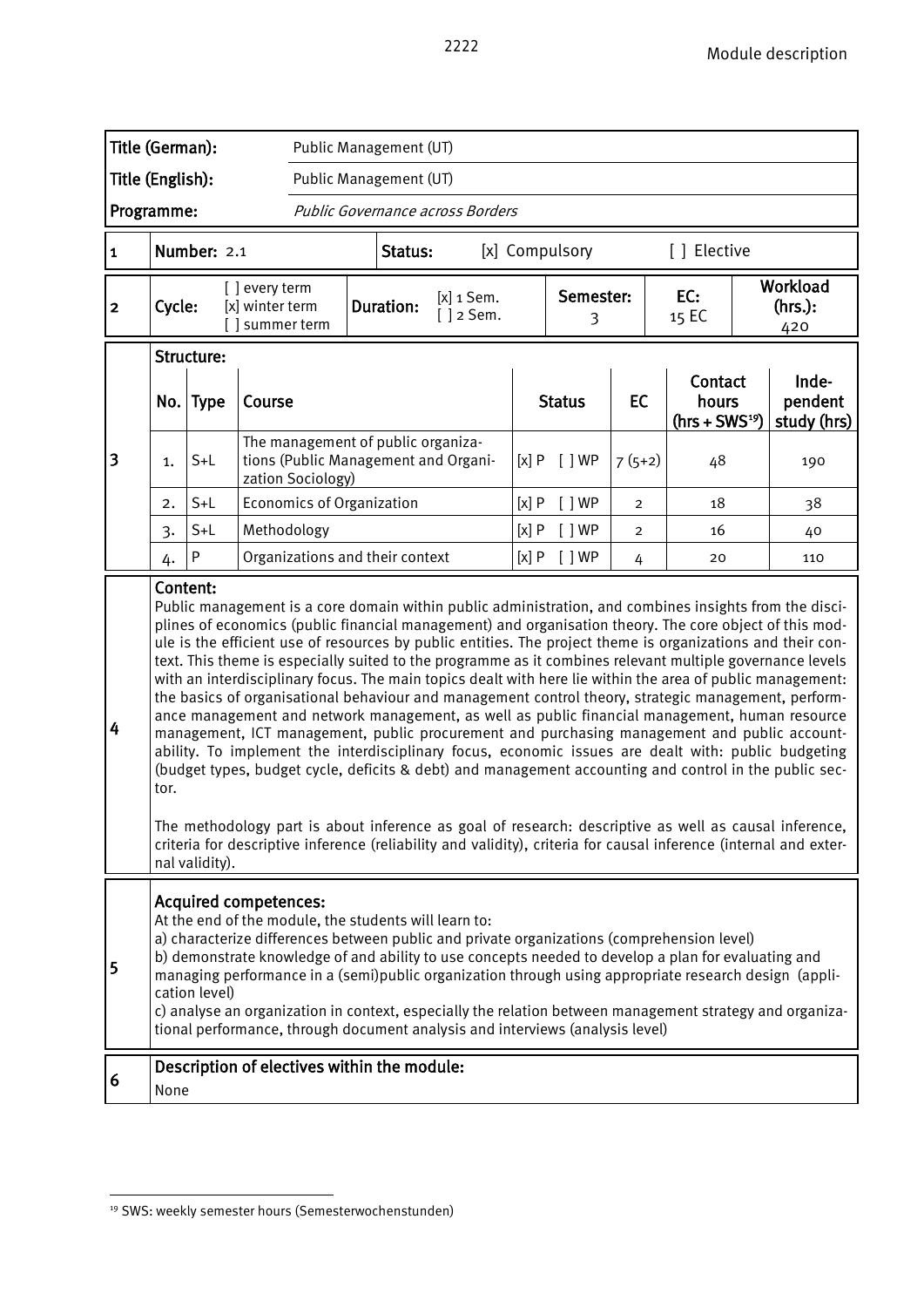| Title (German): | Public Management (UT) |
|---|---|
| Title (English): | Public Management (UT) |
| Programme: | *Public Governance across Borders* |

| 1 | Number: 2.1 | Status: | [x] Compulsory | [ ] Elective |
|---|---|---|---|---|

| 2 | Cycle: | [ ] every term<br>[x] winter term<br>[ ] summer term | Duration: | [x] 1 Sem.<br>[ ] 2 Sem. | Semester:<br>3 | EC:<br>15 EC | Workload (hrs.):<br>420 |
|---|---|---|---|---|---|---|---|

**3 Structure:**

| No. | Type | Course | Status | EC | Contact hours (hrs + SWS[19]) | Independent study (hrs) |
|---|---|---|---|---|---|---|
| 1. | S+L | The management of public organizations (Public Management and Organization Sociology) | [x] P [ ] WP | 7 (5+2) | 48 | 190 |
| 2. | S+L | Economics of Organization | [x] P [ ] WP | 2 | 18 | 38 |
| 3. | S+L | Methodology | [x] P [ ] WP | 2 | 16 | 40 |
| 4. | P | Organizations and their context | [x] P [ ] WP | 4 | 20 | 110 |

**4 Content:**

Public management is a core domain within public administration, and combines insights from the disciplines of economics (public financial management) and organisation theory. The core object of this module is the efficient use of resources by public entities. The project theme is organizations and their context. This theme is especially suited to the programme as it combines relevant multiple governance levels with an interdisciplinary focus. The main topics dealt with here lie within the area of public management: the basics of organisational behaviour and management control theory, strategic management, performance management and network management, as well as public financial management, human resource management, ICT management, public procurement and purchasing management and public accountability. To implement the interdisciplinary focus, economic issues are dealt with: public budgeting (budget types, budget cycle, deficits & debt) and management accounting and control in the public sector.

The methodology part is about inference as goal of research: descriptive as well as causal inference, criteria for descriptive inference (reliability and validity), criteria for causal inference (internal and external validity).

**5 Acquired competences:**

At the end of the module, the students will learn to:
a) characterize differences between public and private organizations (comprehension level)
b) demonstrate knowledge of and ability to use concepts needed to develop a plan for evaluating and managing performance in a (semi)public organization through using appropriate research design (application level)
c) analyse an organization in context, especially the relation between management strategy and organizational performance, through document analysis and interviews (analysis level)

**6 Description of electives within the module:**

None

[19] SWS: weekly semester hours (Semesterwochenstunden)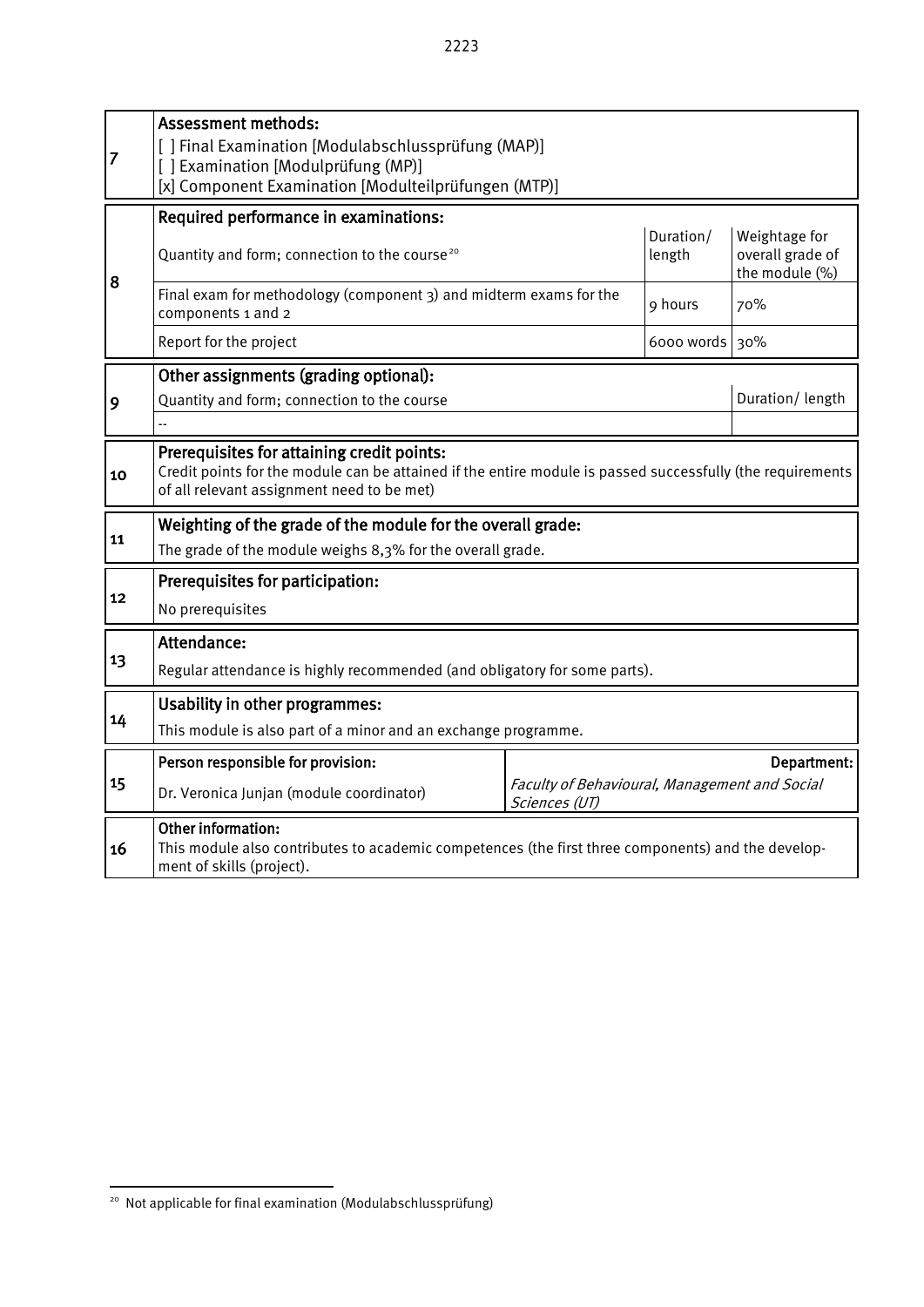| 7 | **Assessment methods:**<br>[ ] Final Examination [Modulabschlussprüfung (MAP)]<br>[ ] Examination [Modulprüfung (MP)]<br>[x] Component Examination [Modulteilprüfungen (MTP)] | | |
|---|---|---|---|
| 8 | **Required performance in examinations:** | | |
| | Quantity and form; connection to the course[20] | Duration/ length | Weightage for overall grade of the module (%) |
| | Final exam for methodology (component 3) and midterm exams for the components 1 and 2 | 9 hours | 70% |
| | Report for the project | 6000 words | 30% |

| 9 | **Other assignments (grading optional):** | |
|---|---|---|
| | Quantity and form; connection to the course | Duration/ length |
| | -- | |

| 10 | **Prerequisites for attaining credit points:**<br>Credit points for the module can be attained if the entire module is passed successfully (the requirements of all relevant assignment need to be met) |
|---|---|

| 11 | **Weighting of the grade of the module for the overall grade:**<br>The grade of the module weighs 8,3% for the overall grade. |
|---|---|

| 12 | **Prerequisites for participation:**<br>No prerequisites |
|---|---|

| 13 | **Attendance:**<br>Regular attendance is highly recommended (and obligatory for some parts). |
|---|---|

| 14 | **Usability in other programmes:**<br>This module is also part of a minor and an exchange programme. |
|---|---|

| 15 | **Person responsible for provision:** | **Department:** |
|---|---|---|
| | Dr. Veronica Junjan (module coordinator) | *Faculty of Behavioural, Management and Social Sciences (UT)* |

| 16 | **Other information:**<br>This module also contributes to academic competences (the first three components) and the development of skills (project). |
|---|---|

[20] Not applicable for final examination (Modulabschlussprüfung)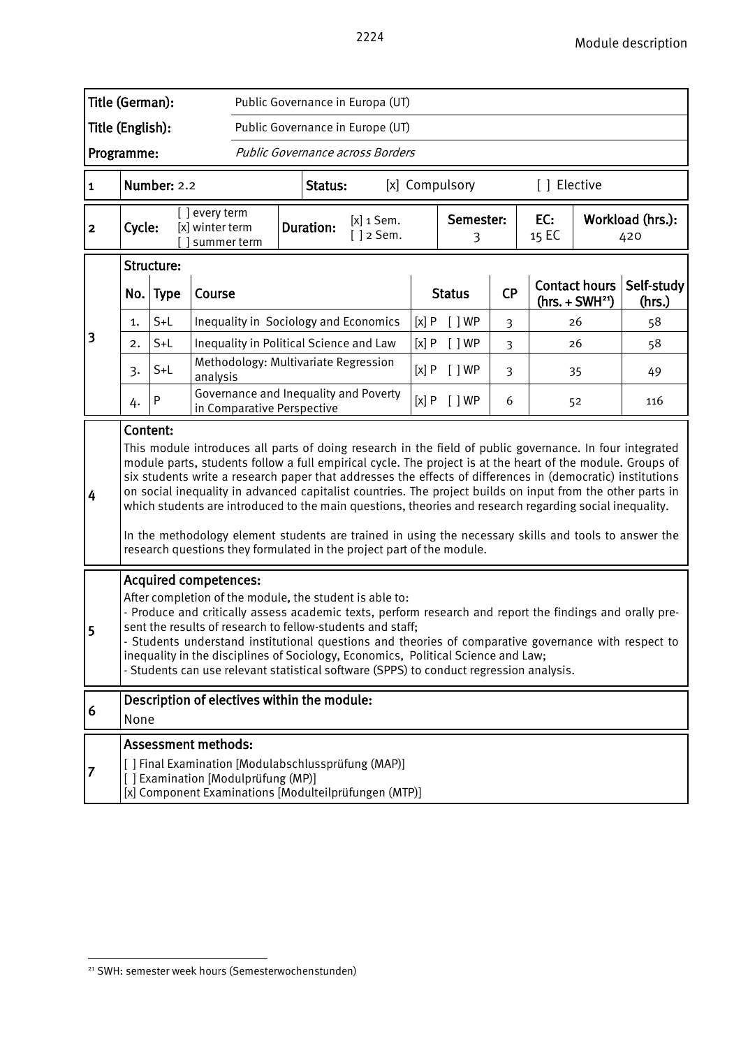Module description

| | | | |
|---|---|---|---|
| **Title (German):** | Public Governance in Europa (UT) | | |
| **Title (English):** | Public Governance in Europe (UT) | | |
| **Programme:** | *Public Governance across Borders* | | |

| | | | |
|---|---|---|---|
| **1** | **Number:** 2.2 | **Status:** | [x] Compulsory [ ] Elective |

| | | | | | | | | | |
|---|---|---|---|---|---|---|---|---|---|
| **2** | **Cycle:** | [ ] every term [x] winter term [ ] summer term | **Duration:** | [x] 1 Sem. [ ] 2 Sem. | **Semester:** | 3 | **EC:** 15 EC | **Workload (hrs.):** | 420 |

**3 Structure:**

| No. | Type | Course | Status | CP | Contact hours (hrs. + SWH[21]) | Self-study (hrs.) |
|---|---|---|---|---|---|---|
| 1. | S+L | Inequality in Sociology and Economics | [x] P [ ] WP | 3 | 26 | 58 |
| 2. | S+L | Inequality in Political Science and Law | [x] P [ ] WP | 3 | 26 | 58 |
| 3. | S+L | Methodology: Multivariate Regression analysis | [x] P [ ] WP | 3 | 35 | 49 |
| 4. | P | Governance and Inequality and Poverty in Comparative Perspective | [x] P [ ] WP | 6 | 52 | 116 |

**4 Content:**

This module introduces all parts of doing research in the field of public governance. In four integrated module parts, students follow a full empirical cycle. The project is at the heart of the module. Groups of six students write a research paper that addresses the effects of differences in (democratic) institutions on social inequality in advanced capitalist countries. The project builds on input from the other parts in which students are introduced to the main questions, theories and research regarding social inequality.

In the methodology element students are trained in using the necessary skills and tools to answer the research questions they formulated in the project part of the module.

**5 Acquired competences:**

After completion of the module, the student is able to:
- Produce and critically assess academic texts, perform research and report the findings and orally present the results of research to fellow-students and staff;
- Students understand institutional questions and theories of comparative governance with respect to inequality in the disciplines of Sociology, Economics, Political Science and Law;
- Students can use relevant statistical software (SPPS) to conduct regression analysis.

**6 Description of electives within the module:**

None

**7 Assessment methods:**

[ ] Final Examination [Modulabschlussprüfung (MAP)]
[ ] Examination [Modulprüfung (MP)]
[x] Component Examinations [Modulteilprüfungen (MTP)]

---

[21] SWH: semester week hours (Semesterwochenstunden)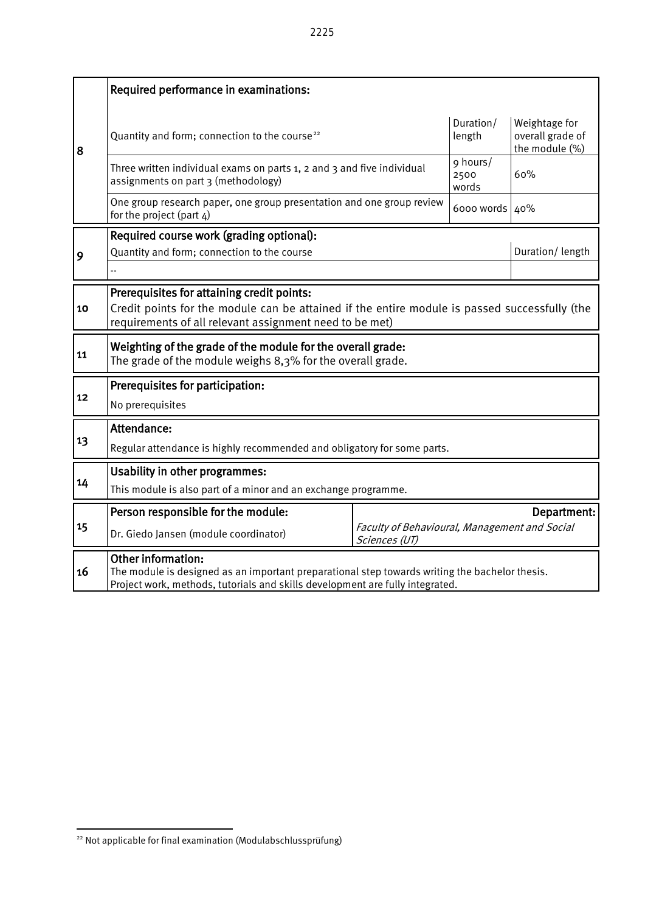| | | | | |
|---|---|---|---|---|
| 8 | **Required performance in examinations:** | | | |
| | Quantity and form; connection to the course[22] | | Duration/ length | Weightage for overall grade of the module (%) |
| | Three written individual exams on parts 1, 2 and 3 and five individual assignments on part 3 (methodology) | | 9 hours/ 2500 words | 60% |
| | One group research paper, one group presentation and one group review for the project (part 4) | | 6000 words | 40% |

| | | |
|---|---|---|
| 9 | **Required course work (grading optional):** | |
| | Quantity and form; connection to the course | Duration/ length |
| | -- | |

| | |
|---|---|
| 10 | **Prerequisites for attaining credit points:** Credit points for the module can be attained if the entire module is passed successfully (the requirements of all relevant assignment need to be met) |
| 11 | **Weighting of the grade of the module for the overall grade:** The grade of the module weighs 8,3% for the overall grade. |
| 12 | **Prerequisites for participation:** No prerequisites |
| 13 | **Attendance:** Regular attendance is highly recommended and obligatory for some parts. |
| 14 | **Usability in other programmes:** This module is also part of a minor and an exchange programme. |

| | | |
|---|---|---|
| 15 | **Person responsible for the module:** | **Department:** |
| | Dr. Giedo Jansen (module coordinator) | *Faculty of Behavioural, Management and Social Sciences (UT)* |

| | |
|---|---|
| 16 | **Other information:** The module is designed as an important preparational step towards writing the bachelor thesis. Project work, methods, tutorials and skills development are fully integrated. |

[22] Not applicable for final examination (Modulabschlussprüfung)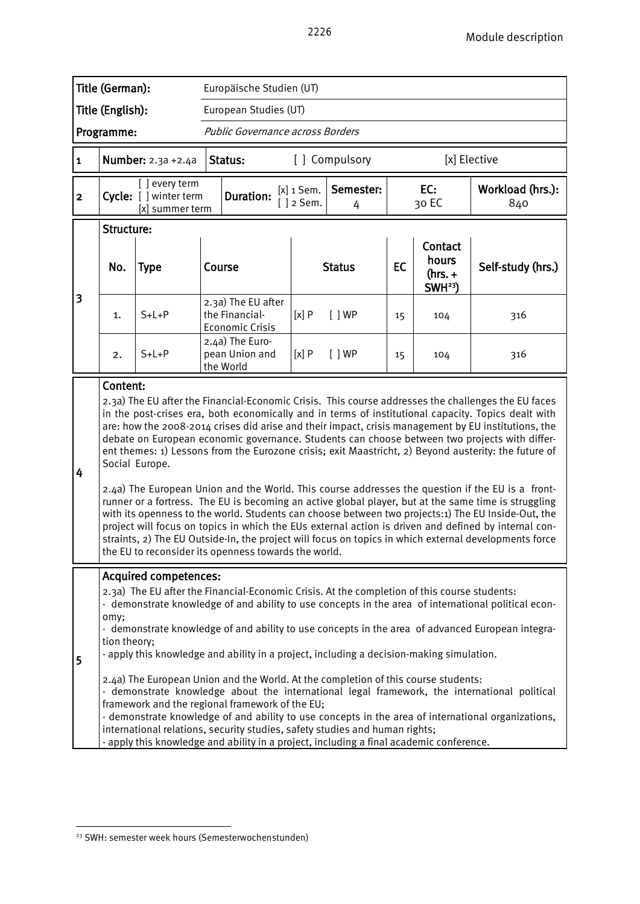Module description

| Title (German): | Europäische Studien (UT) |
|---|---|
| Title (English): | European Studies (UT) |
| Programme: | *Public Governance across Borders* |

| | | | | |
|---|---|---|---|---|
| 1 | Number: 2.3a +2.4a | Status: | [ ] Compulsory | [x] Elective |

| | | | | | |
|---|---|---|---|---|---|
| 2 | Cycle: [ ] every term [ ] winter term [x] summer term | Duration: [x] 1 Sem. [ ] 2 Sem. | Semester: 4 | EC: 30 EC | Workload (hrs.): 840 |

**3 Structure:**

| No. | Type | Course | Status | EC | Contact hours (hrs. + SWH[23]) | Self-study (hrs.) |
|---|---|---|---|---|---|---|
| 1. | S+L+P | 2.3a) The EU after the Financial-Economic Crisis | [x] P [ ] WP | 15 | 104 | 316 |
| 2. | S+L+P | 2.4a) The European Union and the World | [x] P [ ] WP | 15 | 104 | 316 |

**4 Content:**

2.3a) The EU after the Financial-Economic Crisis. This course addresses the challenges the EU faces in the post-crises era, both economically and in terms of institutional capacity. Topics dealt with are: how the 2008-2014 crises did arise and their impact, crisis management by EU institutions, the debate on European economic governance. Students can choose between two projects with different themes: 1) Lessons from the Eurozone crisis; exit Maastricht, 2) Beyond austerity: the future of Social Europe.

2.4a) The European Union and the World. This course addresses the question if the EU is a front-runner or a fortress. The EU is becoming an active global player, but at the same time is struggling with its openness to the world. Students can choose between two projects:1) The EU Inside-Out, the project will focus on topics in which the EUs external action is driven and defined by internal constraints, 2) The EU Outside-In, the project will focus on topics in which external developments force the EU to reconsider its openness towards the world.

**5 Acquired competences:**

2.3a) The EU after the Financial-Economic Crisis. At the completion of this course students:

- demonstrate knowledge of and ability to use concepts in the area of international political economy;
- demonstrate knowledge of and ability to use concepts in the area of advanced European integration theory;
- apply this knowledge and ability in a project, including a decision-making simulation.

2.4a) The European Union and the World. At the completion of this course students:

- demonstrate knowledge about the international legal framework, the international political framework and the regional framework of the EU;
- demonstrate knowledge of and ability to use concepts in the area of international organizations, international relations, security studies, safety studies and human rights;
- apply this knowledge and ability in a project, including a final academic conference.

[23] SWH: semester week hours (Semesterwochenstunden)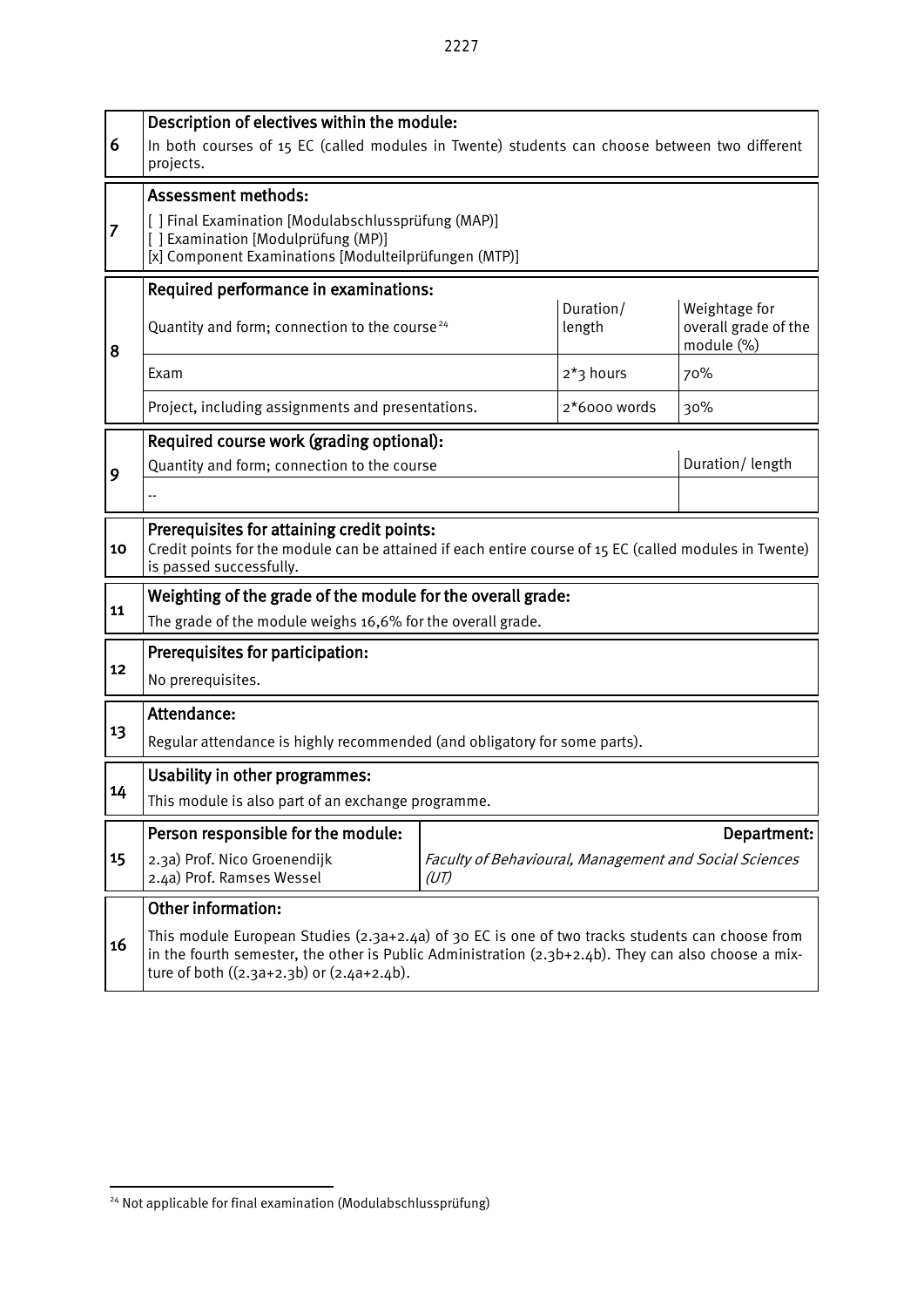| | | | | |
|---|---|---|---|---|
| 6 | **Description of electives within the module:** In both courses of 15 EC (called modules in Twente) students can choose between two different projects. | | | |
| 7 | **Assessment methods:** [ ] Final Examination [Modulabschlussprüfung (MAP)] [ ] Examination [Modulprüfung (MP)] [x] Component Examinations [Modulteilprüfungen (MTP)] | | | |
| 8 | **Required performance in examinations:** | | | |
| | Quantity and form; connection to the course[24] | | Duration/ length | Weightage for overall grade of the module (%) |
| | Exam | | 2*3 hours | 70% |
| | Project, including assignments and presentations. | | 2*6000 words | 30% |
| 9 | **Required course work (grading optional):** | | | |
| | Quantity and form; connection to the course | | | Duration/ length |
| | -- | | | |
| 10 | **Prerequisites for attaining credit points:** Credit points for the module can be attained if each entire course of 15 EC (called modules in Twente) is passed successfully. | | | |
| 11 | **Weighting of the grade of the module for the overall grade:** The grade of the module weighs 16,6% for the overall grade. | | | |
| 12 | **Prerequisites for participation:** No prerequisites. | | | |
| 13 | **Attendance:** Regular attendance is highly recommended (and obligatory for some parts). | | | |
| 14 | **Usability in other programmes:** This module is also part of an exchange programme. | | | |
| 15 | **Person responsible for the module:** 2.3a) Prof. Nico Groenendijk 2.4a) Prof. Ramses Wessel | **Department:** *Faculty of Behavioural, Management and Social Sciences (UT)* | | |
| 16 | **Other information:** This module European Studies (2.3a+2.4a) of 30 EC is one of two tracks students can choose from in the fourth semester, the other is Public Administration (2.3b+2.4b). They can also choose a mixture of both ((2.3a+2.3b) or (2.4a+2.4b). | | | |

[24] Not applicable for final examination (Modulabschlussprüfung)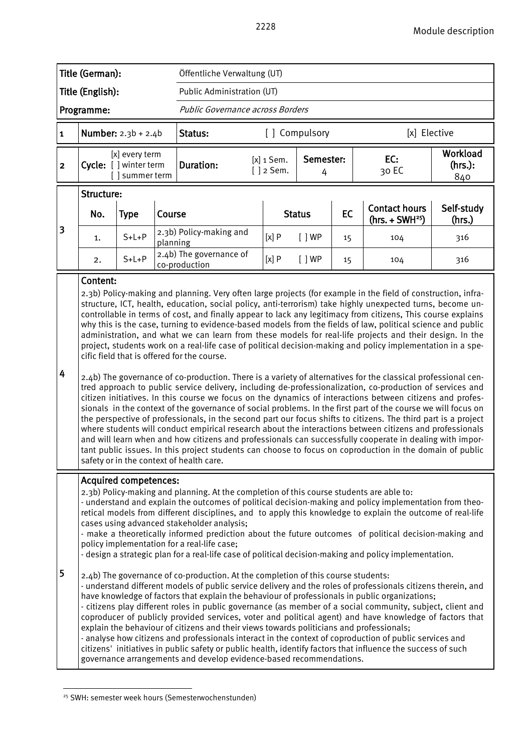| Title (German): | Öffentliche Verwaltung (UT) |
|---|---|
| Title (English): | Public Administration (UT) |
| Programme: | *Public Governance across Borders* |

| 1 | Number: 2.3b + 2.4b | Status: | [ ] Compulsory | [x] Elective |
|---|---|---|---|---|

| 2 | Cycle: [x] every term [ ] winter term [ ] summer term | Duration: | [x] 1 Sem. [ ] 2 Sem. | Semester: 4 | EC: 30 EC | Workload (hrs.): 840 |
|---|---|---|---|---|---|---|

**3 Structure:**

| No. | Type | Course | Status | | EC | Contact hours (hrs. + SWH[25]) | Self-study (hrs.) |
|---|---|---|---|---|---|---|---|
| 1. | S+L+P | 2.3b) Policy-making and planning | [x] P | [ ] WP | 15 | 104 | 316 |
| 2. | S+L+P | 2.4b) The governance of co-production | [x] P | [ ] WP | 15 | 104 | 316 |

**4 Content:**

2.3b) Policy-making and planning. Very often large projects (for example in the field of construction, infrastructure, ICT, health, education, social policy, anti-terrorism) take highly unexpected turns, become uncontrollable in terms of cost, and finally appear to lack any legitimacy from citizens, This course explains why this is the case, turning to evidence-based models from the fields of law, political science and public administration, and what we can learn from these models for real-life projects and their design. In the project, students work on a real-life case of political decision-making and policy implementation in a specific field that is offered for the course.

2.4b) The governance of co-production. There is a variety of alternatives for the classical professional centred approach to public service delivery, including de-professionalization, co-production of services and citizen initiatives. In this course we focus on the dynamics of interactions between citizens and professionals in the context of the governance of social problems. In the first part of the course we will focus on the perspective of professionals, in the second part our focus shifts to citizens. The third part is a project where students will conduct empirical research about the interactions between citizens and professionals and will learn when and how citizens and professionals can successfully cooperate in dealing with important public issues. In this project students can choose to focus on coproduction in the domain of public safety or in the context of health care.

**5 Acquired competences:**

2.3b) Policy-making and planning. At the completion of this course students are able to:
- understand and explain the outcomes of political decision-making and policy implementation from theoretical models from different disciplines, and to apply this knowledge to explain the outcome of real-life cases using advanced stakeholder analysis;
- make a theoretically informed prediction about the future outcomes of political decision-making and policy implementation for a real-life case;
- design a strategic plan for a real-life case of political decision-making and policy implementation.

2.4b) The governance of co-production. At the completion of this course students:
- understand different models of public service delivery and the roles of professionals citizens therein, and have knowledge of factors that explain the behaviour of professionals in public organizations;
- citizens play different roles in public governance (as member of a social community, subject, client and coproducer of publicly provided services, voter and political agent) and have knowledge of factors that explain the behaviour of citizens and their views towards politicians and professionals;
- analyse how citizens and professionals interact in the context of coproduction of public services and citizens' initiatives in public safety or public health, identify factors that influence the success of such governance arrangements and develop evidence-based recommendations.

[25] SWH: semester week hours (Semesterwochenstunden)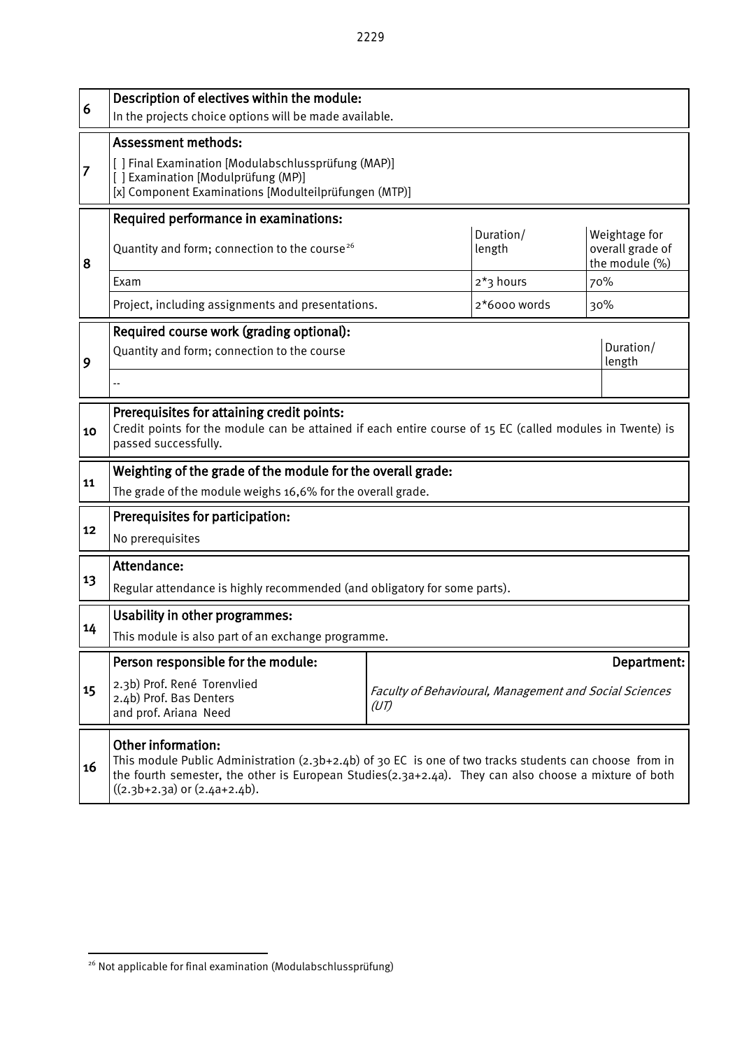| | | | | |
|---|---|---|---|---|
| 6 | **Description of electives within the module:**<br>In the projects choice options will be made available. | | | |
| 7 | **Assessment methods:**<br>[ ] Final Examination [Modulabschlussprüfung (MAP)]<br>[ ] Examination [Modulprüfung (MP)]<br>[x] Component Examinations [Modulteilprüfungen (MTP)] | | | |
| 8 | **Required performance in examinations:** | | | |
| | Quantity and form; connection to the course[26] | | Duration/ length | Weightage for overall grade of the module (%) |
| | Exam | | 2*3 hours | 70% |
| | Project, including assignments and presentations. | | 2*6000 words | 30% |
| 9 | **Required course work (grading optional):** | | | |
| | Quantity and form; connection to the course | | | Duration/ length |
| | -- | | | |
| 10 | **Prerequisites for attaining credit points:**<br>Credit points for the module can be attained if each entire course of 15 EC (called modules in Twente) is passed successfully. | | | |
| 11 | **Weighting of the grade of the module for the overall grade:**<br>The grade of the module weighs 16,6% for the overall grade. | | | |
| 12 | **Prerequisites for participation:**<br>No prerequisites | | | |
| 13 | **Attendance:**<br>Regular attendance is highly recommended (and obligatory for some parts). | | | |
| 14 | **Usability in other programmes:**<br>This module is also part of an exchange programme. | | | |
| 15 | **Person responsible for the module:**<br>2.3b) Prof. René Torenvlied<br>2.4b) Prof. Bas Denters<br>and prof. Ariana Need | **Department:**<br>*Faculty of Behavioural, Management and Social Sciences (UT)* | | |
| 16 | **Other information:**<br>This module Public Administration (2.3b+2.4b) of 30 EC is one of two tracks students can choose from in the fourth semester, the other is European Studies(2.3a+2.4a). They can also choose a mixture of both ((2.3b+2.3a) or (2.4a+2.4b). | | | |

[26] Not applicable for final examination (Modulabschlussprüfung)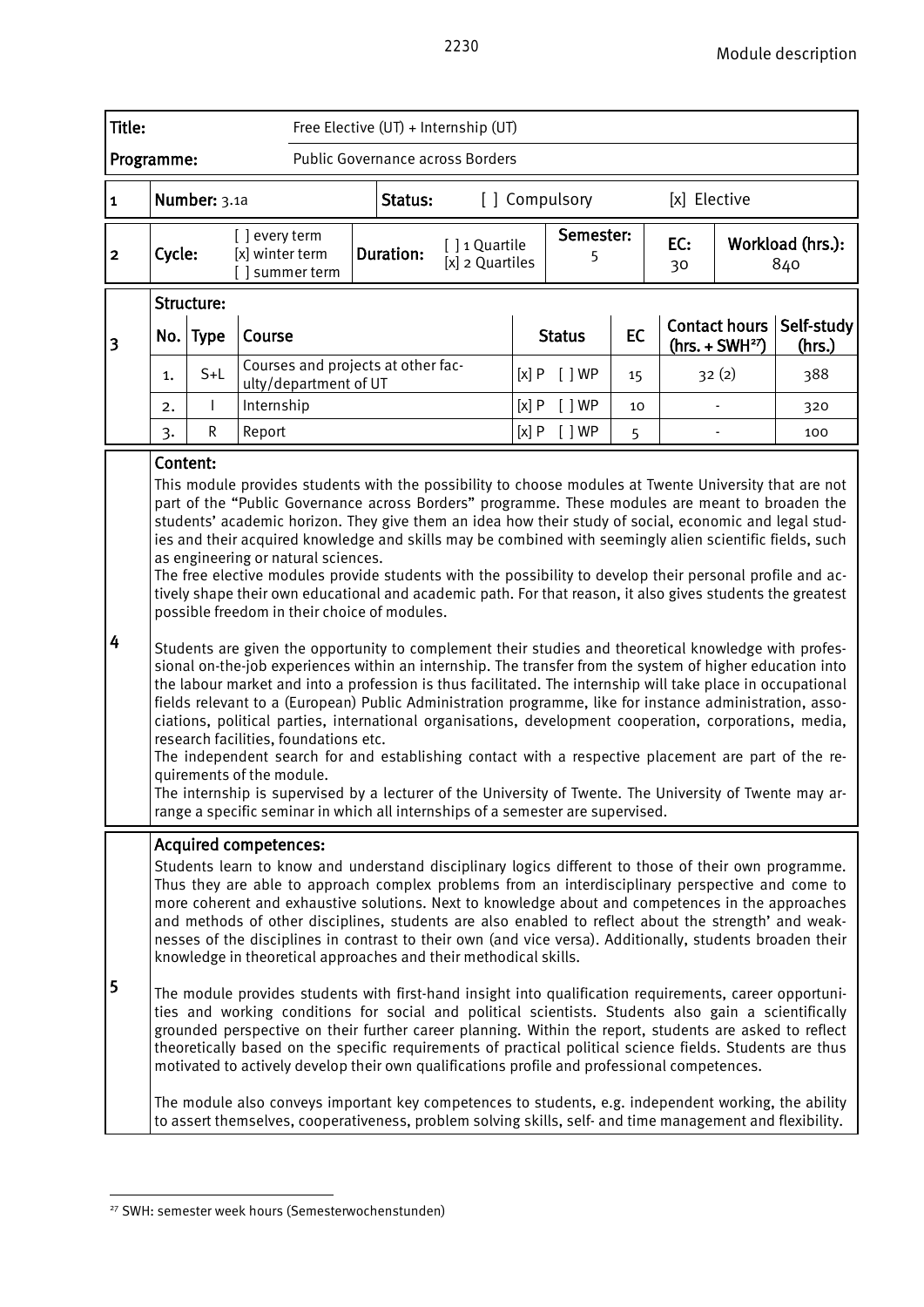| Title: | Free Elective (UT) + Internship (UT) |
|---|---|
| Programme: | Public Governance across Borders |

| 1 | Number: 3.1a | Status: | [ ] Compulsory | [x] Elective |
|---|---|---|---|---|

| 2 | Cycle: | [ ] every term<br>[x] winter term<br>[ ] summer term | Duration: | [ ] 1 Quartile<br>[x] 2 Quartiles | Semester: 5 | EC: 30 | Workload (hrs.): 840 |
|---|---|---|---|---|---|---|---|

**3 Structure:**

| No. | Type | Course | Status | EC | Contact hours (hrs. + SWH[27]) | Self-study (hrs.) |
|---|---|---|---|---|---|---|
| 1. | S+L | Courses and projects at other faculty/department of UT | [x] P [ ] WP | 15 | 32 (2) | 388 |
| 2. | I | Internship | [x] P [ ] WP | 10 | - | 320 |
| 3. | R | Report | [x] P [ ] WP | 5 | - | 100 |

**4 Content:**

This module provides students with the possibility to choose modules at Twente University that are not part of the "Public Governance across Borders" programme. These modules are meant to broaden the students' academic horizon. They give them an idea how their study of social, economic and legal studies and their acquired knowledge and skills may be combined with seemingly alien scientific fields, such as engineering or natural sciences.
The free elective modules provide students with the possibility to develop their personal profile and actively shape their own educational and academic path. For that reason, it also gives students the greatest possible freedom in their choice of modules.

Students are given the opportunity to complement their studies and theoretical knowledge with professional on-the-job experiences within an internship. The transfer from the system of higher education into the labour market and into a profession is thus facilitated. The internship will take place in occupational fields relevant to a (European) Public Administration programme, like for instance administration, associations, political parties, international organisations, development cooperation, corporations, media, research facilities, foundations etc.
The independent search for and establishing contact with a respective placement are part of the requirements of the module.
The internship is supervised by a lecturer of the University of Twente. The University of Twente may arrange a specific seminar in which all internships of a semester are supervised.

**5 Acquired competences:**

Students learn to know and understand disciplinary logics different to those of their own programme. Thus they are able to approach complex problems from an interdisciplinary perspective and come to more coherent and exhaustive solutions. Next to knowledge about and competences in the approaches and methods of other disciplines, students are also enabled to reflect about the strength' and weaknesses of the disciplines in contrast to their own (and vice versa). Additionally, students broaden their knowledge in theoretical approaches and their methodical skills.

The module provides students with first-hand insight into qualification requirements, career opportunities and working conditions for social and political scientists. Students also gain a scientifically grounded perspective on their further career planning. Within the report, students are asked to reflect theoretically based on the specific requirements of practical political science fields. Students are thus motivated to actively develop their own qualifications profile and professional competences.

The module also conveys important key competences to students, e.g. independent working, the ability to assert themselves, cooperativeness, problem solving skills, self- and time management and flexibility.

[27] SWH: semester week hours (Semesterwochenstunden)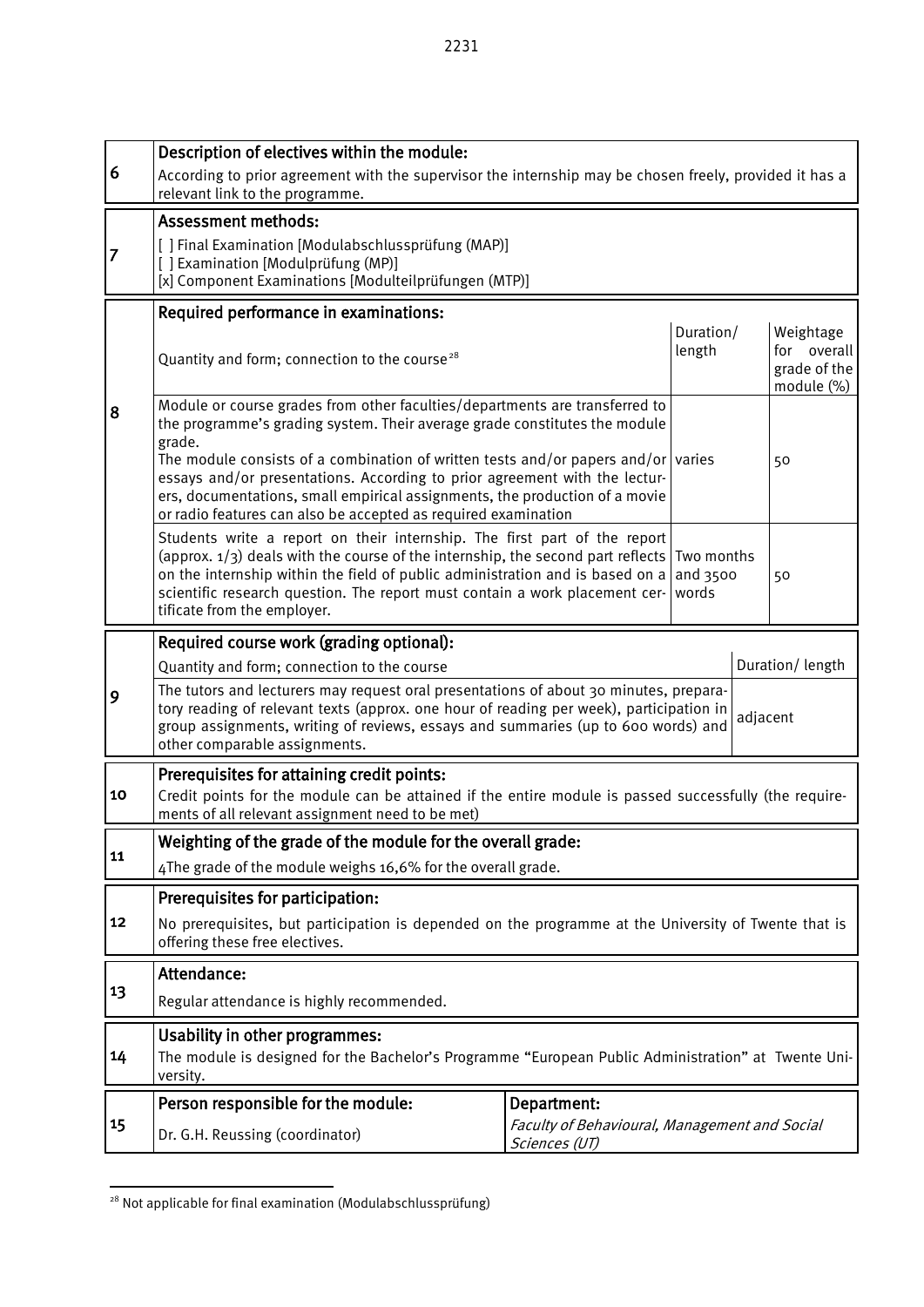| | |
|---|---|
| 6 | **Description of electives within the module:**<br>According to prior agreement with the supervisor the internship may be chosen freely, provided it has a relevant link to the programme. |
| 7 | **Assessment methods:**<br>[ ] Final Examination [Modulabschlussprüfung (MAP)]<br>[ ] Examination [Modulprüfung (MP)]<br>[x] Component Examinations [Modulteilprüfungen (MTP)] |

**8 – Required performance in examinations:**

| Quantity and form; connection to the course[28] | Duration/ length | Weightage for overall grade of the module (%) |
|---|---|---|
| Module or course grades from other faculties/departments are transferred to the programme's grading system. Their average grade constitutes the module grade.<br>The module consists of a combination of written tests and/or papers and/or essays and/or presentations. According to prior agreement with the lecturers, documentations, small empirical assignments, the production of a movie or radio features can also be accepted as required examination | varies | 50 |
| Students write a report on their internship. The first part of the report (approx. 1/3) deals with the course of the internship, the second part reflects on the internship within the field of public administration and is based on a scientific research question. The report must contain a work placement certificate from the employer. | Two months and 3500 words | 50 |

**9 – Required course work (grading optional):**

| Quantity and form; connection to the course | Duration/ length |
|---|---|
| The tutors and lecturers may request oral presentations of about 30 minutes, preparatory reading of relevant texts (approx. one hour of reading per week), participation in group assignments, writing of reviews, essays and summaries (up to 600 words) and other comparable assignments. | adjacent |

| | |
|---|---|
| 10 | **Prerequisites for attaining credit points:**<br>Credit points for the module can be attained if the entire module is passed successfully (the requirements of all relevant assignment need to be met) |
| 11 | **Weighting of the grade of the module for the overall grade:**<br>4The grade of the module weighs 16,6% for the overall grade. |
| 12 | **Prerequisites for participation:**<br>No prerequisites, but participation is depended on the programme at the University of Twente that is offering these free electives. |
| 13 | **Attendance:**<br>Regular attendance is highly recommended. |
| 14 | **Usability in other programmes:**<br>The module is designed for the Bachelor's Programme "European Public Administration" at Twente University. |

| | Person responsible for the module: | Department: |
|---|---|---|
| 15 | Dr. G.H. Reussing (coordinator) | *Faculty of Behavioural, Management and Social Sciences (UT)* |

[28] Not applicable for final examination (Modulabschlussprüfung)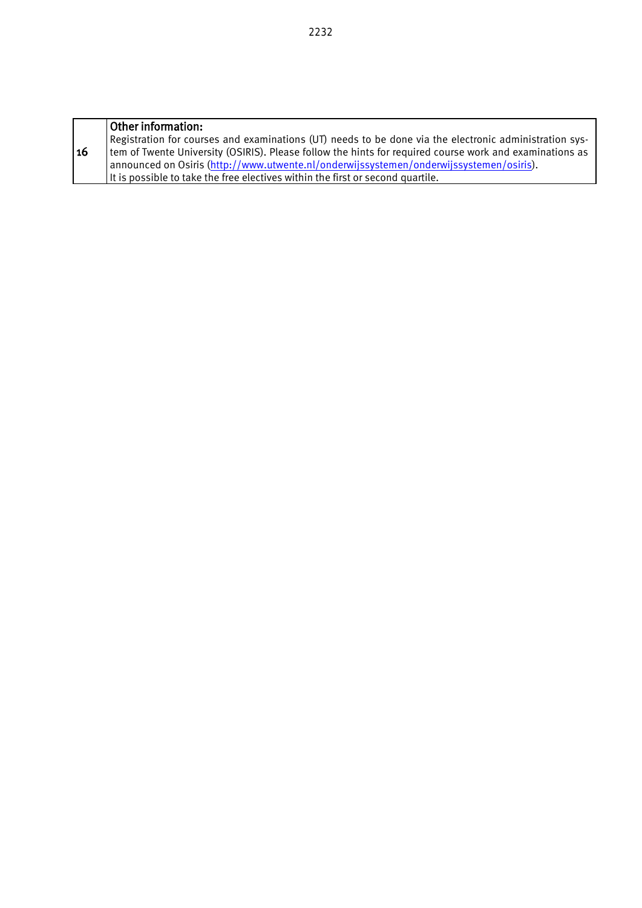| 16 | **Other information:**<br>Registration for courses and examinations (UT) needs to be done via the electronic administration system of Twente University (OSIRIS). Please follow the hints for required course work and examinations as announced on Osiris (http://www.utwente.nl/onderwijssystemen/onderwijssystemen/osiris).<br>It is possible to take the free electives within the first or second quartile. |
|---|---|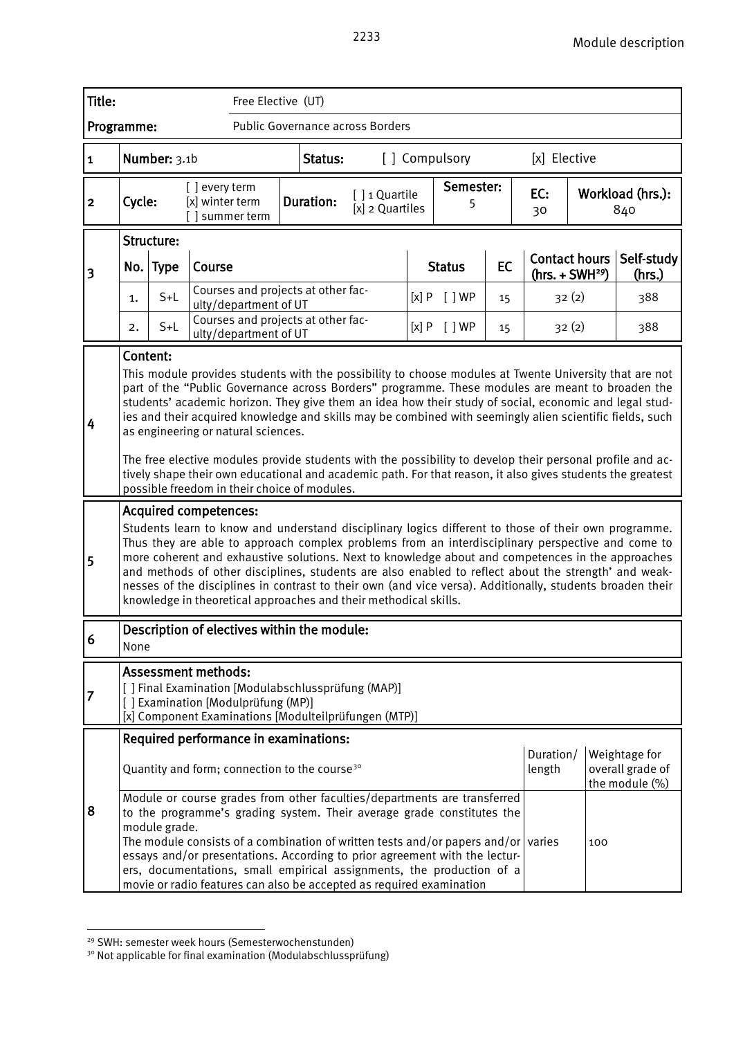| Title: | Free Elective (UT) |
|---|---|
| Programme: | Public Governance across Borders |

| 1 | Number: 3.1b | Status: | [ ] Compulsory | [x] Elective |
|---|---|---|---|---|

| 2 | Cycle: | [ ] every term [x] winter term [ ] summer term | Duration: | [ ] 1 Quartile [x] 2 Quartiles | Semester: 5 | EC: 30 | Workload (hrs.): 840 |
|---|---|---|---|---|---|---|---|

**3 Structure:**

| No. | Type | Course | Status | EC | Contact hours (hrs. + SWH[29]) | Self-study (hrs.) |
|---|---|---|---|---|---|---|
| 1. | S+L | Courses and projects at other faculty/department of UT | [x] P [ ] WP | 15 | 32 (2) | 388 |
| 2. | S+L | Courses and projects at other faculty/department of UT | [x] P [ ] WP | 15 | 32 (2) | 388 |

**4 Content:**

This module provides students with the possibility to choose modules at Twente University that are not part of the "Public Governance across Borders" programme. These modules are meant to broaden the students' academic horizon. They give them an idea how their study of social, economic and legal studies and their acquired knowledge and skills may be combined with seemingly alien scientific fields, such as engineering or natural sciences.

The free elective modules provide students with the possibility to develop their personal profile and actively shape their own educational and academic path. For that reason, it also gives students the greatest possible freedom in their choice of modules.

**5 Acquired competences:**

Students learn to know and understand disciplinary logics different to those of their own programme. Thus they are able to approach complex problems from an interdisciplinary perspective and come to more coherent and exhaustive solutions. Next to knowledge about and competences in the approaches and methods of other disciplines, students are also enabled to reflect about the strength' and weaknesses of the disciplines in contrast to their own (and vice versa). Additionally, students broaden their knowledge in theoretical approaches and their methodical skills.

**6 Description of electives within the module:**

None

**7 Assessment methods:**

[ ] Final Examination [Modulabschlussprüfung (MAP)]
[ ] Examination [Modulprüfung (MP)]
[x] Component Examinations [Modulteilprüfungen (MTP)]

**8 Required performance in examinations:**

| Quantity and form; connection to the course[30] | Duration/ length | Weightage for overall grade of the module (%) |
|---|---|---|
| Module or course grades from other faculties/departments are transferred to the programme's grading system. Their average grade constitutes the module grade. The module consists of a combination of written tests and/or papers and/or essays and/or presentations. According to prior agreement with the lecturers, documentations, small empirical assignments, the production of a movie or radio features can also be accepted as required examination | varies | 100 |

[29] SWH: semester week hours (Semesterwochenstunden)
[30] Not applicable for final examination (Modulabschlussprüfung)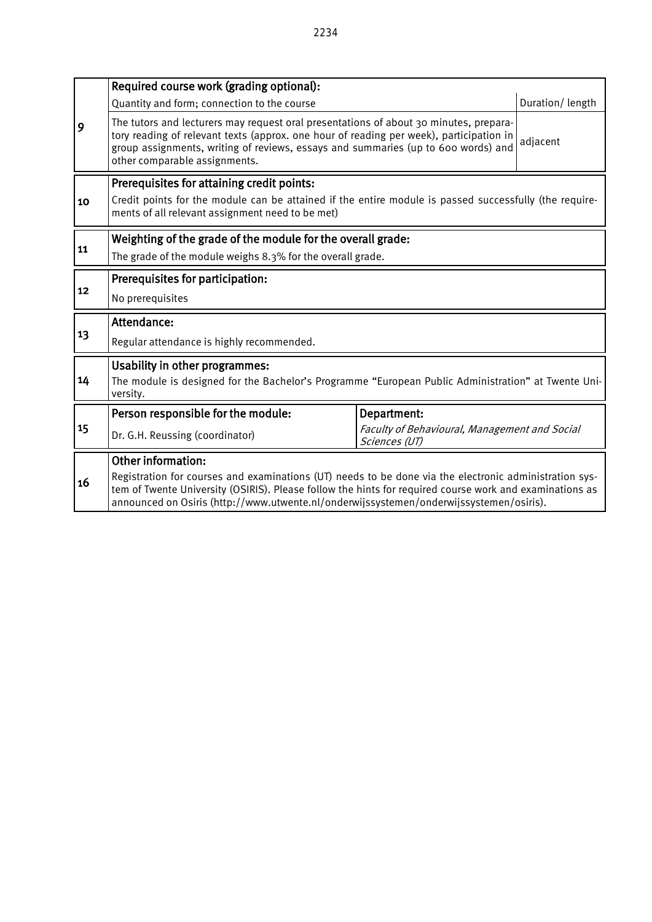| | | | |
|---|---|---|---|
| 9 | **Required course work (grading optional):** | | |
| | Quantity and form; connection to the course | | Duration/ length |
| | The tutors and lecturers may request oral presentations of about 30 minutes, preparatory reading of relevant texts (approx. one hour of reading per week), participation in group assignments, writing of reviews, essays and summaries (up to 600 words) and other comparable assignments. | | adjacent |
| 10 | **Prerequisites for attaining credit points:** | | |
| | Credit points for the module can be attained if the entire module is passed successfully (the requirements of all relevant assignment need to be met) | | |
| 11 | **Weighting of the grade of the module for the overall grade:** | | |
| | The grade of the module weighs 8.3% for the overall grade. | | |
| 12 | **Prerequisites for participation:** | | |
| | No prerequisites | | |
| 13 | **Attendance:** | | |
| | Regular attendance is highly recommended. | | |
| 14 | **Usability in other programmes:** | | |
| | The module is designed for the Bachelor's Programme "European Public Administration" at Twente University. | | |
| 15 | **Person responsible for the module:** | **Department:** | |
| | Dr. G.H. Reussing (coordinator) | *Faculty of Behavioural, Management and Social Sciences (UT)* | |
| 16 | **Other information:** | | |
| | Registration for courses and examinations (UT) needs to be done via the electronic administration system of Twente University (OSIRIS). Please follow the hints for required course work and examinations as announced on Osiris (http://www.utwente.nl/onderwijssystemen/onderwijssystemen/osiris). | | |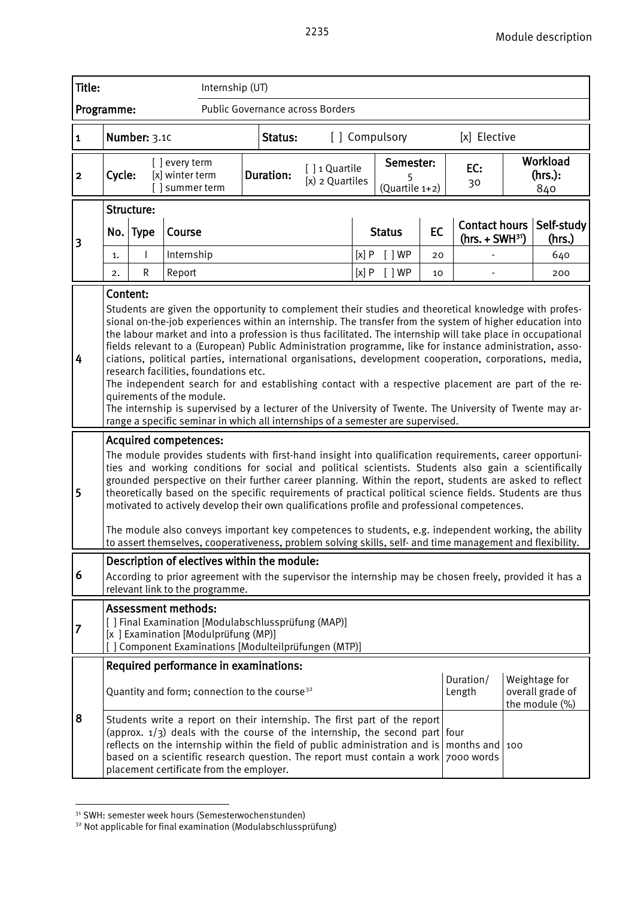| Title: | Internship (UT) |
|---|---|
| Programme: | Public Governance across Borders |

| 1 | Number: 3.1c | Status: | [ ] Compulsory | [x] Elective |
|---|---|---|---|---|

| 2 | Cycle: | [ ] every term [x] winter term [ ] summer term | Duration: | [ ] 1 Quartile [x] 2 Quartiles | Semester: 5 (Quartile 1+2) | EC: 30 | Workload (hrs.): 840 |
|---|---|---|---|---|---|---|---|

**3 Structure:**

| No. | Type | Course | Status | EC | Contact hours (hrs. + SWH[31]) | Self-study (hrs.) |
|---|---|---|---|---|---|---|
| 1. | I | Internship | [x] P [ ] WP | 20 | - | 640 |
| 2. | R | Report | [x] P [ ] WP | 10 | - | 200 |

**4 Content:**

Students are given the opportunity to complement their studies and theoretical knowledge with professional on-the-job experiences within an internship. The transfer from the system of higher education into the labour market and into a profession is thus facilitated. The internship will take place in occupational fields relevant to a (European) Public Administration programme, like for instance administration, associations, political parties, international organisations, development cooperation, corporations, media, research facilities, foundations etc.

The independent search for and establishing contact with a respective placement are part of the requirements of the module.

The internship is supervised by a lecturer of the University of Twente. The University of Twente may arrange a specific seminar in which all internships of a semester are supervised.

**5 Acquired competences:**

The module provides students with first-hand insight into qualification requirements, career opportunities and working conditions for social and political scientists. Students also gain a scientifically grounded perspective on their further career planning. Within the report, students are asked to reflect theoretically based on the specific requirements of practical political science fields. Students are thus motivated to actively develop their own qualifications profile and professional competences.

The module also conveys important key competences to students, e.g. independent working, the ability to assert themselves, cooperativeness, problem solving skills, self- and time management and flexibility.

**6 Description of electives within the module:**

According to prior agreement with the supervisor the internship may be chosen freely, provided it has a relevant link to the programme.

**7 Assessment methods:**

[ ] Final Examination [Modulabschlussprüfung (MAP)]
[x ] Examination [Modulprüfung (MP)]
[ ] Component Examinations [Modulteilprüfungen (MTP)]

**8 Required performance in examinations:**

| Quantity and form; connection to the course[32] | Duration/ Length | Weightage for overall grade of the module (%) |
|---|---|---|
| Students write a report on their internship. The first part of the report (approx. 1/3) deals with the course of the internship, the second part reflects on the internship within the field of public administration and is based on a scientific research question. The report must contain a work placement certificate from the employer. | four months and 7000 words | 100 |

[31] SWH: semester week hours (Semesterwochenstunden)

[32] Not applicable for final examination (Modulabschlussprüfung)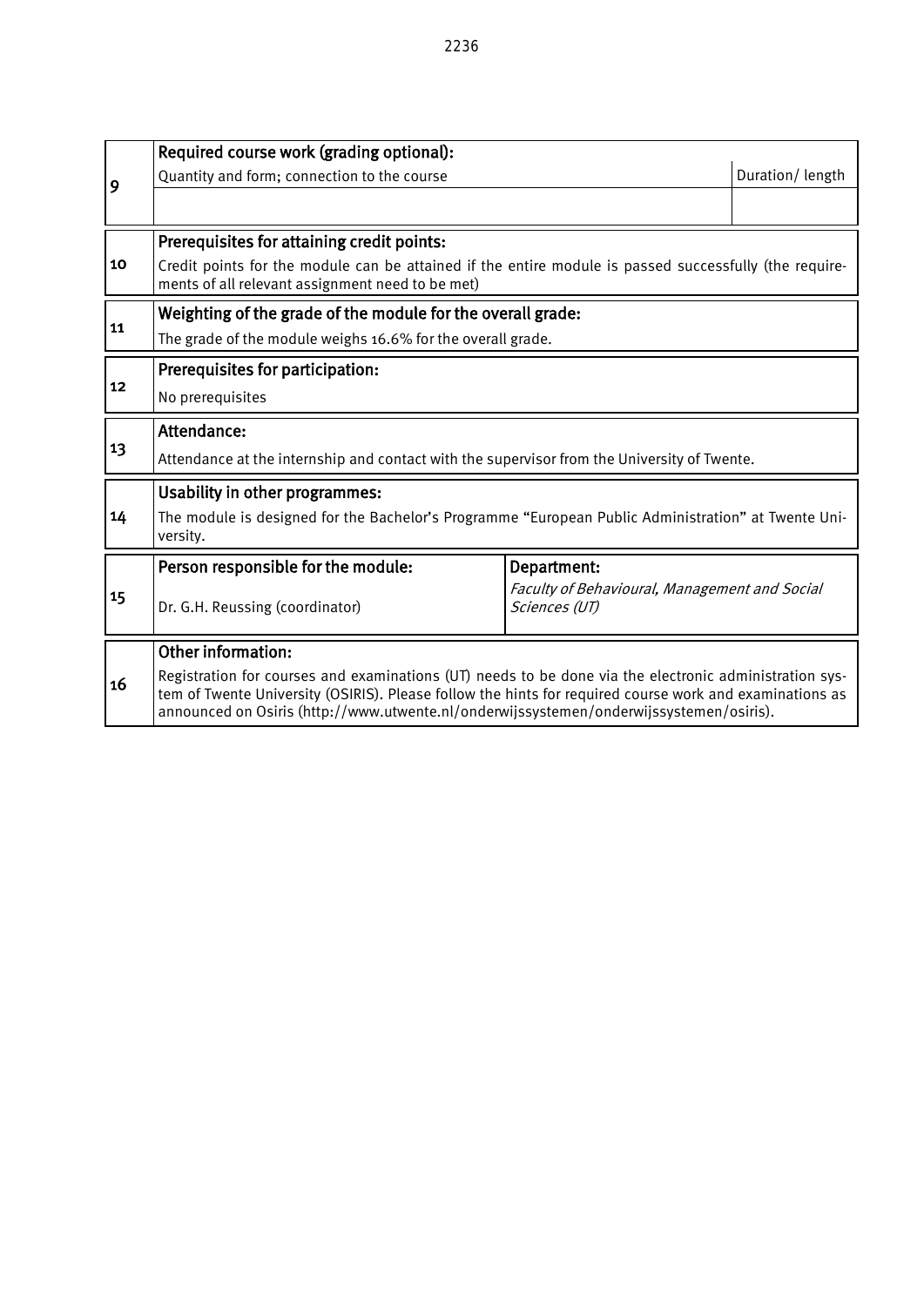| | | | |
|---|---|---|---|
| 9 | **Required course work (grading optional):** | | |
| | Quantity and form; connection to the course | | Duration/ length |
| | | | |
| 10 | **Prerequisites for attaining credit points:** | | |
| | Credit points for the module can be attained if the entire module is passed successfully (the requirements of all relevant assignment need to be met) | | |
| 11 | **Weighting of the grade of the module for the overall grade:** | | |
| | The grade of the module weighs 16.6% for the overall grade. | | |
| 12 | **Prerequisites for participation:** | | |
| | No prerequisites | | |
| 13 | **Attendance:** | | |
| | Attendance at the internship and contact with the supervisor from the University of Twente. | | |
| 14 | **Usability in other programmes:** | | |
| | The module is designed for the Bachelor's Programme "European Public Administration" at Twente University. | | |
| 15 | **Person responsible for the module:** | **Department:** | |
| | Dr. G.H. Reussing (coordinator) | *Faculty of Behavioural, Management and Social Sciences (UT)* | |
| 16 | **Other information:** | | |
| | Registration for courses and examinations (UT) needs to be done via the electronic administration system of Twente University (OSIRIS). Please follow the hints for required course work and examinations as announced on Osiris (http://www.utwente.nl/onderwijssystemen/onderwijssystemen/osiris). | | |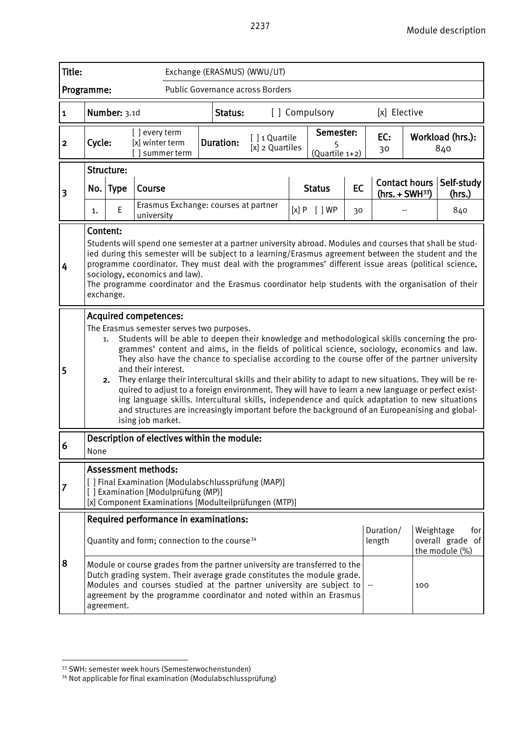| Title: | Exchange (ERASMUS) (WWU/UT) |
|---|---|
| Programme: | Public Governance across Borders |

| 1 | Number: 3.1d | Status: | [ ] Compulsory | [x] Elective |
|---|---|---|---|---|

| 2 | Cycle: | [ ] every term [x] winter term [ ] summer term | Duration: | [ ] 1 Quartile [x] 2 Quartiles | Semester: 5 (Quartile 1+2) | EC: 30 | Workload (hrs.): 840 |
|---|---|---|---|---|---|---|---|

**3 Structure:**

| No. | Type | Course | Status | EC | Contact hours (hrs. + SWH[33]) | Self-study (hrs.) |
|---|---|---|---|---|---|---|
| 1. | E | Erasmus Exchange: courses at partner university | [x] P [ ] WP | 30 | -- | 840 |

**4 Content:**

Students will spend one semester at a partner university abroad. Modules and courses that shall be studied during this semester will be subject to a learning/Erasmus agreement between the student and the programme coordinator. They must deal with the programmes' different issue areas (political science, sociology, economics and law).
The programme coordinator and the Erasmus coordinator help students with the organisation of their exchange.

**5 Acquired competences:**

The Erasmus semester serves two purposes.

1. Students will be able to deepen their knowledge and methodological skills concerning the programmes' content and aims, in the fields of political science, sociology, economics and law. They also have the chance to specialise according to the course offer of the partner university and their interest.
2. They enlarge their intercultural skills and their ability to adapt to new situations. They will be required to adjust to a foreign environment. They will have to learn a new language or perfect existing language skills. Intercultural skills, independence and quick adaptation to new situations and structures are increasingly important before the background of an Europeanising and globalising job market.

**6 Description of electives within the module:**

None

**7 Assessment methods:**

[ ] Final Examination [Modulabschlussprüfung (MAP)]
[ ] Examination [Modulprüfung (MP)]
[x] Component Examinations [Modulteilprüfungen (MTP)]

**8 Required performance in examinations:**

| Quantity and form; connection to the course[34] | Duration/ length | Weightage for overall grade of the module (%) |
|---|---|---|
| Module or course grades from the partner university are transferred to the Dutch grading system. Their average grade constitutes the module grade. Modules and courses studied at the partner university are subject to agreement by the programme coordinator and noted within an Erasmus agreement. | -- | 100 |

[33] SWH: semester week hours (Semesterwochenstunden)
[34] Not applicable for final examination (Modulabschlussprüfung)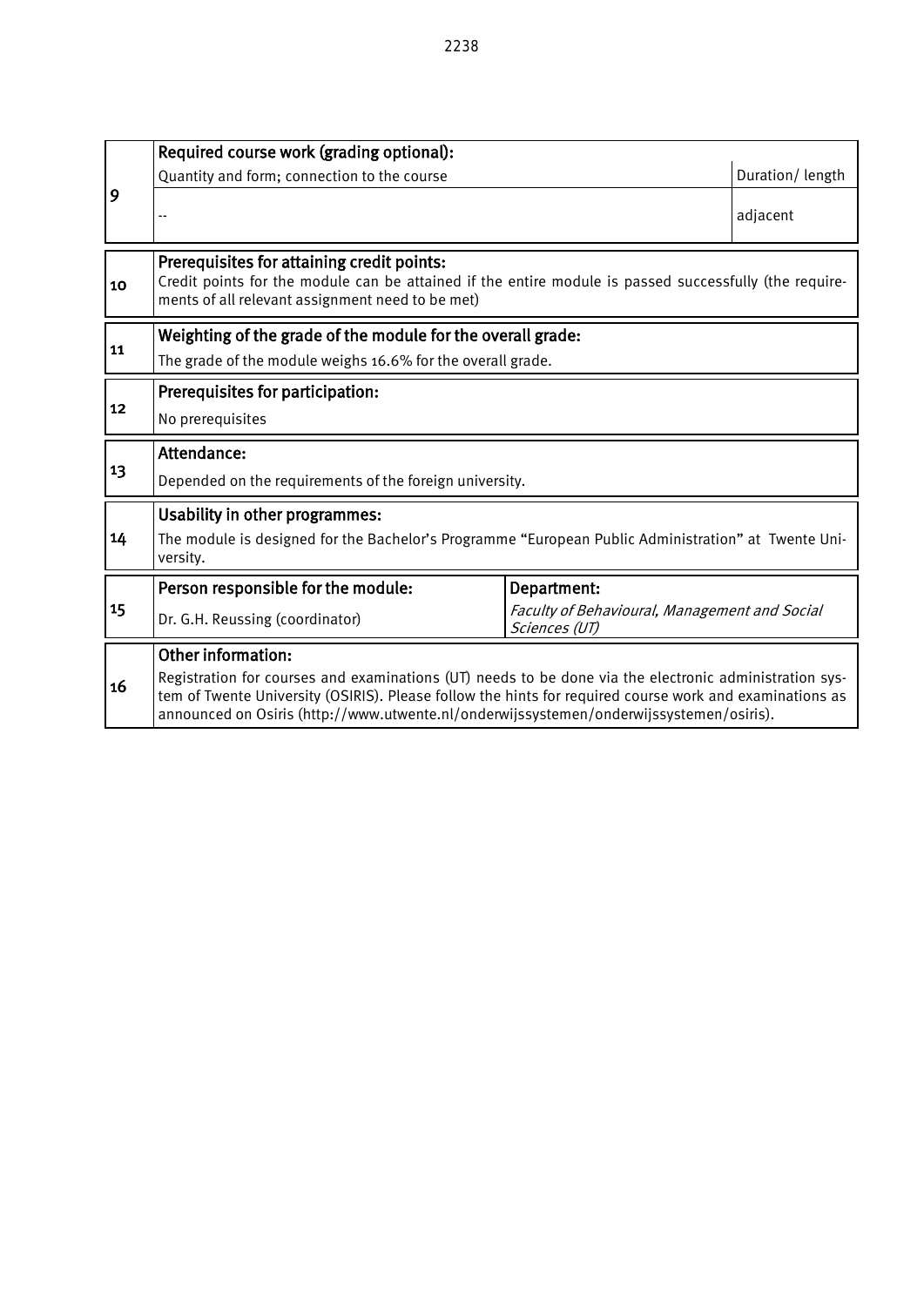| | | | |
|---|---|---|---|
| 9 | **Required course work (grading optional):** | | |
| | Quantity and form; connection to the course | | Duration/ length |
| | -- | | adjacent |
| 10 | **Prerequisites for attaining credit points:**<br>Credit points for the module can be attained if the entire module is passed successfully (the requirements of all relevant assignment need to be met) | | |
| 11 | **Weighting of the grade of the module for the overall grade:**<br>The grade of the module weighs 16.6% for the overall grade. | | |
| 12 | **Prerequisites for participation:**<br>No prerequisites | | |
| 13 | **Attendance:**<br>Depended on the requirements of the foreign university. | | |
| 14 | **Usability in other programmes:**<br>The module is designed for the Bachelor's Programme "European Public Administration" at Twente University. | | |
| 15 | **Person responsible for the module:**<br>Dr. G.H. Reussing (coordinator) | **Department:**<br>*Faculty of Behavioural, Management and Social Sciences (UT)* | |
| 16 | **Other information:**<br>Registration for courses and examinations (UT) needs to be done via the electronic administration system of Twente University (OSIRIS). Please follow the hints for required course work and examinations as announced on Osiris (http://www.utwente.nl/onderwijssystemen/onderwijssystemen/osiris). | | |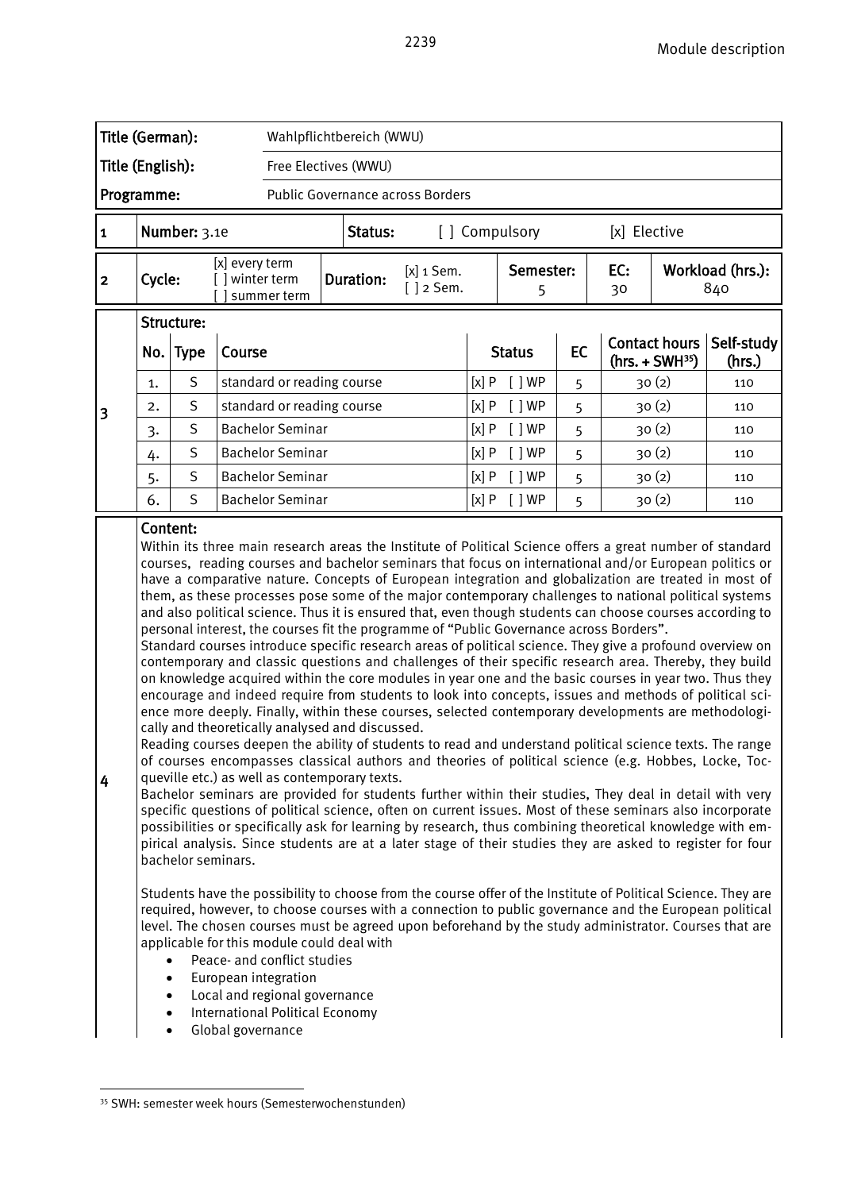| Title (German): | Wahlpflichtbereich (WWU) |
|---|---|
| Title (English): | Free Electives (WWU) |
| Programme: | Public Governance across Borders |

| 1 | Number: 3.1e | Status: | [ ] Compulsory | [x] Elective |
|---|---|---|---|---|

| 2 | Cycle: | [x] every term<br>[ ] winter term<br>[ ] summer term | Duration: | [x] 1 Sem.<br>[ ] 2 Sem. | Semester:<br>5 | EC:<br>30 | Workload (hrs.):<br>840 |
|---|---|---|---|---|---|---|---|

**3 Structure:**

| No. | Type | Course | Status | EC | Contact hours (hrs. + SWH[35]) | Self-study (hrs.) |
|---|---|---|---|---|---|---|
| 1. | S | standard or reading course | [x] P [ ] WP | 5 | 30 (2) | 110 |
| 2. | S | standard or reading course | [x] P [ ] WP | 5 | 30 (2) | 110 |
| 3. | S | Bachelor Seminar | [x] P [ ] WP | 5 | 30 (2) | 110 |
| 4. | S | Bachelor Seminar | [x] P [ ] WP | 5 | 30 (2) | 110 |
| 5. | S | Bachelor Seminar | [x] P [ ] WP | 5 | 30 (2) | 110 |
| 6. | S | Bachelor Seminar | [x] P [ ] WP | 5 | 30 (2) | 110 |

**4 Content:**

Within its three main research areas the Institute of Political Science offers a great number of standard courses, reading courses and bachelor seminars that focus on international and/or European politics or have a comparative nature. Concepts of European integration and globalization are treated in most of them, as these processes pose some of the major contemporary challenges to national political systems and also political science. Thus it is ensured that, even though students can choose courses according to personal interest, the courses fit the programme of "Public Governance across Borders".

Standard courses introduce specific research areas of political science. They give a profound overview on contemporary and classic questions and challenges of their specific research area. Thereby, they build on knowledge acquired within the core modules in year one and the basic courses in year two. Thus they encourage and indeed require from students to look into concepts, issues and methods of political science more deeply. Finally, within these courses, selected contemporary developments are methodologically and theoretically analysed and discussed.

Reading courses deepen the ability of students to read and understand political science texts. The range of courses encompasses classical authors and theories of political science (e.g. Hobbes, Locke, Tocqueville etc.) as well as contemporary texts.

Bachelor seminars are provided for students further within their studies, They deal in detail with very specific questions of political science, often on current issues. Most of these seminars also incorporate possibilities or specifically ask for learning by research, thus combining theoretical knowledge with empirical analysis. Since students are at a later stage of their studies they are asked to register for four bachelor seminars.

Students have the possibility to choose from the course offer of the Institute of Political Science. They are required, however, to choose courses with a connection to public governance and the European political level. The chosen courses must be agreed upon beforehand by the study administrator. Courses that are applicable for this module could deal with

- Peace- and conflict studies
- European integration
- Local and regional governance
- International Political Economy
- Global governance

[35] SWH: semester week hours (Semesterwochenstunden)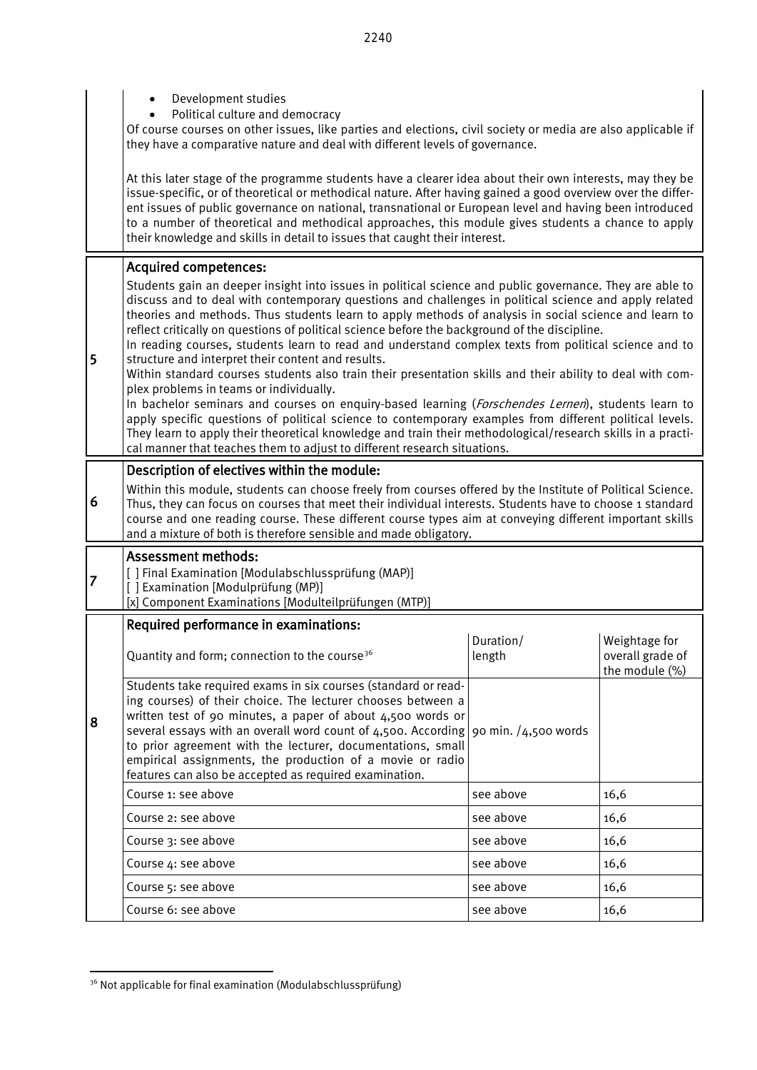- Development studies
- Political culture and democracy

Of course courses on other issues, like parties and elections, civil society or media are also applicable if they have a comparative nature and deal with different levels of governance.

At this later stage of the programme students have a clearer idea about their own interests, may they be issue-specific, or of theoretical or methodical nature. After having gained a good overview over the different issues of public governance on national, transnational or European level and having been introduced to a number of theoretical and methodical approaches, this module gives students a chance to apply their knowledge and skills in detail to issues that caught their interest.

**5 Acquired competences:**

Students gain an deeper insight into issues in political science and public governance. They are able to discuss and to deal with contemporary questions and challenges in political science and apply related theories and methods. Thus students learn to apply methods of analysis in social science and learn to reflect critically on questions of political science before the background of the discipline.
In reading courses, students learn to read and understand complex texts from political science and to structure and interpret their content and results.
Within standard courses students also train their presentation skills and their ability to deal with complex problems in teams or individually.
In bachelor seminars and courses on enquiry-based learning (*Forschendes Lernen*), students learn to apply specific questions of political science to contemporary examples from different political levels. They learn to apply their theoretical knowledge and train their methodological/research skills in a practical manner that teaches them to adjust to different research situations.

**6 Description of electives within the module:**

Within this module, students can choose freely from courses offered by the Institute of Political Science. Thus, they can focus on courses that meet their individual interests. Students have to choose 1 standard course and one reading course. These different course types aim at conveying different important skills and a mixture of both is therefore sensible and made obligatory.

**7 Assessment methods:**

[ ] Final Examination [Modulabschlussprüfung (MAP)]
[ ] Examination [Modulprüfung (MP)]
[x] Component Examinations [Modulteilprüfungen (MTP)]

**8 Required performance in examinations:**

| Quantity and form; connection to the course[36] | Duration/ length | Weightage for overall grade of the module (%) |
|---|---|---|
| Students take required exams in six courses (standard or reading courses) of their choice. The lecturer chooses between a written test of 90 minutes, a paper of about 4,500 words or several essays with an overall word count of 4,500. According to prior agreement with the lecturer, documentations, small empirical assignments, the production of a movie or radio features can also be accepted as required examination. | 90 min. /4,500 words | |
| Course 1: see above | see above | 16,6 |
| Course 2: see above | see above | 16,6 |
| Course 3: see above | see above | 16,6 |
| Course 4: see above | see above | 16,6 |
| Course 5: see above | see above | 16,6 |
| Course 6: see above | see above | 16,6 |

[36] Not applicable for final examination (Modulabschlussprüfung)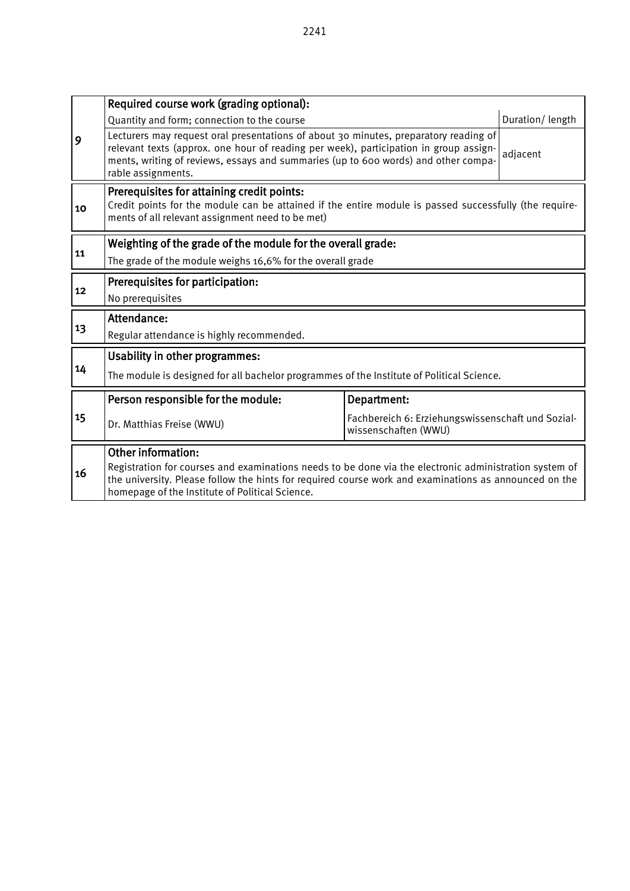| | | | |
|---|---|---|---|
| 9 | **Required course work (grading optional):** | | |
| | Quantity and form; connection to the course | | Duration/ length |
| | Lecturers may request oral presentations of about 30 minutes, preparatory reading of relevant texts (approx. one hour of reading per week), participation in group assignments, writing of reviews, essays and summaries (up to 600 words) and other comparable assignments. | | adjacent |
| 10 | **Prerequisites for attaining credit points:** Credit points for the module can be attained if the entire module is passed successfully (the requirements of all relevant assignment need to be met) | | |
| 11 | **Weighting of the grade of the module for the overall grade:** | | |
| | The grade of the module weighs 16,6% for the overall grade | | |
| 12 | **Prerequisites for participation:** | | |
| | No prerequisites | | |
| 13 | **Attendance:** | | |
| | Regular attendance is highly recommended. | | |
| 14 | **Usability in other programmes:** | | |
| | The module is designed for all bachelor programmes of the Institute of Political Science. | | |
| 15 | **Person responsible for the module:** | **Department:** | |
| | Dr. Matthias Freise (WWU) | Fachbereich 6: Erziehungswissenschaft und Sozialwissenschaften (WWU) | |
| 16 | **Other information:** Registration for courses and examinations needs to be done via the electronic administration system of the university. Please follow the hints for required course work and examinations as announced on the homepage of the Institute of Political Science. | | |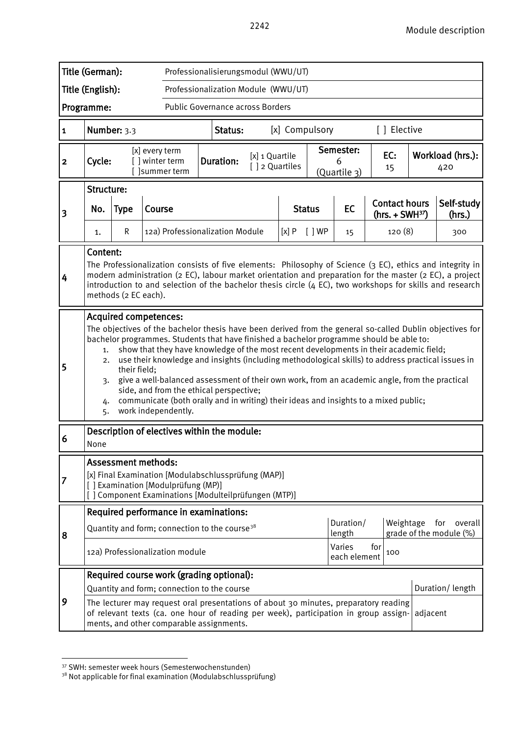| Title (German): | Professionalisierungsmodul (WWU/UT) |
|---|---|
| Title (English): | Professionalization Module (WWU/UT) |
| Programme: | Public Governance across Borders |

| 1 | Number: 3.3 | Status: | [x] Compulsory | [ ] Elective |
|---|---|---|---|---|

| 2 | Cycle: | [x] every term [ ] winter term [ ]summer term | Duration: | [x] 1 Quartile [ ] 2 Quartiles | Semester: 6 (Quartile 3) | EC: 15 | Workload (hrs.): 420 |
|---|---|---|---|---|---|---|---|

**3 Structure:**

| No. | Type | Course | Status | EC | Contact hours (hrs. + SWH[37]) | Self-study (hrs.) |
|---|---|---|---|---|---|---|
| 1. | R | 12a) Professionalization Module | [x] P [ ] WP | 15 | 120 (8) | 300 |

**4 Content:**

The Professionalization consists of five elements: Philosophy of Science (3 EC), ethics and integrity in modern administration (2 EC), labour market orientation and preparation for the master (2 EC), a project introduction to and selection of the bachelor thesis circle (4 EC), two workshops for skills and research methods (2 EC each).

**5 Acquired competences:**

The objectives of the bachelor thesis have been derived from the general so-called Dublin objectives for bachelor programmes. Students that have finished a bachelor programme should be able to:

1. show that they have knowledge of the most recent developments in their academic field;
2. use their knowledge and insights (including methodological skills) to address practical issues in their field;
3. give a well-balanced assessment of their own work, from an academic angle, from the practical side, and from the ethical perspective;
4. communicate (both orally and in writing) their ideas and insights to a mixed public;
5. work independently.

**6 Description of electives within the module:**

None

**7 Assessment methods:**

[x] Final Examination [Modulabschlussprüfung (MAP)]
[ ] Examination [Modulprüfung (MP)]
[ ] Component Examinations [Modulteilprüfungen (MTP)]

**8 Required performance in examinations:**

| Quantity and form; connection to the course[38] | Duration/ length | Weightage for overall grade of the module (%) |
|---|---|---|
| 12a) Professionalization module | Varies for each element | 100 |

**9 Required course work (grading optional):**

| Quantity and form; connection to the course | Duration/ length |
|---|---|
| The lecturer may request oral presentations of about 30 minutes, preparatory reading of relevant texts (ca. one hour of reading per week), participation in group assignments, and other comparable assignments. | adjacent |

[37] SWH: semester week hours (Semesterwochenstunden)
[38] Not applicable for final examination (Modulabschlussprüfung)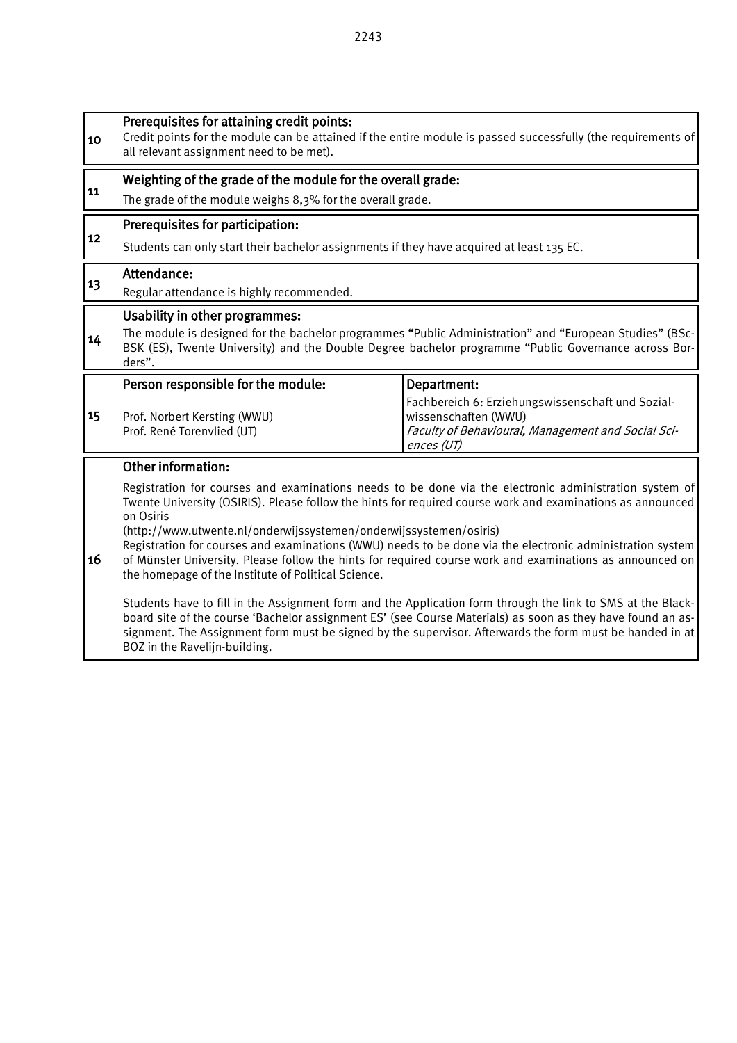| | | |
|---|---|---|
| 10 | **Prerequisites for attaining credit points:**<br>Credit points for the module can be attained if the entire module is passed successfully (the requirements of all relevant assignment need to be met). | |
| 11 | **Weighting of the grade of the module for the overall grade:**<br>The grade of the module weighs 8,3% for the overall grade. | |
| 12 | **Prerequisites for participation:**<br>Students can only start their bachelor assignments if they have acquired at least 135 EC. | |
| 13 | **Attendance:**<br>Regular attendance is highly recommended. | |
| 14 | **Usability in other programmes:**<br>The module is designed for the bachelor programmes "Public Administration" and "European Studies" (BSc-BSK (ES), Twente University) and the Double Degree bachelor programme "Public Governance across Borders". | |
| 15 | **Person responsible for the module:**<br>Prof. Norbert Kersting (WWU)<br>Prof. René Torenvlied (UT) | **Department:**<br>Fachbereich 6: Erziehungswissenschaft und Sozialwissenschaften (WWU)<br>*Faculty of Behavioural, Management and Social Sciences (UT)* |
| 16 | **Other information:**<br>Registration for courses and examinations needs to be done via the electronic administration system of Twente University (OSIRIS). Please follow the hints for required course work and examinations as announced on Osiris<br>(http://www.utwente.nl/onderwijssystemen/onderwijssystemen/osiris)<br>Registration for courses and examinations (WWU) needs to be done via the electronic administration system of Münster University. Please follow the hints for required course work and examinations as announced on the homepage of the Institute of Political Science.<br><br>Students have to fill in the Assignment form and the Application form through the link to SMS at the Blackboard site of the course 'Bachelor assignment ES' (see Course Materials) as soon as they have found an assignment. The Assignment form must be signed by the supervisor. Afterwards the form must be handed in at BOZ in the Ravelijn-building. | |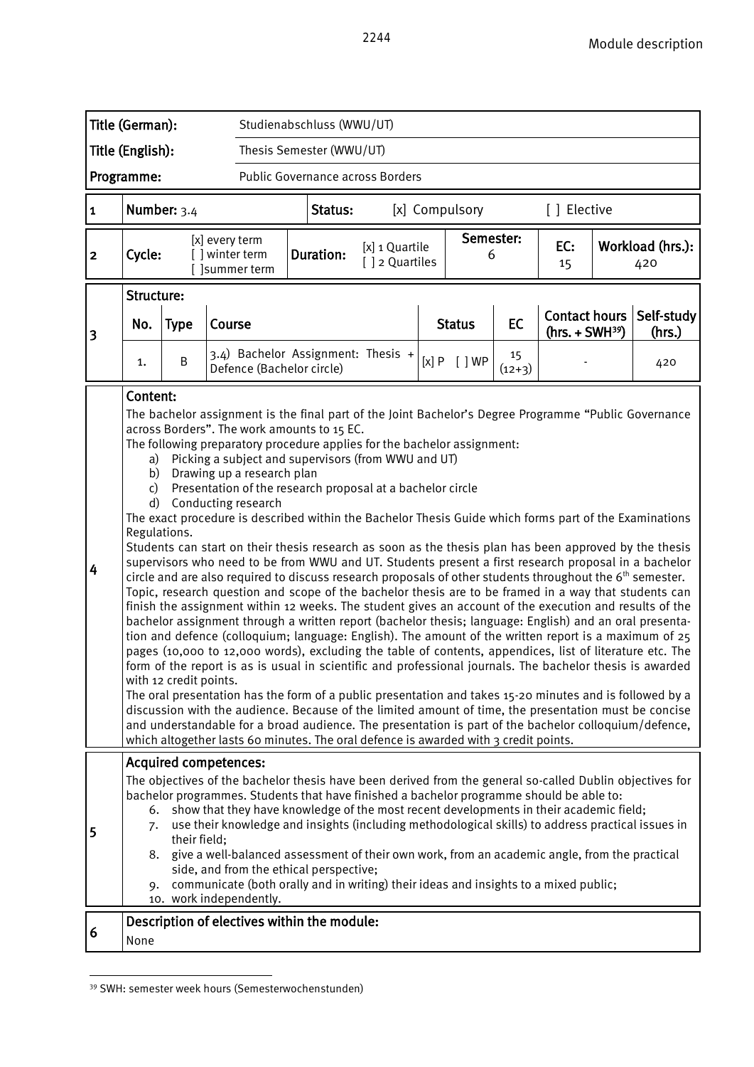| Title (German): | Studienabschluss (WWU/UT) |
|---|---|
| Title (English): | Thesis Semester (WWU/UT) |
| Programme: | Public Governance across Borders |

| 1 | Number: 3.4 | Status: | [x] Compulsory | [ ] Elective |
|---|---|---|---|---|

| 2 | Cycle: | [x] every term [ ] winter term [ ]summer term | Duration: | [x] 1 Quartile [ ] 2 Quartiles | Semester: 6 | EC: 15 | Workload (hrs.): 420 |
|---|---|---|---|---|---|---|---|

**3 Structure:**

| No. | Type | Course | Status | EC | Contact hours (hrs. + SWH[39]) | Self-study (hrs.) |
|---|---|---|---|---|---|---|
| 1. | B | 3.4) Bachelor Assignment: Thesis + Defence (Bachelor circle) | [x] P [ ] WP | 15 (12+3) | - | 420 |

**4 Content:**

The bachelor assignment is the final part of the Joint Bachelor's Degree Programme "Public Governance across Borders". The work amounts to 15 EC.

The following preparatory procedure applies for the bachelor assignment:

a) Picking a subject and supervisors (from WWU and UT)
b) Drawing up a research plan
c) Presentation of the research proposal at a bachelor circle
d) Conducting research

The exact procedure is described within the Bachelor Thesis Guide which forms part of the Examinations Regulations.

Students can start on their thesis research as soon as the thesis plan has been approved by the thesis supervisors who need to be from WWU and UT. Students present a first research proposal in a bachelor circle and are also required to discuss research proposals of other students throughout the 6th semester. Topic, research question and scope of the bachelor thesis are to be framed in a way that students can finish the assignment within 12 weeks. The student gives an account of the execution and results of the bachelor assignment through a written report (bachelor thesis; language: English) and an oral presentation and defence (colloquium; language: English). The amount of the written report is a maximum of 25 pages (10,000 to 12,000 words), excluding the table of contents, appendices, list of literature etc. The form of the report is as is usual in scientific and professional journals. The bachelor thesis is awarded with 12 credit points.

The oral presentation has the form of a public presentation and takes 15-20 minutes and is followed by a discussion with the audience. Because of the limited amount of time, the presentation must be concise and understandable for a broad audience. The presentation is part of the bachelor colloquium/defence, which altogether lasts 60 minutes. The oral defence is awarded with 3 credit points.

**5 Acquired competences:**

The objectives of the bachelor thesis have been derived from the general so-called Dublin objectives for bachelor programmes. Students that have finished a bachelor programme should be able to:

6. show that they have knowledge of the most recent developments in their academic field;
7. use their knowledge and insights (including methodological skills) to address practical issues in their field;
8. give a well-balanced assessment of their own work, from an academic angle, from the practical side, and from the ethical perspective;
9. communicate (both orally and in writing) their ideas and insights to a mixed public;
10. work independently.

**6 Description of electives within the module:**

None

[39] SWH: semester week hours (Semesterwochenstunden)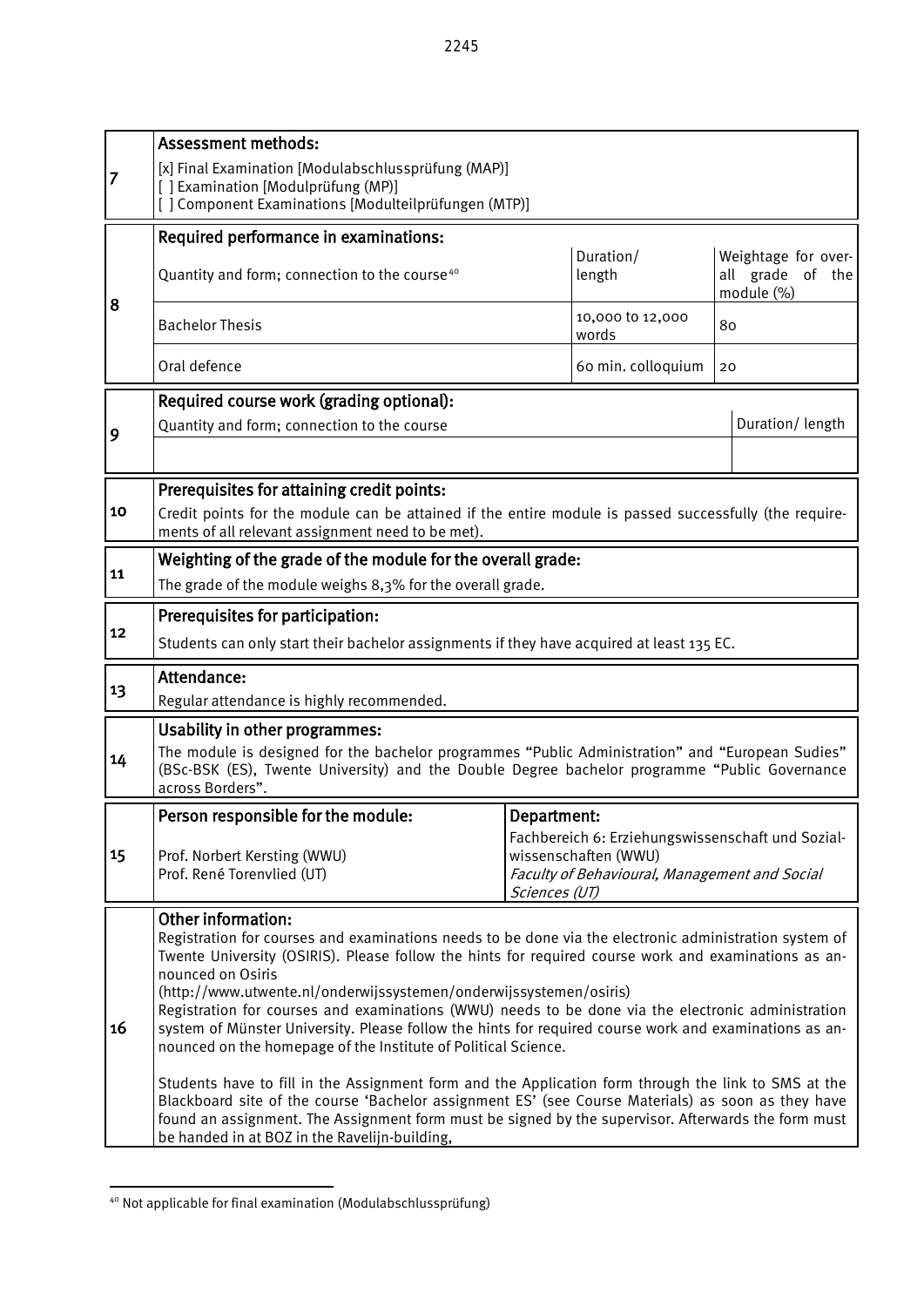| | | | | |
|---|---|---|---|---|
| 7 | **Assessment methods:**<br>[x] Final Examination [Modulabschlussprüfung (MAP)]<br>[ ] Examination [Modulprüfung (MP)]<br>[ ] Component Examinations [Modulteilprüfungen (MTP)] | | | |
| 8 | **Required performance in examinations:** | | | |
| | Quantity and form; connection to the course[40] | | Duration/ length | Weightage for overall grade of the module (%) |
| | Bachelor Thesis | | 10,000 to 12,000 words | 80 |
| | Oral defence | | 60 min. colloquium | 20 |
| 9 | **Required course work (grading optional):** | | | |
| | Quantity and form; connection to the course | | | Duration/ length |
| | | | | |
| 10 | **Prerequisites for attaining credit points:**<br>Credit points for the module can be attained if the entire module is passed successfully (the requirements of all relevant assignment need to be met). | | | |
| 11 | **Weighting of the grade of the module for the overall grade:**<br>The grade of the module weighs 8,3% for the overall grade. | | | |
| 12 | **Prerequisites for participation:**<br>Students can only start their bachelor assignments if they have acquired at least 135 EC. | | | |
| 13 | **Attendance:**<br>Regular attendance is highly recommended. | | | |
| 14 | **Usability in other programmes:**<br>The module is designed for the bachelor programmes "Public Administration" and "European Sudies" (BSc-BSK (ES), Twente University) and the Double Degree bachelor programme "Public Governance across Borders". | | | |
| 15 | **Person responsible for the module:**<br>Prof. Norbert Kersting (WWU)<br>Prof. René Torenvlied (UT) | **Department:**<br>Fachbereich 6: Erziehungswissenschaft und Sozialwissenschaften (WWU)<br>*Faculty of Behavioural, Management and Social Sciences (UT)* | | |
| 16 | **Other information:**<br>Registration for courses and examinations needs to be done via the electronic administration system of Twente University (OSIRIS). Please follow the hints for required course work and examinations as announced on Osiris<br>(http://www.utwente.nl/onderwijssystemen/onderwijssystemen/osiris)<br>Registration for courses and examinations (WWU) needs to be done via the electronic administration system of Münster University. Please follow the hints for required course work and examinations as announced on the homepage of the Institute of Political Science.<br><br>Students have to fill in the Assignment form and the Application form through the link to SMS at the Blackboard site of the course 'Bachelor assignment ES' (see Course Materials) as soon as they have found an assignment. The Assignment form must be signed by the supervisor. Afterwards the form must be handed in at BOZ in the Ravelijn-building, | | | |

[40] Not applicable for final examination (Modulabschlussprüfung)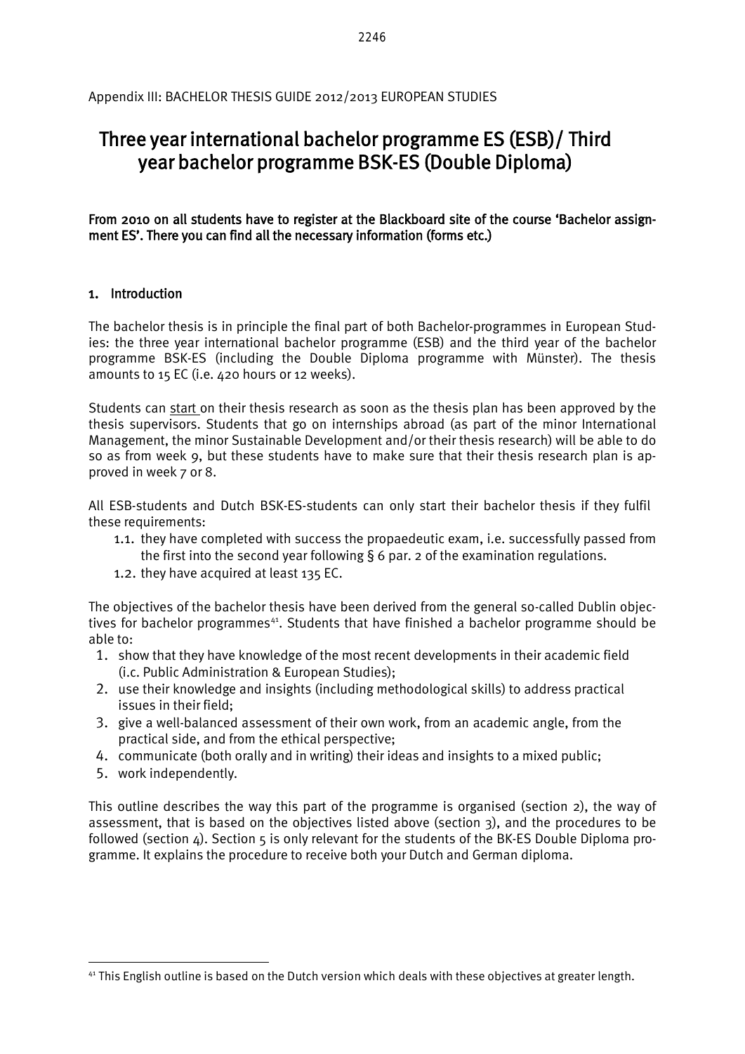Appendix III: BACHELOR THESIS GUIDE 2012/2013 EUROPEAN STUDIES

# Three year international bachelor programme ES (ESB) / Third year bachelor programme BSK-ES (Double Diploma)

**From 2010 on all students have to register at the Blackboard site of the course 'Bachelor assignment ES'. There you can find all the necessary information (forms etc.)**

## 1. Introduction

The bachelor thesis is in principle the final part of both Bachelor-programmes in European Studies: the three year international bachelor programme (ESB) and the third year of the bachelor programme BSK-ES (including the Double Diploma programme with Münster). The thesis amounts to 15 EC (i.e. 420 hours or 12 weeks).

Students can start on their thesis research as soon as the thesis plan has been approved by the thesis supervisors. Students that go on internships abroad (as part of the minor International Management, the minor Sustainable Development and/or their thesis research) will be able to do so as from week 9, but these students have to make sure that their thesis research plan is approved in week 7 or 8.

All ESB-students and Dutch BSK-ES-students can only start their bachelor thesis if they fulfil these requirements:

1.1. they have completed with success the propaedeutic exam, i.e. successfully passed from the first into the second year following § 6 par. 2 of the examination regulations.
1.2. they have acquired at least 135 EC.

The objectives of the bachelor thesis have been derived from the general so-called Dublin objectives for bachelor programmes[41]. Students that have finished a bachelor programme should be able to:

1. show that they have knowledge of the most recent developments in their academic field (i.c. Public Administration & European Studies);
2. use their knowledge and insights (including methodological skills) to address practical issues in their field;
3. give a well-balanced assessment of their own work, from an academic angle, from the practical side, and from the ethical perspective;
4. communicate (both orally and in writing) their ideas and insights to a mixed public;
5. work independently.

This outline describes the way this part of the programme is organised (section 2), the way of assessment, that is based on the objectives listed above (section 3), and the procedures to be followed (section 4). Section 5 is only relevant for the students of the BK-ES Double Diploma programme. It explains the procedure to receive both your Dutch and German diploma.

[41] This English outline is based on the Dutch version which deals with these objectives at greater length.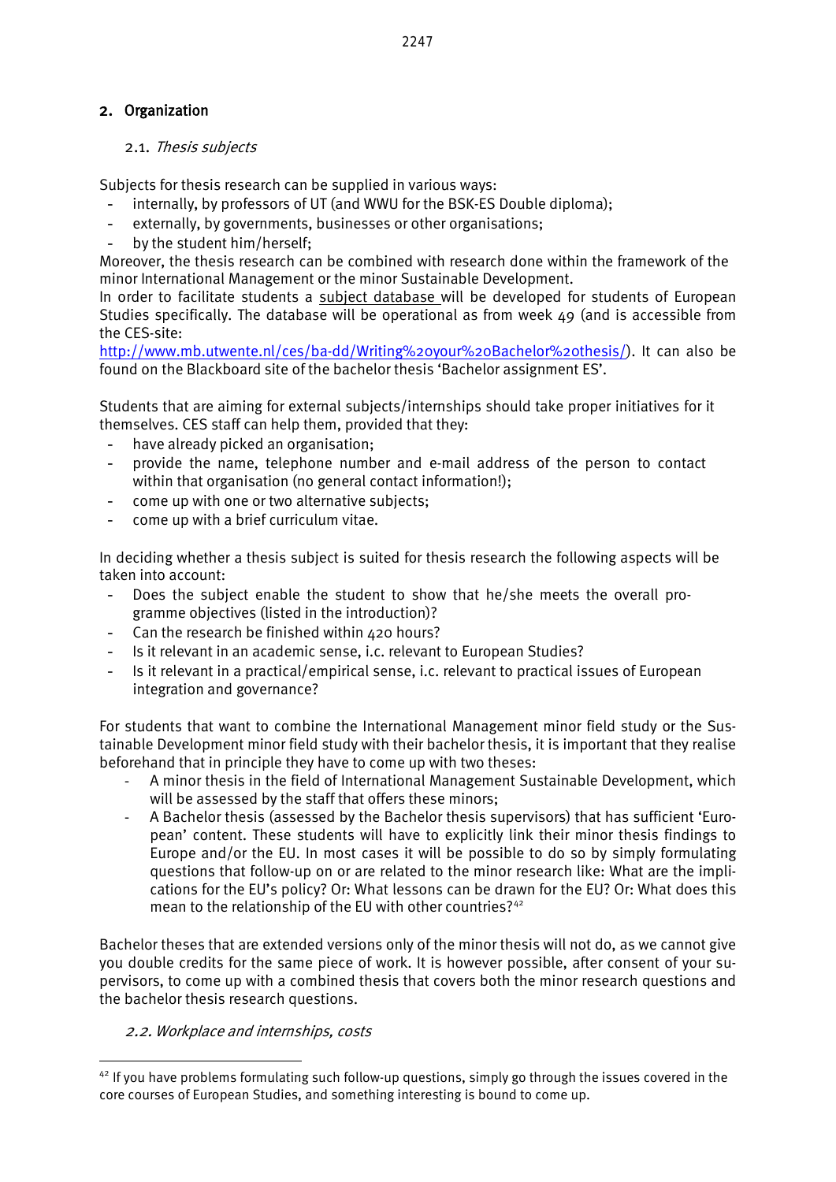## 2. Organization

### 2.1. *Thesis subjects*

Subjects for thesis research can be supplied in various ways:

- internally, by professors of UT (and WWU for the BSK-ES Double diploma);
- externally, by governments, businesses or other organisations;
- by the student him/herself;

Moreover, the thesis research can be combined with research done within the framework of the minor International Management or the minor Sustainable Development.

In order to facilitate students a subject database will be developed for students of European Studies specifically. The database will be operational as from week 49 (and is accessible from the CES-site: http://www.mb.utwente.nl/ces/ba-dd/Writing%20your%20Bachelor%20thesis/). It can also be found on the Blackboard site of the bachelor thesis 'Bachelor assignment ES'.

Students that are aiming for external subjects/internships should take proper initiatives for it themselves. CES staff can help them, provided that they:

- have already picked an organisation;
- provide the name, telephone number and e-mail address of the person to contact within that organisation (no general contact information!);
- come up with one or two alternative subjects;
- come up with a brief curriculum vitae.

In deciding whether a thesis subject is suited for thesis research the following aspects will be taken into account:

- Does the subject enable the student to show that he/she meets the overall programme objectives (listed in the introduction)?
- Can the research be finished within 420 hours?
- Is it relevant in an academic sense, i.c. relevant to European Studies?
- Is it relevant in a practical/empirical sense, i.c. relevant to practical issues of European integration and governance?

For students that want to combine the International Management minor field study or the Sustainable Development minor field study with their bachelor thesis, it is important that they realise beforehand that in principle they have to come up with two theses:

- A minor thesis in the field of International Management Sustainable Development, which will be assessed by the staff that offers these minors;
- A Bachelor thesis (assessed by the Bachelor thesis supervisors) that has sufficient 'European' content. These students will have to explicitly link their minor thesis findings to Europe and/or the EU. In most cases it will be possible to do so by simply formulating questions that follow-up on or are related to the minor research like: What are the implications for the EU's policy? Or: What lessons can be drawn for the EU? Or: What does this mean to the relationship of the EU with other countries?[42]

Bachelor theses that are extended versions only of the minor thesis will not do, as we cannot give you double credits for the same piece of work. It is however possible, after consent of your supervisors, to come up with a combined thesis that covers both the minor research questions and the bachelor thesis research questions.

### 2.2. *Workplace and internships, costs*

[42] If you have problems formulating such follow-up questions, simply go through the issues covered in the core courses of European Studies, and something interesting is bound to come up.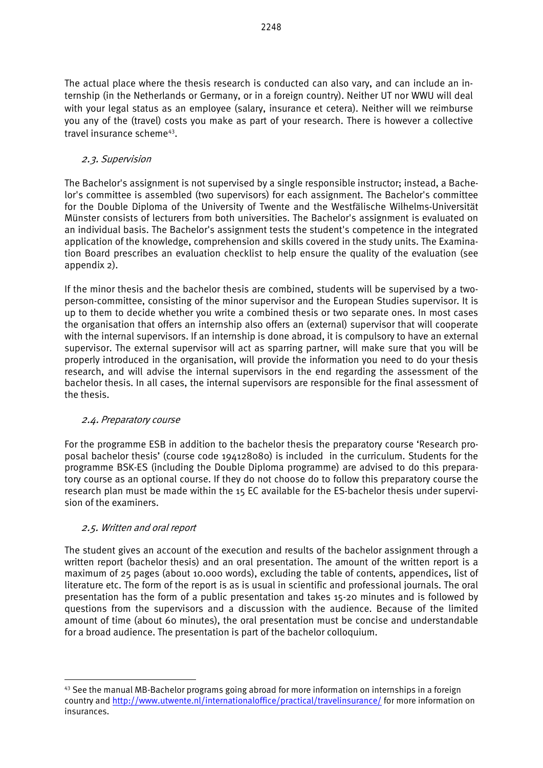The actual place where the thesis research is conducted can also vary, and can include an internship (in the Netherlands or Germany, or in a foreign country). Neither UT nor WWU will deal with your legal status as an employee (salary, insurance et cetera). Neither will we reimburse you any of the (travel) costs you make as part of your research. There is however a collective travel insurance scheme[43].

### *2.3. Supervision*

The Bachelor's assignment is not supervised by a single responsible instructor; instead, a Bachelor's committee is assembled (two supervisors) for each assignment. The Bachelor's committee for the Double Diploma of the University of Twente and the Westfälische Wilhelms-Universität Münster consists of lecturers from both universities. The Bachelor's assignment is evaluated on an individual basis. The Bachelor's assignment tests the student's competence in the integrated application of the knowledge, comprehension and skills covered in the study units. The Examination Board prescribes an evaluation checklist to help ensure the quality of the evaluation (see appendix 2).

If the minor thesis and the bachelor thesis are combined, students will be supervised by a two-person-committee, consisting of the minor supervisor and the European Studies supervisor. It is up to them to decide whether you write a combined thesis or two separate ones. In most cases the organisation that offers an internship also offers an (external) supervisor that will cooperate with the internal supervisors. If an internship is done abroad, it is compulsory to have an external supervisor. The external supervisor will act as sparring partner, will make sure that you will be properly introduced in the organisation, will provide the information you need to do your thesis research, and will advise the internal supervisors in the end regarding the assessment of the bachelor thesis. In all cases, the internal supervisors are responsible for the final assessment of the thesis.

### *2.4. Preparatory course*

For the programme ESB in addition to the bachelor thesis the preparatory course 'Research proposal bachelor thesis' (course code 194128080) is included in the curriculum. Students for the programme BSK-ES (including the Double Diploma programme) are advised to do this preparatory course as an optional course. If they do not choose do to follow this preparatory course the research plan must be made within the 15 EC available for the ES-bachelor thesis under supervision of the examiners.

### *2.5. Written and oral report*

The student gives an account of the execution and results of the bachelor assignment through a written report (bachelor thesis) and an oral presentation. The amount of the written report is a maximum of 25 pages (about 10.000 words), excluding the table of contents, appendices, list of literature etc. The form of the report is as is usual in scientific and professional journals. The oral presentation has the form of a public presentation and takes 15-20 minutes and is followed by questions from the supervisors and a discussion with the audience. Because of the limited amount of time (about 60 minutes), the oral presentation must be concise and understandable for a broad audience. The presentation is part of the bachelor colloquium.

---

[43] See the manual MB-Bachelor programs going abroad for more information on internships in a foreign country and http://www.utwente.nl/internationaloffice/practical/travelinsurance/ for more information on insurances.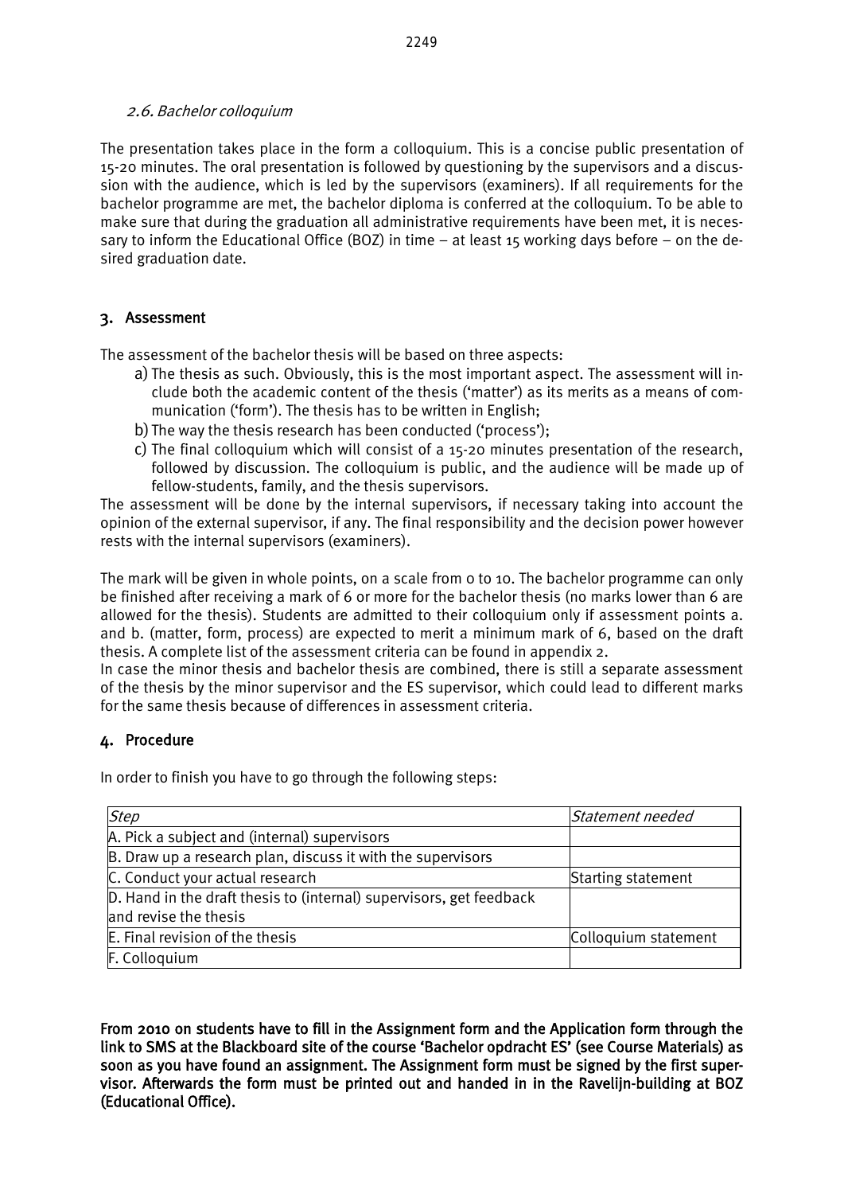### 2.6. Bachelor colloquium

The presentation takes place in the form a colloquium. This is a concise public presentation of 15-20 minutes. The oral presentation is followed by questioning by the supervisors and a discussion with the audience, which is led by the supervisors (examiners). If all requirements for the bachelor programme are met, the bachelor diploma is conferred at the colloquium. To be able to make sure that during the graduation all administrative requirements have been met, it is necessary to inform the Educational Office (BOZ) in time – at least 15 working days before – on the desired graduation date.

## 3. Assessment

The assessment of the bachelor thesis will be based on three aspects:

a) The thesis as such. Obviously, this is the most important aspect. The assessment will include both the academic content of the thesis ('matter') as its merits as a means of communication ('form'). The thesis has to be written in English;
b) The way the thesis research has been conducted ('process');
c) The final colloquium which will consist of a 15-20 minutes presentation of the research, followed by discussion. The colloquium is public, and the audience will be made up of fellow-students, family, and the thesis supervisors.

The assessment will be done by the internal supervisors, if necessary taking into account the opinion of the external supervisor, if any. The final responsibility and the decision power however rests with the internal supervisors (examiners).

The mark will be given in whole points, on a scale from 0 to 10. The bachelor programme can only be finished after receiving a mark of 6 or more for the bachelor thesis (no marks lower than 6 are allowed for the thesis). Students are admitted to their colloquium only if assessment points a. and b. (matter, form, process) are expected to merit a minimum mark of 6, based on the draft thesis. A complete list of the assessment criteria can be found in appendix 2.
In case the minor thesis and bachelor thesis are combined, there is still a separate assessment of the thesis by the minor supervisor and the ES supervisor, which could lead to different marks for the same thesis because of differences in assessment criteria.

## 4. Procedure

In order to finish you have to go through the following steps:

| *Step* | *Statement needed* |
|---|---|
| A. Pick a subject and (internal) supervisors | |
| B. Draw up a research plan, discuss it with the supervisors | |
| C. Conduct your actual research | Starting statement |
| D. Hand in the draft thesis to (internal) supervisors, get feedback and revise the thesis | |
| E. Final revision of the thesis | Colloquium statement |
| F. Colloquium | |

**From 2010 on students have to fill in the Assignment form and the Application form through the link to SMS at the Blackboard site of the course 'Bachelor opdracht ES' (see Course Materials) as soon as you have found an assignment. The Assignment form must be signed by the first supervisor. Afterwards the form must be printed out and handed in in the Ravelijn-building at BOZ (Educational Office).**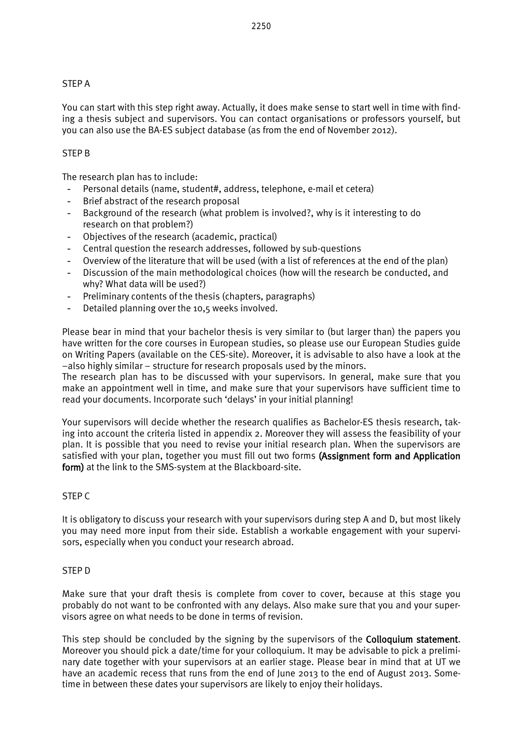## STEP A

You can start with this step right away. Actually, it does make sense to start well in time with finding a thesis subject and supervisors. You can contact organisations or professors yourself, but you can also use the BA-ES subject database (as from the end of November 2012).

## STEP B

The research plan has to include:

- Personal details (name, student#, address, telephone, e-mail et cetera)
- Brief abstract of the research proposal
- Background of the research (what problem is involved?, why is it interesting to do research on that problem?)
- Objectives of the research (academic, practical)
- Central question the research addresses, followed by sub-questions
- Overview of the literature that will be used (with a list of references at the end of the plan)
- Discussion of the main methodological choices (how will the research be conducted, and why? What data will be used?)
- Preliminary contents of the thesis (chapters, paragraphs)
- Detailed planning over the 10,5 weeks involved.

Please bear in mind that your bachelor thesis is very similar to (but larger than) the papers you have written for the core courses in European studies, so please use our European Studies guide on Writing Papers (available on the CES-site). Moreover, it is advisable to also have a look at the –also highly similar – structure for research proposals used by the minors.
The research plan has to be discussed with your supervisors. In general, make sure that you make an appointment well in time, and make sure that your supervisors have sufficient time to read your documents. Incorporate such 'delays' in your initial planning!

Your supervisors will decide whether the research qualifies as Bachelor-ES thesis research, taking into account the criteria listed in appendix 2. Moreover they will assess the feasibility of your plan. It is possible that you need to revise your initial research plan. When the supervisors are satisfied with your plan, together you must fill out two forms **(Assignment form and Application form)** at the link to the SMS-system at the Blackboard-site.

## STEP C

It is obligatory to discuss your research with your supervisors during step A and D, but most likely you may need more input from their side. Establish a workable engagement with your supervisors, especially when you conduct your research abroad.

## STEP D

Make sure that your draft thesis is complete from cover to cover, because at this stage you probably do not want to be confronted with any delays. Also make sure that you and your supervisors agree on what needs to be done in terms of revision.

This step should be concluded by the signing by the supervisors of the **Colloquium statement**. Moreover you should pick a date/time for your colloquium. It may be advisable to pick a preliminary date together with your supervisors at an earlier stage. Please bear in mind that at UT we have an academic recess that runs from the end of June 2013 to the end of August 2013. Sometime in between these dates your supervisors are likely to enjoy their holidays.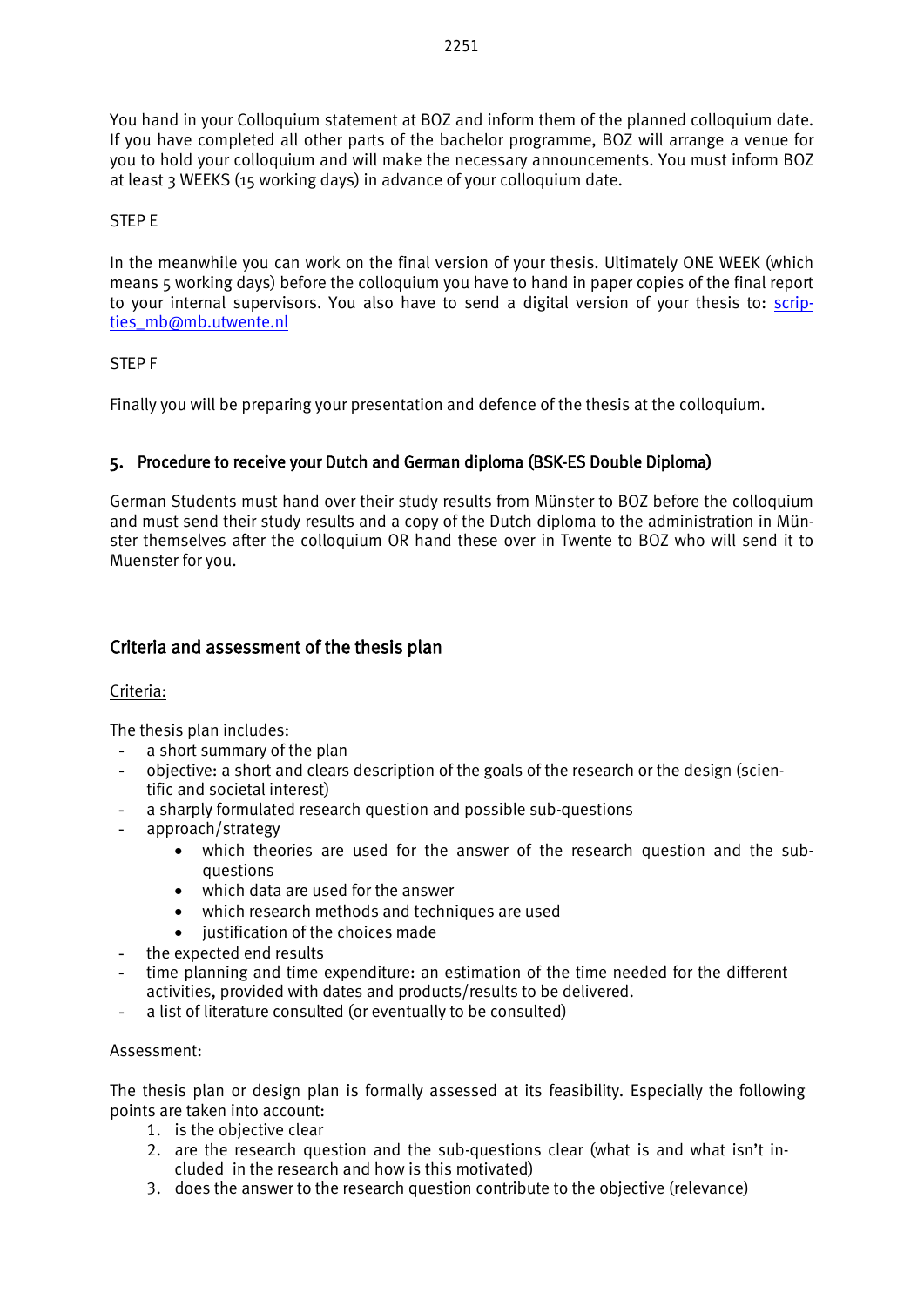You hand in your Colloquium statement at BOZ and inform them of the planned colloquium date. If you have completed all other parts of the bachelor programme, BOZ will arrange a venue for you to hold your colloquium and will make the necessary announcements. You must inform BOZ at least 3 WEEKS (15 working days) in advance of your colloquium date.

STEP E

In the meanwhile you can work on the final version of your thesis. Ultimately ONE WEEK (which means 5 working days) before the colloquium you have to hand in paper copies of the final report to your internal supervisors. You also have to send a digital version of your thesis to: scripties_mb@mb.utwente.nl

STEP F

Finally you will be preparing your presentation and defence of the thesis at the colloquium.

## 5. Procedure to receive your Dutch and German diploma (BSK-ES Double Diploma)

German Students must hand over their study results from Münster to BOZ before the colloquium and must send their study results and a copy of the Dutch diploma to the administration in Münster themselves after the colloquium OR hand these over in Twente to BOZ who will send it to Muenster for you.

## Criteria and assessment of the thesis plan

Criteria:

The thesis plan includes:

- a short summary of the plan
- objective: a short and clears description of the goals of the research or the design (scientific and societal interest)
- a sharply formulated research question and possible sub-questions
- approach/strategy
  - which theories are used for the answer of the research question and the sub-questions
  - which data are used for the answer
  - which research methods and techniques are used
  - justification of the choices made
- the expected end results
- time planning and time expenditure: an estimation of the time needed for the different activities, provided with dates and products/results to be delivered.
- a list of literature consulted (or eventually to be consulted)

Assessment:

The thesis plan or design plan is formally assessed at its feasibility. Especially the following points are taken into account:

1. is the objective clear
2. are the research question and the sub-questions clear (what is and what isn't included in the research and how is this motivated)
3. does the answer to the research question contribute to the objective (relevance)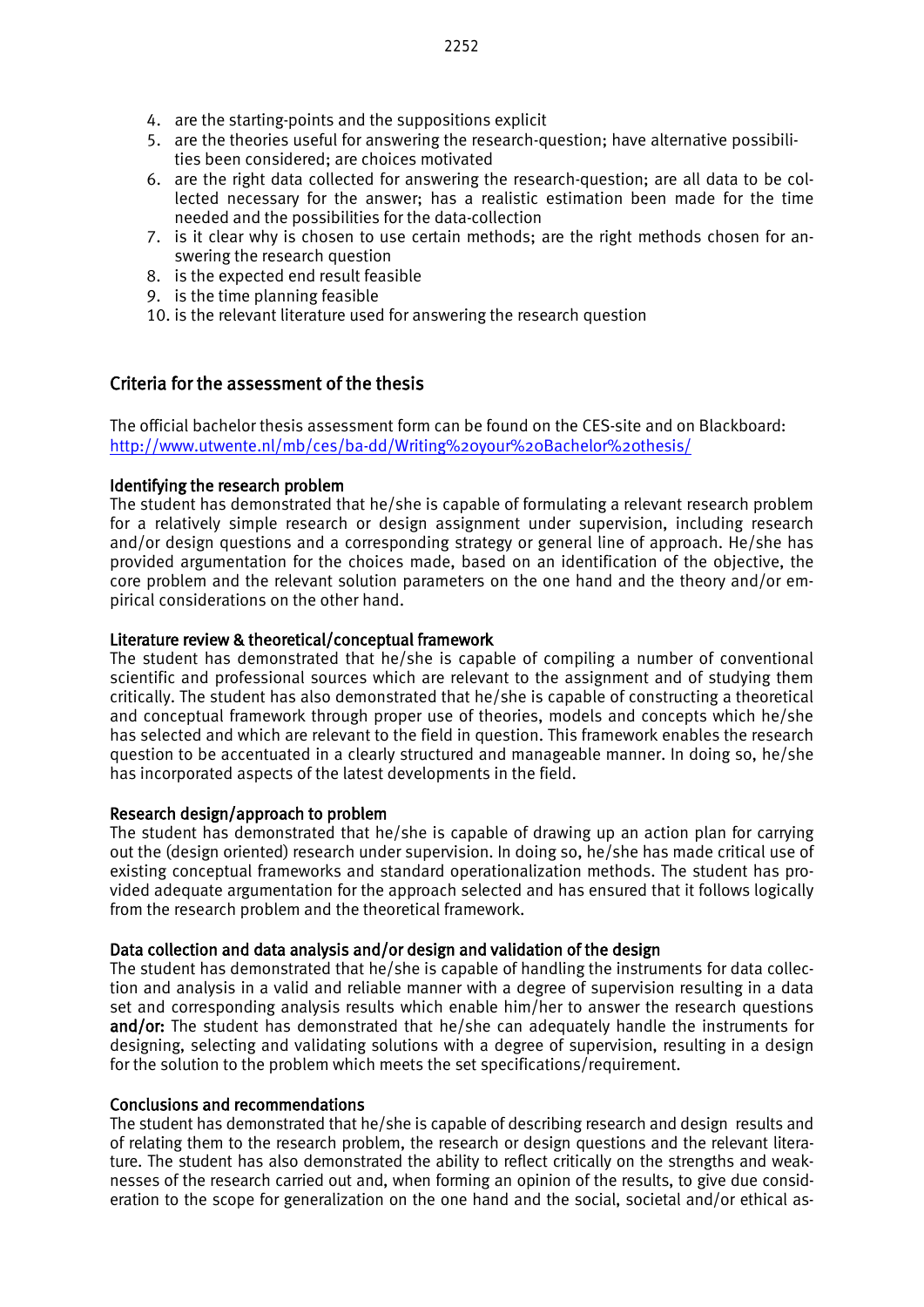4. are the starting-points and the suppositions explicit
5. are the theories useful for answering the research-question; have alternative possibilities been considered; are choices motivated
6. are the right data collected for answering the research-question; are all data to be collected necessary for the answer; has a realistic estimation been made for the time needed and the possibilities for the data-collection
7. is it clear why is chosen to use certain methods; are the right methods chosen for answering the research question
8. is the expected end result feasible
9. is the time planning feasible
10. is the relevant literature used for answering the research question

## Criteria for the assessment of the thesis

The official bachelor thesis assessment form can be found on the CES-site and on Blackboard: http://www.utwente.nl/mb/ces/ba-dd/Writing%20your%20Bachelor%20thesis/

### Identifying the research problem

The student has demonstrated that he/she is capable of formulating a relevant research problem for a relatively simple research or design assignment under supervision, including research and/or design questions and a corresponding strategy or general line of approach. He/she has provided argumentation for the choices made, based on an identification of the objective, the core problem and the relevant solution parameters on the one hand and the theory and/or empirical considerations on the other hand.

### Literature review & theoretical/conceptual framework

The student has demonstrated that he/she is capable of compiling a number of conventional scientific and professional sources which are relevant to the assignment and of studying them critically. The student has also demonstrated that he/she is capable of constructing a theoretical and conceptual framework through proper use of theories, models and concepts which he/she has selected and which are relevant to the field in question. This framework enables the research question to be accentuated in a clearly structured and manageable manner. In doing so, he/she has incorporated aspects of the latest developments in the field.

### Research design/approach to problem

The student has demonstrated that he/she is capable of drawing up an action plan for carrying out the (design oriented) research under supervision. In doing so, he/she has made critical use of existing conceptual frameworks and standard operationalization methods. The student has provided adequate argumentation for the approach selected and has ensured that it follows logically from the research problem and the theoretical framework.

### Data collection and data analysis and/or design and validation of the design

The student has demonstrated that he/she is capable of handling the instruments for data collection and analysis in a valid and reliable manner with a degree of supervision resulting in a data set and corresponding analysis results which enable him/her to answer the research questions **and/or:** The student has demonstrated that he/she can adequately handle the instruments for designing, selecting and validating solutions with a degree of supervision, resulting in a design for the solution to the problem which meets the set specifications/requirement.

### Conclusions and recommendations

The student has demonstrated that he/she is capable of describing research and design results and of relating them to the research problem, the research or design questions and the relevant literature. The student has also demonstrated the ability to reflect critically on the strengths and weaknesses of the research carried out and, when forming an opinion of the results, to give due consideration to the scope for generalization on the one hand and the social, societal and/or ethical as-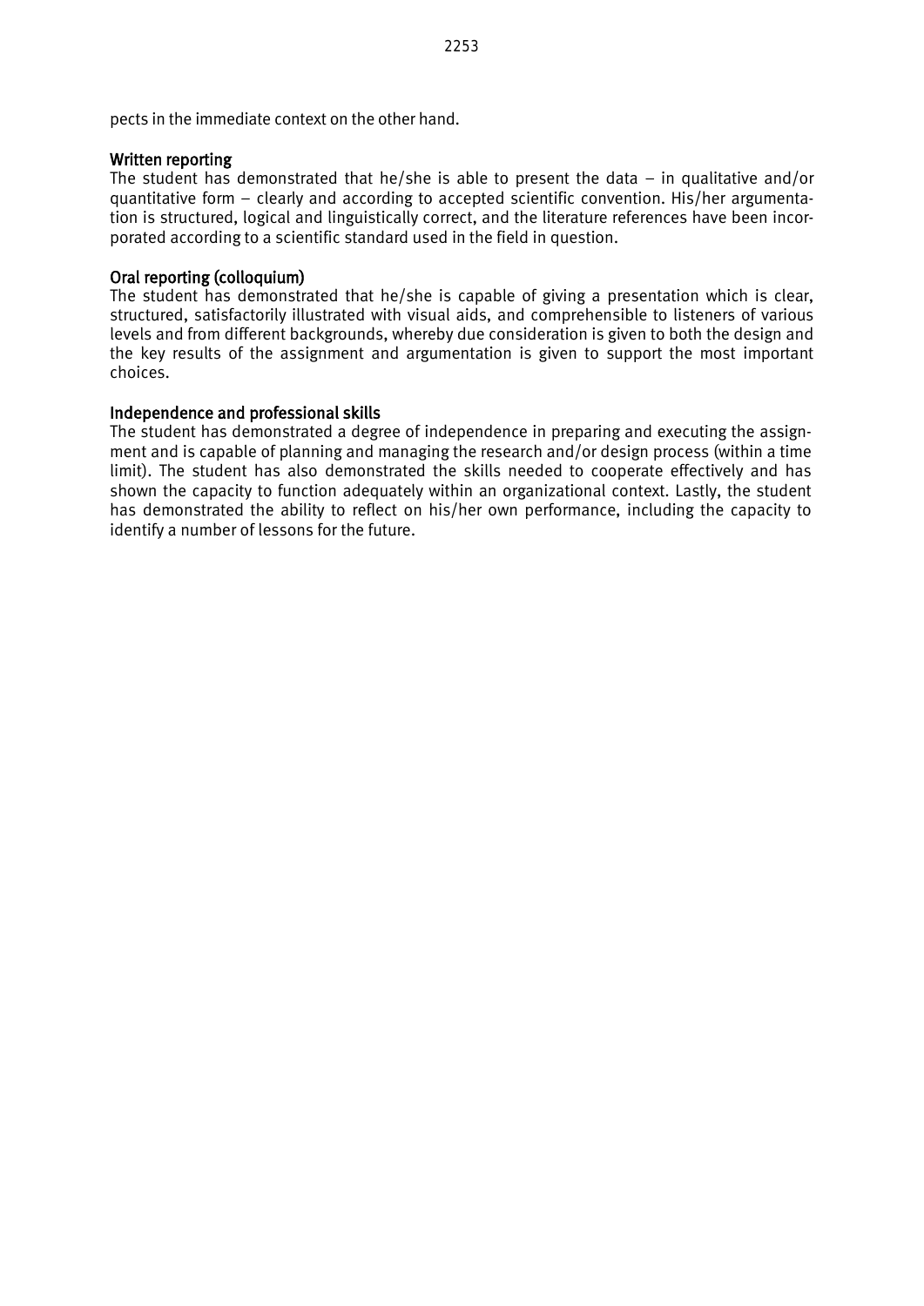pects in the immediate context on the other hand.

### Written reporting

The student has demonstrated that he/she is able to present the data – in qualitative and/or quantitative form – clearly and according to accepted scientific convention. His/her argumentation is structured, logical and linguistically correct, and the literature references have been incorporated according to a scientific standard used in the field in question.

### Oral reporting (colloquium)

The student has demonstrated that he/she is capable of giving a presentation which is clear, structured, satisfactorily illustrated with visual aids, and comprehensible to listeners of various levels and from different backgrounds, whereby due consideration is given to both the design and the key results of the assignment and argumentation is given to support the most important choices.

### Independence and professional skills

The student has demonstrated a degree of independence in preparing and executing the assignment and is capable of planning and managing the research and/or design process (within a time limit). The student has also demonstrated the skills needed to cooperate effectively and has shown the capacity to function adequately within an organizational context. Lastly, the student has demonstrated the ability to reflect on his/her own performance, including the capacity to identify a number of lessons for the future.